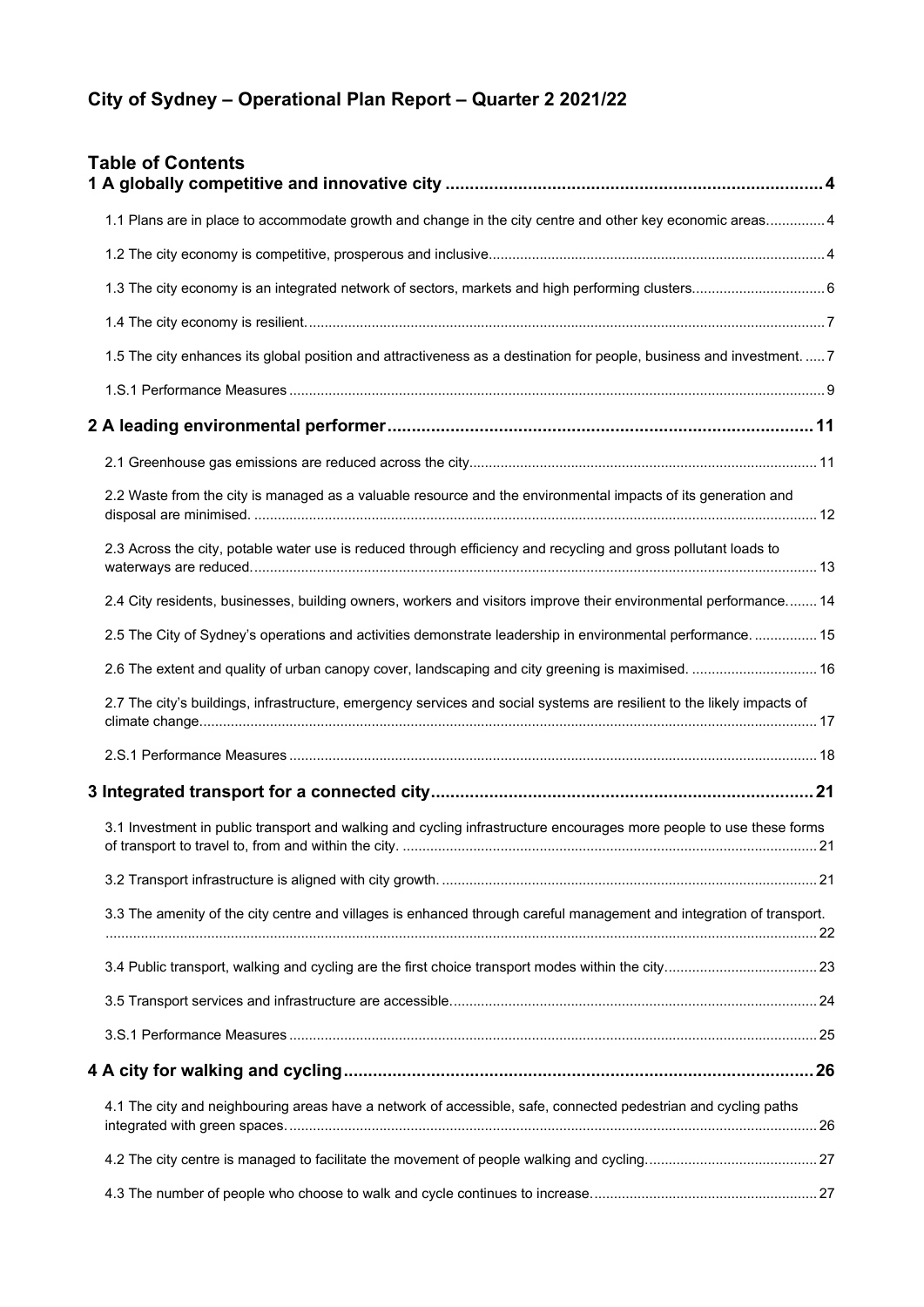# City of Sydney – Operational Plan Report – Quarter 2 2021/22

## Table of Contents

**1 A globally competitive and innovative city** ..... 4

- 1.1 Plans are in place to accommodate growth and change in the city centre and other key economic areas ..... 4
- 1.2 The city economy is competitive, prosperous and inclusive ..... 4
- 1.3 The city economy is an integrated network of sectors, markets and high performing clusters ..... 6
- 1.4 The city economy is resilient. ..... 7
- 1.5 The city enhances its global position and attractiveness as a destination for people, business and investment. ..... 7
- 1.S.1 Performance Measures ..... 9

**2 A leading environmental performer** ..... 11

- 2.1 Greenhouse gas emissions are reduced across the city ..... 11
- 2.2 Waste from the city is managed as a valuable resource and the environmental impacts of its generation and disposal are minimised. ..... 12
- 2.3 Across the city, potable water use is reduced through efficiency and recycling and gross pollutant loads to waterways are reduced. ..... 13
- 2.4 City residents, businesses, building owners, workers and visitors improve their environmental performance. ..... 14
- 2.5 The City of Sydney's operations and activities demonstrate leadership in environmental performance. ..... 15
- 2.6 The extent and quality of urban canopy cover, landscaping and city greening is maximised. ..... 16
- 2.7 The city's buildings, infrastructure, emergency services and social systems are resilient to the likely impacts of climate change. ..... 17
- 2.S.1 Performance Measures ..... 18

**3 Integrated transport for a connected city** ..... 21

- 3.1 Investment in public transport and walking and cycling infrastructure encourages more people to use these forms of transport to travel to, from and within the city. ..... 21
- 3.2 Transport infrastructure is aligned with city growth. ..... 21
- 3.3 The amenity of the city centre and villages is enhanced through careful management and integration of transport. ..... 22
- 3.4 Public transport, walking and cycling are the first choice transport modes within the city ..... 23
- 3.5 Transport services and infrastructure are accessible ..... 24
- 3.S.1 Performance Measures ..... 25

**4 A city for walking and cycling** ..... 26

- 4.1 The city and neighbouring areas have a network of accessible, safe, connected pedestrian and cycling paths integrated with green spaces. ..... 26
- 4.2 The city centre is managed to facilitate the movement of people walking and cycling ..... 27
- 4.3 The number of people who choose to walk and cycle continues to increase. ..... 27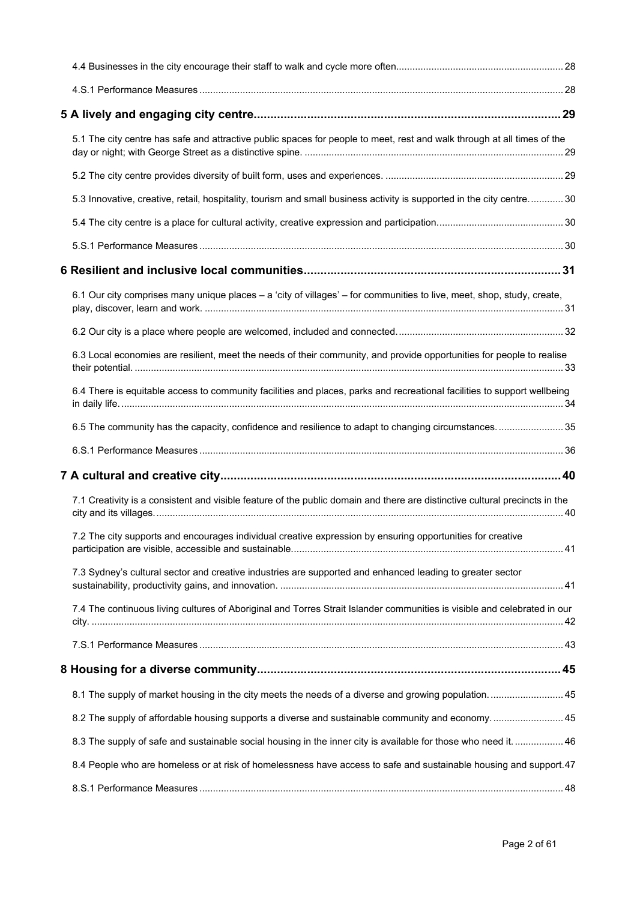4.4 Businesses in the city encourage their staff to walk and cycle more often............................................................ 28

4.S.1 Performance Measures ..................................................................................................................................... 28

**5 A lively and engaging city centre............................................................................................ 29**

5.1 The city centre has safe and attractive public spaces for people to meet, rest and walk through at all times of the day or night; with George Street as a distinctive spine. ............................................................................................... 29

5.2 The city centre provides diversity of built form, uses and experiences. ................................................................. 29

5.3 Innovative, creative, retail, hospitality, tourism and small business activity is supported in the city centre. ............ 30

5.4 The city centre is a place for cultural activity, creative expression and participation.............................................. 30

5.S.1 Performance Measures ..................................................................................................................................... 30

**6 Resilient and inclusive local communities............................................................................ 31**

6.1 Our city comprises many unique places – a 'city of villages' – for communities to live, meet, shop, study, create, play, discover, learn and work. .................................................................................................................................... 31

6.2 Our city is a place where people are welcomed, included and connected. ............................................................ 32

6.3 Local economies are resilient, meet the needs of their community, and provide opportunities for people to realise their potential. .............................................................................................................................................................. 33

6.4 There is equitable access to community facilities and places, parks and recreational facilities to support wellbeing in daily life. .................................................................................................................................................................. 34

6.5 The community has the capacity, confidence and resilience to adapt to changing circumstances. ........................ 35

6.S.1 Performance Measures ..................................................................................................................................... 36

**7 A cultural and creative city...................................................................................................... 40**

7.1 Creativity is a consistent and visible feature of the public domain and there are distinctive cultural precincts in the city and its villages. ..................................................................................................................................................... 40

7.2 The city supports and encourages individual creative expression by ensuring opportunities for creative participation are visible, accessible and sustainable.................................................................................................... 41

7.3 Sydney's cultural sector and creative industries are supported and enhanced leading to greater sector sustainability, productivity gains, and innovation. ........................................................................................................ 41

7.4 The continuous living cultures of Aboriginal and Torres Strait Islander communities is visible and celebrated in our city. ............................................................................................................................................................................ 42

7.S.1 Performance Measures ..................................................................................................................................... 43

**8 Housing for a diverse community.......................................................................................... 45**

8.1 The supply of market housing in the city meets the needs of a diverse and growing population. ........................... 45

8.2 The supply of affordable housing supports a diverse and sustainable community and economy. .......................... 45

8.3 The supply of safe and sustainable social housing in the inner city is available for those who need it. .................. 46

8.4 People who are homeless or at risk of homelessness have access to safe and sustainable housing and support.47

8.S.1 Performance Measures ..................................................................................................................................... 48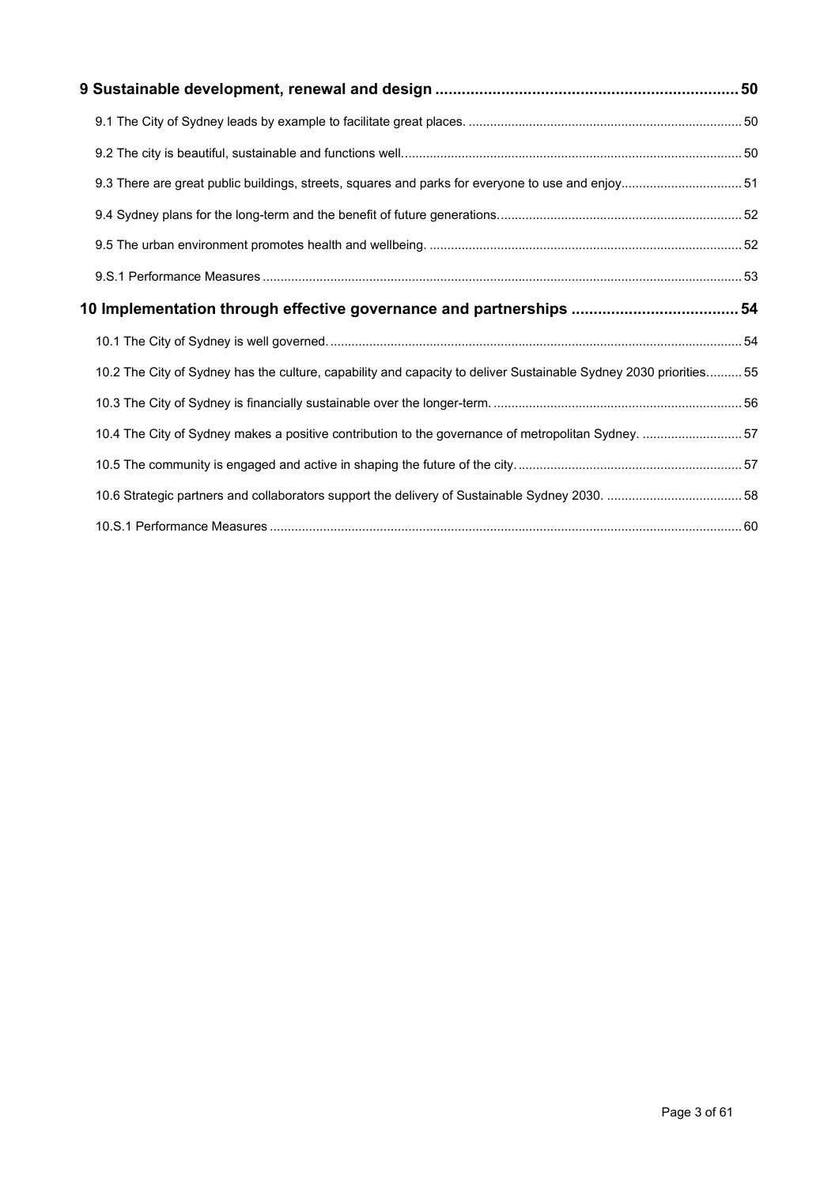**9 Sustainable development, renewal and design ..................................................................... 50**

9.1 The City of Sydney leads by example to facilitate great places. ........................................................................... 50

9.2 The city is beautiful, sustainable and functions well............................................................................................. 50

9.3 There are great public buildings, streets, squares and parks for everyone to use and enjoy................................. 51

9.4 Sydney plans for the long-term and the benefit of future generations................................................................... 52

9.5 The urban environment promotes health and wellbeing. ...................................................................................... 52

9.S.1 Performance Measures ..................................................................................................................................... 53

**10 Implementation through effective governance and partnerships ...................................... 54**

10.1 The City of Sydney is well governed.................................................................................................................. 54

10.2 The City of Sydney has the culture, capability and capacity to deliver Sustainable Sydney 2030 priorities.......... 55

10.3 The City of Sydney is financially sustainable over the longer-term. .................................................................... 56

10.4 The City of Sydney makes a positive contribution to the governance of metropolitan Sydney. ............................ 57

10.5 The community is engaged and active in shaping the future of the city............................................................... 57

10.6 Strategic partners and collaborators support the delivery of Sustainable Sydney 2030. ...................................... 58

10.S.1 Performance Measures ................................................................................................................................... 60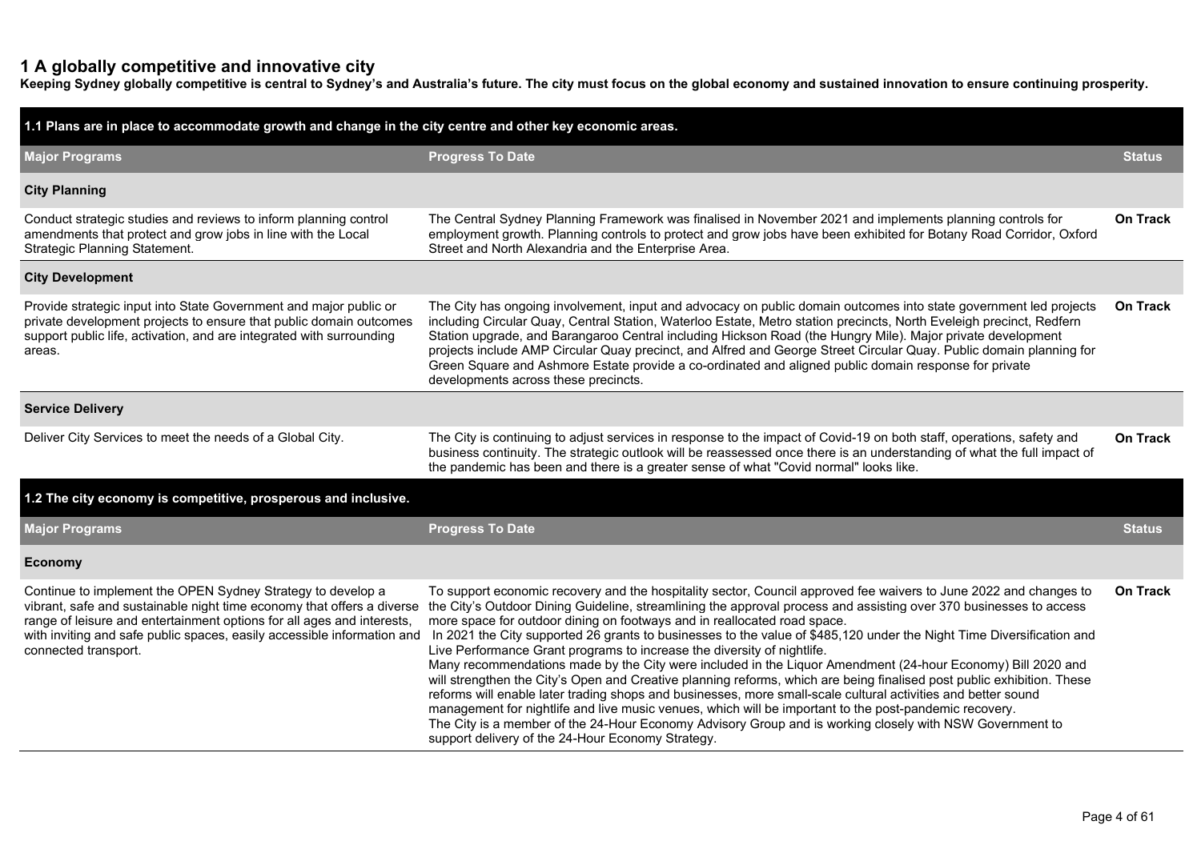# 1 A globally competitive and innovative city

**Keeping Sydney globally competitive is central to Sydney's and Australia's future. The city must focus on the global economy and sustained innovation to ensure continuing prosperity.**

## 1.1 Plans are in place to accommodate growth and change in the city centre and other key economic areas.

| Major Programs | Progress To Date | Status |
| --- | --- | --- |
| **City Planning** | | |
| Conduct strategic studies and reviews to inform planning control amendments that protect and grow jobs in line with the Local Strategic Planning Statement. | The Central Sydney Planning Framework was finalised in November 2021 and implements planning controls for employment growth. Planning controls to protect and grow jobs have been exhibited for Botany Road Corridor, Oxford Street and North Alexandria and the Enterprise Area. | **On Track** |
| **City Development** | | |
| Provide strategic input into State Government and major public or private development projects to ensure that public domain outcomes support public life, activation, and are integrated with surrounding areas. | The City has ongoing involvement, input and advocacy on public domain outcomes into state government led projects including Circular Quay, Central Station, Waterloo Estate, Metro station precincts, North Eveleigh precinct, Redfern Station upgrade, and Barangaroo Central including Hickson Road (the Hungry Mile). Major private development projects include AMP Circular Quay precinct, and Alfred and George Street Circular Quay. Public domain planning for Green Square and Ashmore Estate provide a co-ordinated and aligned public domain response for private developments across these precincts. | **On Track** |
| **Service Delivery** | | |
| Deliver City Services to meet the needs of a Global City. | The City is continuing to adjust services in response to the impact of Covid-19 on both staff, operations, safety and business continuity. The strategic outlook will be reassessed once there is an understanding of what the full impact of the pandemic has been and there is a greater sense of what "Covid normal" looks like. | **On Track** |

## 1.2 The city economy is competitive, prosperous and inclusive.

| Major Programs | Progress To Date | Status |
| --- | --- | --- |
| **Economy** | | |
| Continue to implement the OPEN Sydney Strategy to develop a vibrant, safe and sustainable night time economy that offers a diverse range of leisure and entertainment options for all ages and interests, with inviting and safe public spaces, easily accessible information and connected transport. | To support economic recovery and the hospitality sector, Council approved fee waivers to June 2022 and changes to the City's Outdoor Dining Guideline, streamlining the approval process and assisting over 370 businesses to access more space for outdoor dining on footways and in reallocated road space.<br>In 2021 the City supported 26 grants to businesses to the value of $485,120 under the Night Time Diversification and Live Performance Grant programs to increase the diversity of nightlife.<br>Many recommendations made by the City were included in the Liquor Amendment (24-hour Economy) Bill 2020 and will strengthen the City's Open and Creative planning reforms, which are being finalised post public exhibition. These reforms will enable later trading shops and businesses, more small-scale cultural activities and better sound management for nightlife and live music venues, which will be important to the post-pandemic recovery.<br>The City is a member of the 24-Hour Economy Advisory Group and is working closely with NSW Government to support delivery of the 24-Hour Economy Strategy. | **On Track** |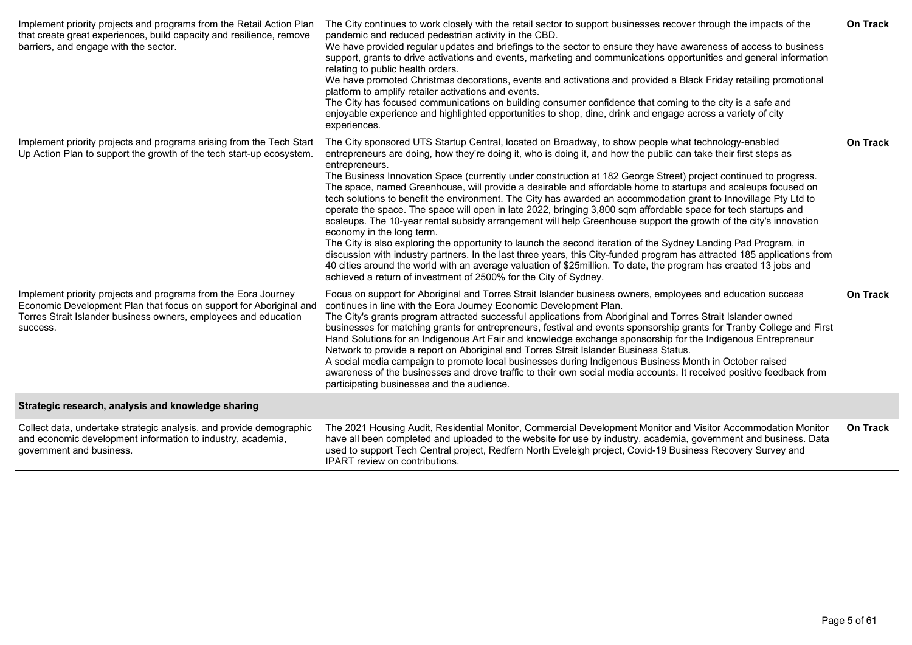| | | |
|---|---|---|
| Implement priority projects and programs from the Retail Action Plan that create great experiences, build capacity and resilience, remove barriers, and engage with the sector. | The City continues to work closely with the retail sector to support businesses recover through the impacts of the pandemic and reduced pedestrian activity in the CBD.<br>We have provided regular updates and briefings to the sector to ensure they have awareness of access to business support, grants to drive activations and events, marketing and communications opportunities and general information relating to public health orders.<br>We have promoted Christmas decorations, events and activations and provided a Black Friday retailing promotional platform to amplify retailer activations and events.<br>The City has focused communications on building consumer confidence that coming to the city is a safe and enjoyable experience and highlighted opportunities to shop, dine, drink and engage across a variety of city experiences. | **On Track** |
| Implement priority projects and programs arising from the Tech Start Up Action Plan to support the growth of the tech start-up ecosystem. | The City sponsored UTS Startup Central, located on Broadway, to show people what technology-enabled entrepreneurs are doing, how they're doing it, who is doing it, and how the public can take their first steps as entrepreneurs.<br>The Business Innovation Space (currently under construction at 182 George Street) project continued to progress. The space, named Greenhouse, will provide a desirable and affordable home to startups and scaleups focused on tech solutions to benefit the environment. The City has awarded an accommodation grant to Innovillage Pty Ltd to operate the space. The space will open in late 2022, bringing 3,800 sqm affordable space for tech startups and scaleups. The 10-year rental subsidy arrangement will help Greenhouse support the growth of the city's innovation economy in the long term.<br>The City is also exploring the opportunity to launch the second iteration of the Sydney Landing Pad Program, in discussion with industry partners. In the last three years, this City-funded program has attracted 185 applications from 40 cities around the world with an average valuation of $25million. To date, the program has created 13 jobs and achieved a return of investment of 2500% for the City of Sydney. | **On Track** |
| Implement priority projects and programs from the Eora Journey Economic Development Plan that focus on support for Aboriginal and Torres Strait Islander business owners, employees and education success. | Focus on support for Aboriginal and Torres Strait Islander business owners, employees and education success continues in line with the Eora Journey Economic Development Plan.<br>The City's grants program attracted successful applications from Aboriginal and Torres Strait Islander owned businesses for matching grants for entrepreneurs, festival and events sponsorship grants for Tranby College and First Hand Solutions for an Indigenous Art Fair and knowledge exchange sponsorship for the Indigenous Entrepreneur Network to provide a report on Aboriginal and Torres Strait Islander Business Status.<br>A social media campaign to promote local businesses during Indigenous Business Month in October raised awareness of the businesses and drove traffic to their own social media accounts. It received positive feedback from participating businesses and the audience. | **On Track** |
| **Strategic research, analysis and knowledge sharing** | | |
| Collect data, undertake strategic analysis, and provide demographic and economic development information to industry, academia, government and business. | The 2021 Housing Audit, Residential Monitor, Commercial Development Monitor and Visitor Accommodation Monitor have all been completed and uploaded to the website for use by industry, academia, government and business. Data used to support Tech Central project, Redfern North Eveleigh project, Covid-19 Business Recovery Survey and IPART review on contributions. | **On Track** |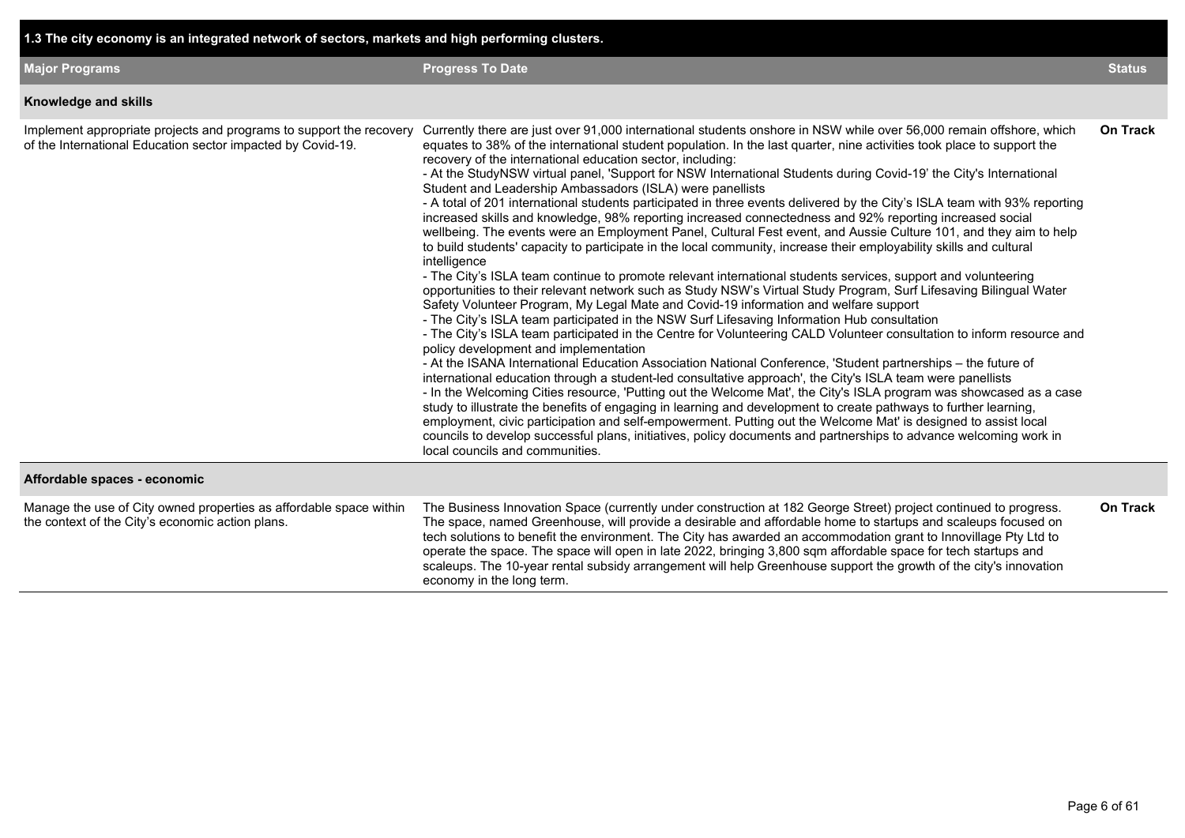## 1.3 The city economy is an integrated network of sectors, markets and high performing clusters.

| Major Programs | Progress To Date | Status |
|---|---|---|
| **Knowledge and skills** | | |
| Implement appropriate projects and programs to support the recovery of the International Education sector impacted by Covid-19. | Currently there are just over 91,000 international students onshore in NSW while over 56,000 remain offshore, which equates to 38% of the international student population. In the last quarter, nine activities took place to support the recovery of the international education sector, including:<br>- At the StudyNSW virtual panel, 'Support for NSW International Students during Covid-19' the City's International Student and Leadership Ambassadors (ISLA) were panellists<br>- A total of 201 international students participated in three events delivered by the City's ISLA team with 93% reporting increased skills and knowledge, 98% reporting increased connectedness and 92% reporting increased social wellbeing. The events were an Employment Panel, Cultural Fest event, and Aussie Culture 101, and they aim to help to build students' capacity to participate in the local community, increase their employability skills and cultural intelligence<br>- The City's ISLA team continue to promote relevant international students services, support and volunteering opportunities to their relevant network such as Study NSW's Virtual Study Program, Surf Lifesaving Bilingual Water Safety Volunteer Program, My Legal Mate and Covid-19 information and welfare support<br>- The City's ISLA team participated in the NSW Surf Lifesaving Information Hub consultation<br>- The City's ISLA team participated in the Centre for Volunteering CALD Volunteer consultation to inform resource and policy development and implementation<br>- At the ISANA International Education Association National Conference, 'Student partnerships – the future of international education through a student-led consultative approach', the City's ISLA team were panellists<br>- In the Welcoming Cities resource, 'Putting out the Welcome Mat', the City's ISLA program was showcased as a case study to illustrate the benefits of engaging in learning and development to create pathways to further learning, employment, civic participation and self-empowerment. Putting out the Welcome Mat' is designed to assist local councils to develop successful plans, initiatives, policy documents and partnerships to advance welcoming work in local councils and communities. | **On Track** |
| **Affordable spaces - economic** | | |
| Manage the use of City owned properties as affordable space within the context of the City's economic action plans. | The Business Innovation Space (currently under construction at 182 George Street) project continued to progress. The space, named Greenhouse, will provide a desirable and affordable home to startups and scaleups focused on tech solutions to benefit the environment. The City has awarded an accommodation grant to Innovillage Pty Ltd to operate the space. The space will open in late 2022, bringing 3,800 sqm affordable space for tech startups and scaleups. The 10-year rental subsidy arrangement will help Greenhouse support the growth of the city's innovation economy in the long term. | **On Track** |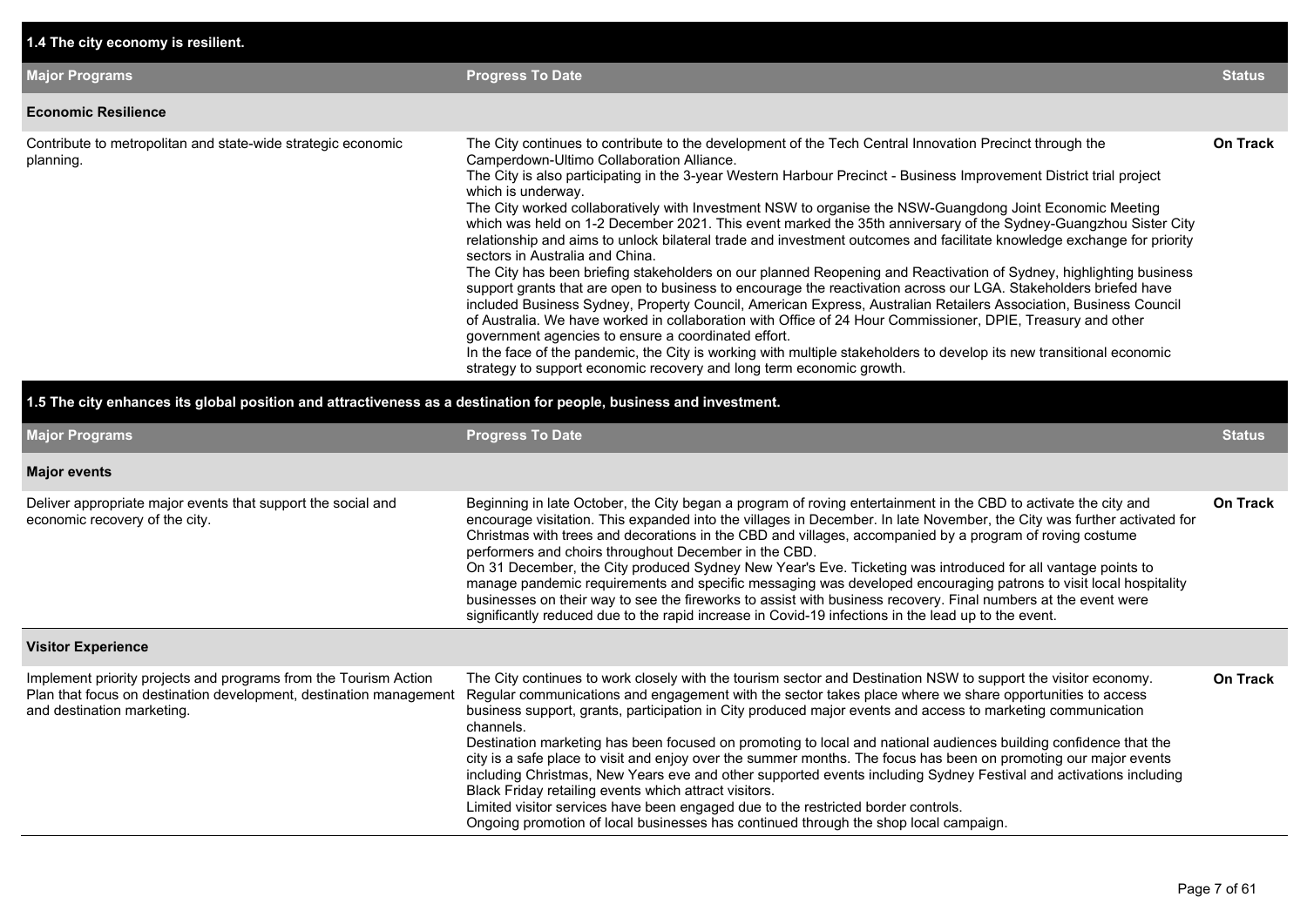## 1.4 The city economy is resilient.

| Major Programs | Progress To Date | Status |
|---|---|---|
| **Economic Resilience** | | |
| Contribute to metropolitan and state-wide strategic economic planning. | The City continues to contribute to the development of the Tech Central Innovation Precinct through the Camperdown-Ultimo Collaboration Alliance.<br>The City is also participating in the 3-year Western Harbour Precinct - Business Improvement District trial project which is underway.<br>The City worked collaboratively with Investment NSW to organise the NSW-Guangdong Joint Economic Meeting which was held on 1-2 December 2021. This event marked the 35th anniversary of the Sydney-Guangzhou Sister City relationship and aims to unlock bilateral trade and investment outcomes and facilitate knowledge exchange for priority sectors in Australia and China.<br>The City has been briefing stakeholders on our planned Reopening and Reactivation of Sydney, highlighting business support grants that are open to business to encourage the reactivation across our LGA. Stakeholders briefed have included Business Sydney, Property Council, American Express, Australian Retailers Association, Business Council of Australia. We have worked in collaboration with Office of 24 Hour Commissioner, DPIE, Treasury and other government agencies to ensure a coordinated effort.<br>In the face of the pandemic, the City is working with multiple stakeholders to develop its new transitional economic strategy to support economic recovery and long term economic growth. | **On Track** |

## 1.5 The city enhances its global position and attractiveness as a destination for people, business and investment.

| Major Programs | Progress To Date | Status |
|---|---|---|
| **Major events** | | |
| Deliver appropriate major events that support the social and economic recovery of the city. | Beginning in late October, the City began a program of roving entertainment in the CBD to activate the city and encourage visitation. This expanded into the villages in December. In late November, the City was further activated for Christmas with trees and decorations in the CBD and villages, accompanied by a program of roving costume performers and choirs throughout December in the CBD.<br>On 31 December, the City produced Sydney New Year's Eve. Ticketing was introduced for all vantage points to manage pandemic requirements and specific messaging was developed encouraging patrons to visit local hospitality businesses on their way to see the fireworks to assist with business recovery. Final numbers at the event were significantly reduced due to the rapid increase in Covid-19 infections in the lead up to the event. | **On Track** |
| **Visitor Experience** | | |
| Implement priority projects and programs from the Tourism Action Plan that focus on destination development, destination management and destination marketing. | The City continues to work closely with the tourism sector and Destination NSW to support the visitor economy. Regular communications and engagement with the sector takes place where we share opportunities to access business support, grants, participation in City produced major events and access to marketing communication channels.<br>Destination marketing has been focused on promoting to local and national audiences building confidence that the city is a safe place to visit and enjoy over the summer months. The focus has been on promoting our major events including Christmas, New Years eve and other supported events including Sydney Festival and activations including Black Friday retailing events which attract visitors.<br>Limited visitor services have been engaged due to the restricted border controls.<br>Ongoing promotion of local businesses has continued through the shop local campaign. | **On Track** |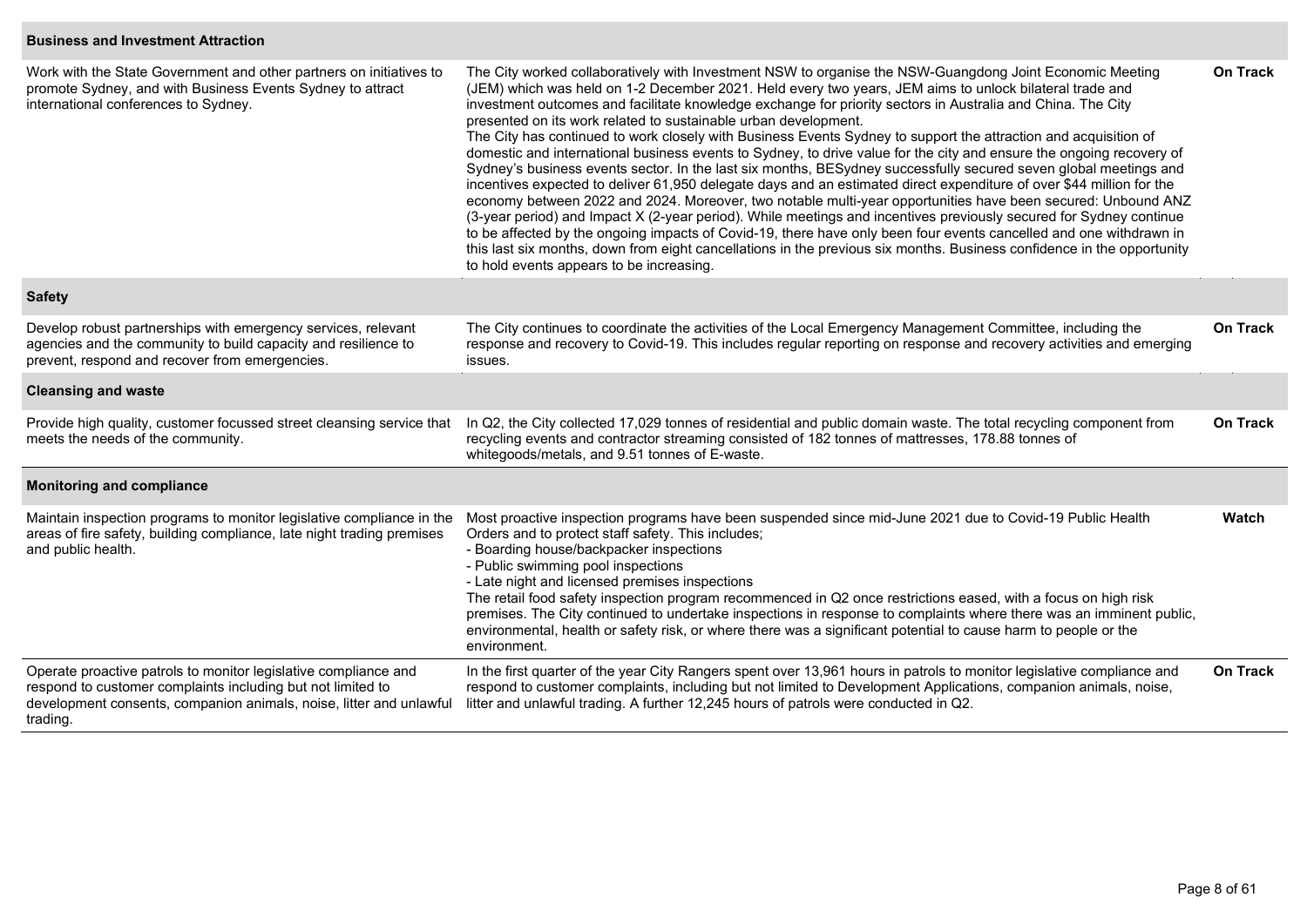| | | |
|---|---|---|
| **Business and Investment Attraction** | | |
| Work with the State Government and other partners on initiatives to promote Sydney, and with Business Events Sydney to attract international conferences to Sydney. | The City worked collaboratively with Investment NSW to organise the NSW-Guangdong Joint Economic Meeting (JEM) which was held on 1-2 December 2021. Held every two years, JEM aims to unlock bilateral trade and investment outcomes and facilitate knowledge exchange for priority sectors in Australia and China. The City presented on its work related to sustainable urban development.<br>The City has continued to work closely with Business Events Sydney to support the attraction and acquisition of domestic and international business events to Sydney, to drive value for the city and ensure the ongoing recovery of Sydney's business events sector. In the last six months, BESydney successfully secured seven global meetings and incentives expected to deliver 61,950 delegate days and an estimated direct expenditure of over $44 million for the economy between 2022 and 2024. Moreover, two notable multi-year opportunities have been secured: Unbound ANZ (3-year period) and Impact X (2-year period). While meetings and incentives previously secured for Sydney continue to be affected by the ongoing impacts of Covid-19, there have only been four events cancelled and one withdrawn in this last six months, down from eight cancellations in the previous six months. Business confidence in the opportunity to hold events appears to be increasing. | **On Track** |
| **Safety** | | |
| Develop robust partnerships with emergency services, relevant agencies and the community to build capacity and resilience to prevent, respond and recover from emergencies. | The City continues to coordinate the activities of the Local Emergency Management Committee, including the response and recovery to Covid-19. This includes regular reporting on response and recovery activities and emerging issues. | **On Track** |
| **Cleansing and waste** | | |
| Provide high quality, customer focussed street cleansing service that meets the needs of the community. | In Q2, the City collected 17,029 tonnes of residential and public domain waste. The total recycling component from recycling events and contractor streaming consisted of 182 tonnes of mattresses, 178.88 tonnes of whitegoods/metals, and 9.51 tonnes of E-waste. | **On Track** |
| **Monitoring and compliance** | | |
| Maintain inspection programs to monitor legislative compliance in the areas of fire safety, building compliance, late night trading premises and public health. | Most proactive inspection programs have been suspended since mid-June 2021 due to Covid-19 Public Health Orders and to protect staff safety. This includes;<br>- Boarding house/backpacker inspections<br>- Public swimming pool inspections<br>- Late night and licensed premises inspections<br>The retail food safety inspection program recommenced in Q2 once restrictions eased, with a focus on high risk premises. The City continued to undertake inspections in response to complaints where there was an imminent public, environmental, health or safety risk, or where there was a significant potential to cause harm to people or the environment. | **Watch** |
| Operate proactive patrols to monitor legislative compliance and respond to customer complaints including but not limited to development consents, companion animals, noise, litter and unlawful trading. | In the first quarter of the year City Rangers spent over 13,961 hours in patrols to monitor legislative compliance and respond to customer complaints, including but not limited to Development Applications, companion animals, noise, litter and unlawful trading. A further 12,245 hours of patrols were conducted in Q2. | **On Track** |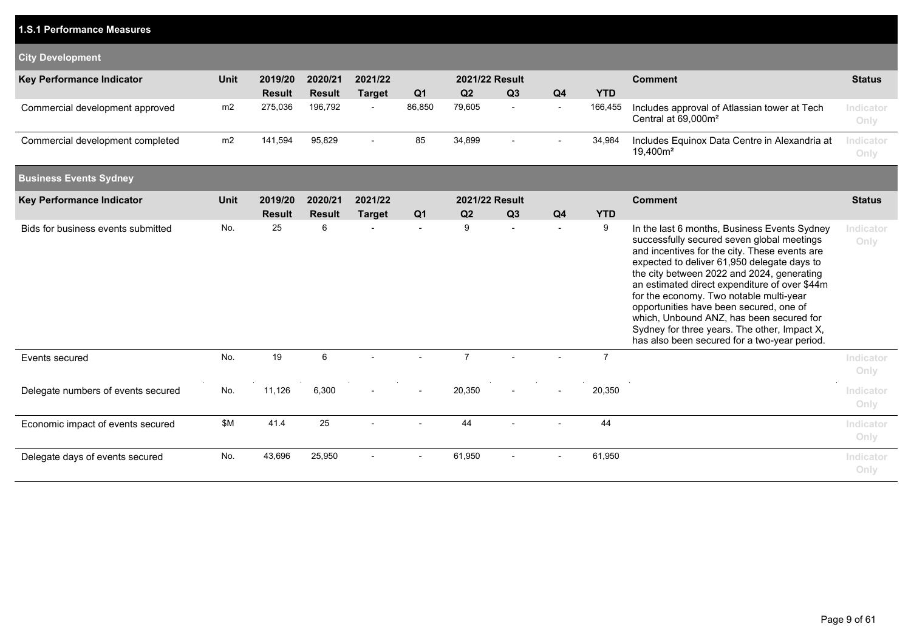## 1.S.1 Performance Measures

### City Development

| Key Performance Indicator | Unit | 2019/20 Result | 2020/21 Result | 2021/22 Target | 2021/22 Result Q1 | Q2 | Q3 | Q4 | YTD | Comment | Status |
|---|---|---|---|---|---|---|---|---|---|---|---|
| Commercial development approved | m2 | 275,036 | 196,792 | - | 86,850 | 79,605 | - | - | 166,455 | Includes approval of Atlassian tower at Tech Central at 69,000m² | Indicator Only |
| Commercial development completed | m2 | 141,594 | 95,829 | - | 85 | 34,899 | - | - | 34,984 | Includes Equinox Data Centre in Alexandria at 19,400m² | Indicator Only |

### Business Events Sydney

| Key Performance Indicator | Unit | 2019/20 Result | 2020/21 Result | 2021/22 Target | 2021/22 Result Q1 | Q2 | Q3 | Q4 | YTD | Comment | Status |
|---|---|---|---|---|---|---|---|---|---|---|---|
| Bids for business events submitted | No. | 25 | 6 | - | - | 9 | - | - | 9 | In the last 6 months, Business Events Sydney successfully secured seven global meetings and incentives for the city. These events are expected to deliver 61,950 delegate days to the city between 2022 and 2024, generating an estimated direct expenditure of over $44m for the economy. Two notable multi-year opportunities have been secured, one of which, Unbound ANZ, has been secured for Sydney for three years. The other, Impact X, has also been secured for a two-year period. | Indicator Only |
| Events secured | No. | 19 | 6 | - | - | 7 | - | - | 7 | | Indicator Only |
| Delegate numbers of events secured | No. | 11,126 | 6,300 | - | - | 20,350 | - | - | 20,350 | | Indicator Only |
| Economic impact of events secured | $M | 41.4 | 25 | - | - | 44 | - | - | 44 | | Indicator Only |
| Delegate days of events secured | No. | 43,696 | 25,950 | - | - | 61,950 | - | - | 61,950 | | Indicator Only |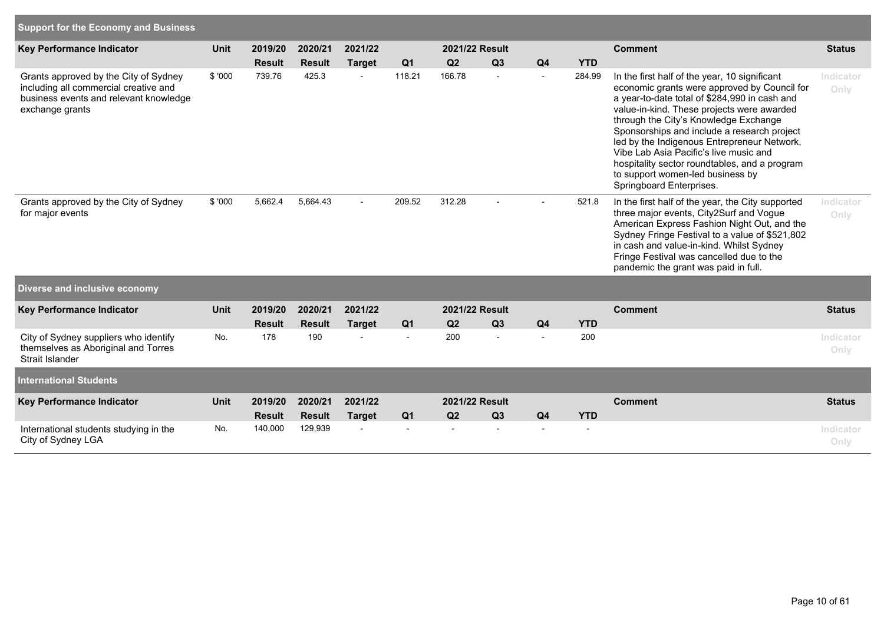## Support for the Economy and Business

| Key Performance Indicator | Unit | 2019/20 Result | 2020/21 Result | 2021/22 Target | Q1 | Q2 | Q3 | Q4 | YTD | Comment | Status |
|---|---|---|---|---|---|---|---|---|---|---|---|
| | | | | | 2021/22 Result | | | | | | |
| Grants approved by the City of Sydney including all commercial creative and business events and relevant knowledge exchange grants | $ '000 | 739.76 | 425.3 | - | 118.21 | 166.78 | - | - | 284.99 | In the first half of the year, 10 significant economic grants were approved by Council for a year-to-date total of $284,990 in cash and value-in-kind. These projects were awarded through the City's Knowledge Exchange Sponsorships and include a research project led by the Indigenous Entrepreneur Network, Vibe Lab Asia Pacific's live music and hospitality sector roundtables, and a program to support women-led business by Springboard Enterprises. | Indicator Only |
| Grants approved by the City of Sydney for major events | $ '000 | 5,662.4 | 5,664.43 | - | 209.52 | 312.28 | - | - | 521.8 | In the first half of the year, the City supported three major events, City2Surf and Vogue American Express Fashion Night Out, and the Sydney Fringe Festival to a value of $521,802 in cash and value-in-kind. Whilst Sydney Fringe Festival was cancelled due to the pandemic the grant was paid in full. | Indicator Only |

## Diverse and inclusive economy

| Key Performance Indicator | Unit | 2019/20 Result | 2020/21 Result | 2021/22 Target | Q1 | Q2 | Q3 | Q4 | YTD | Comment | Status |
|---|---|---|---|---|---|---|---|---|---|---|---|
| | | | | | 2021/22 Result | | | | | | |
| City of Sydney suppliers who identify themselves as Aboriginal and Torres Strait Islander | No. | 178 | 190 | - | - | 200 | - | - | 200 | | Indicator Only |

## International Students

| Key Performance Indicator | Unit | 2019/20 Result | 2020/21 Result | 2021/22 Target | Q1 | Q2 | Q3 | Q4 | YTD | Comment | Status |
|---|---|---|---|---|---|---|---|---|---|---|---|
| | | | | | 2021/22 Result | | | | | | |
| International students studying in the City of Sydney LGA | No. | 140,000 | 129,939 | - | - | - | - | - | - | | Indicator Only |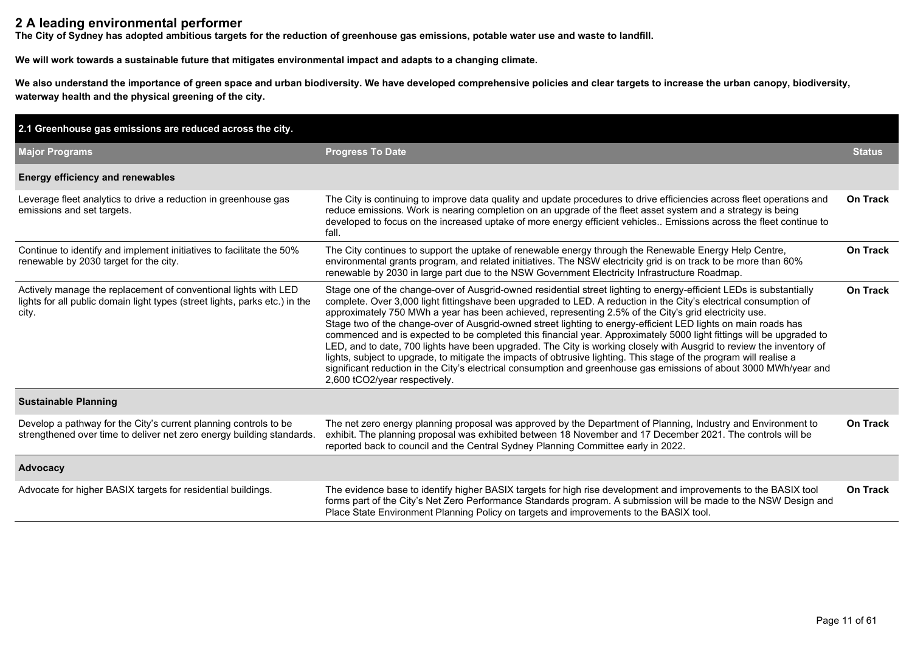## 2 A leading environmental performer

**The City of Sydney has adopted ambitious targets for the reduction of greenhouse gas emissions, potable water use and waste to landfill.**

**We will work towards a sustainable future that mitigates environmental impact and adapts to a changing climate.**

**We also understand the importance of green space and urban biodiversity. We have developed comprehensive policies and clear targets to increase the urban canopy, biodiversity, waterway health and the physical greening of the city.**

| 2.1 Greenhouse gas emissions are reduced across the city. | | |
|---|---|---|
| **Major Programs** | **Progress To Date** | **Status** |
| **Energy efficiency and renewables** | | |
| Leverage fleet analytics to drive a reduction in greenhouse gas emissions and set targets. | The City is continuing to improve data quality and update procedures to drive efficiencies across fleet operations and reduce emissions. Work is nearing completion on an upgrade of the fleet asset system and a strategy is being developed to focus on the increased uptake of more energy efficient vehicles.. Emissions across the fleet continue to fall. | **On Track** |
| Continue to identify and implement initiatives to facilitate the 50% renewable by 2030 target for the city. | The City continues to support the uptake of renewable energy through the Renewable Energy Help Centre, environmental grants program, and related initiatives. The NSW electricity grid is on track to be more than 60% renewable by 2030 in large part due to the NSW Government Electricity Infrastructure Roadmap. | **On Track** |
| Actively manage the replacement of conventional lights with LED lights for all public domain light types (street lights, parks etc.) in the city. | Stage one of the change-over of Ausgrid-owned residential street lighting to energy-efficient LEDs is substantially complete. Over 3,000 light fittingshave been upgraded to LED. A reduction in the City's electrical consumption of approximately 750 MWh a year has been achieved, representing 2.5% of the City's grid electricity use.<br>Stage two of the change-over of Ausgrid-owned street lighting to energy-efficient LED lights on main roads has commenced and is expected to be completed this financial year. Approximately 5000 light fittings will be upgraded to LED, and to date, 700 lights have been upgraded. The City is working closely with Ausgrid to review the inventory of lights, subject to upgrade, to mitigate the impacts of obtrusive lighting. This stage of the program will realise a significant reduction in the City's electrical consumption and greenhouse gas emissions of about 3000 MWh/year and 2,600 $tCO_2$/year respectively. | **On Track** |
| **Sustainable Planning** | | |
| Develop a pathway for the City's current planning controls to be strengthened over time to deliver net zero energy building standards. | The net zero energy planning proposal was approved by the Department of Planning, Industry and Environment to exhibit. The planning proposal was exhibited between 18 November and 17 December 2021. The controls will be reported back to council and the Central Sydney Planning Committee early in 2022. | **On Track** |
| **Advocacy** | | |
| Advocate for higher BASIX targets for residential buildings. | The evidence base to identify higher BASIX targets for high rise development and improvements to the BASIX tool forms part of the City's Net Zero Performance Standards program. A submission will be made to the NSW Design and Place State Environment Planning Policy on targets and improvements to the BASIX tool. | **On Track** |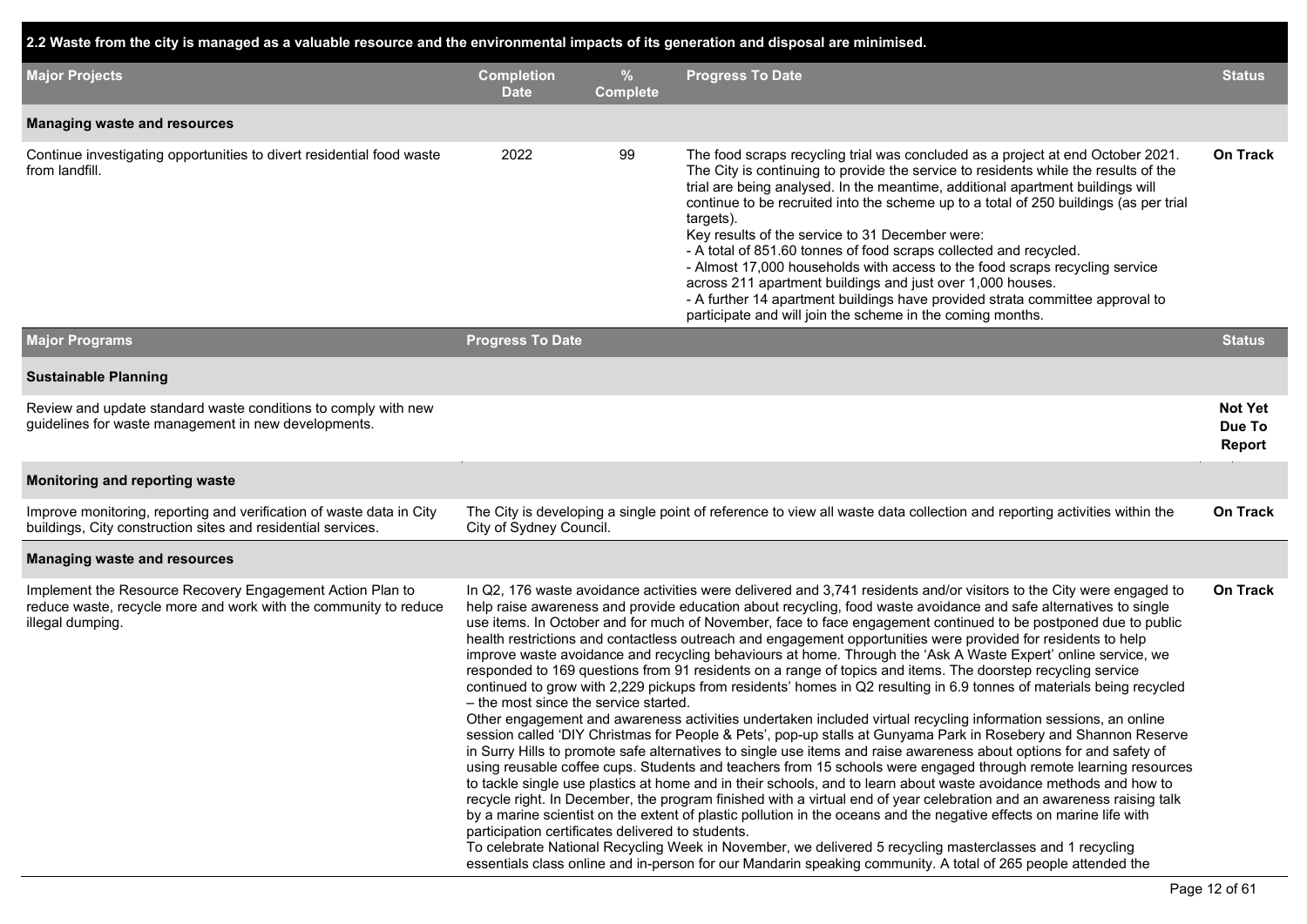## 2.2 Waste from the city is managed as a valuable resource and the environmental impacts of its generation and disposal are minimised.

| Major Projects | Completion Date | % Complete | Progress To Date | Status |
|---|---|---|---|---|
| **Managing waste and resources** | | | | |
| Continue investigating opportunities to divert residential food waste from landfill. | 2022 | 99 | The food scraps recycling trial was concluded as a project at end October 2021. The City is continuing to provide the service to residents while the results of the trial are being analysed. In the meantime, additional apartment buildings will continue to be recruited into the scheme up to a total of 250 buildings (as per trial targets).<br>Key results of the service to 31 December were:<br>- A total of 851.60 tonnes of food scraps collected and recycled.<br>- Almost 17,000 households with access to the food scraps recycling service across 211 apartment buildings and just over 1,000 houses.<br>- A further 14 apartment buildings have provided strata committee approval to participate and will join the scheme in the coming months. | On Track |

| Major Programs | Progress To Date | Status |
|---|---|---|
| **Sustainable Planning** | | |
| Review and update standard waste conditions to comply with new guidelines for waste management in new developments. | | Not Yet Due To Report |
| **Monitoring and reporting waste** | | |
| Improve monitoring, reporting and verification of waste data in City buildings, City construction sites and residential services. | The City is developing a single point of reference to view all waste data collection and reporting activities within the City of Sydney Council. | On Track |
| **Managing waste and resources** | | |
| Implement the Resource Recovery Engagement Action Plan to reduce waste, recycle more and work with the community to reduce illegal dumping. | In Q2, 176 waste avoidance activities were delivered and 3,741 residents and/or visitors to the City were engaged to help raise awareness and provide education about recycling, food waste avoidance and safe alternatives to single use items. In October and for much of November, face to face engagement continued to be postponed due to public health restrictions and contactless outreach and engagement opportunities were provided for residents to help improve waste avoidance and recycling behaviours at home. Through the 'Ask A Waste Expert' online service, we responded to 169 questions from 91 residents on a range of topics and items. The doorstep recycling service continued to grow with 2,229 pickups from residents' homes in Q2 resulting in 6.9 tonnes of materials being recycled – the most since the service started.<br>Other engagement and awareness activities undertaken included virtual recycling information sessions, an online session called 'DIY Christmas for People & Pets', pop-up stalls at Gunyama Park in Rosebery and Shannon Reserve in Surry Hills to promote safe alternatives to single use items and raise awareness about options for and safety of using reusable coffee cups. Students and teachers from 15 schools were engaged through remote learning resources to tackle single use plastics at home and in their schools, and to learn about waste avoidance methods and how to recycle right. In December, the program finished with a virtual end of year celebration and an awareness raising talk by a marine scientist on the extent of plastic pollution in the oceans and the negative effects on marine life with participation certificates delivered to students.<br>To celebrate National Recycling Week in November, we delivered 5 recycling masterclasses and 1 recycling essentials class online and in-person for our Mandarin speaking community. A total of 265 people attended the | On Track |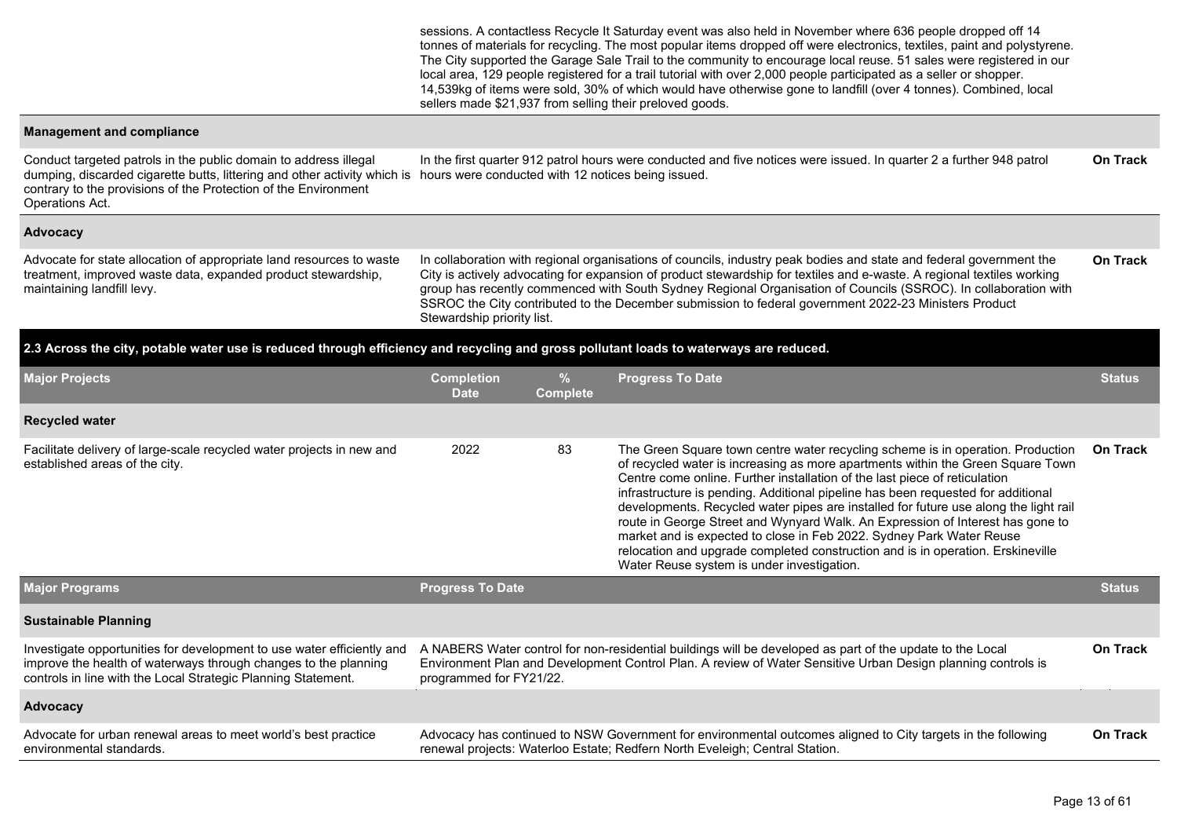| | | |
|---|---|---|
| | sessions. A contactless Recycle It Saturday event was also held in November where 636 people dropped off 14 tonnes of materials for recycling. The most popular items dropped off were electronics, textiles, paint and polystyrene. The City supported the Garage Sale Trail to the community to encourage local reuse. 51 sales were registered in our local area, 129 people registered for a trail tutorial with over 2,000 people participated as a seller or shopper. 14,539kg of items were sold, 30% of which would have otherwise gone to landfill (over 4 tonnes). Combined, local sellers made $21,937 from selling their preloved goods. | |
| **Management and compliance** | | |
| Conduct targeted patrols in the public domain to address illegal dumping, discarded cigarette butts, littering and other activity which is contrary to the provisions of the Protection of the Environment Operations Act. | In the first quarter 912 patrol hours were conducted and five notices were issued. In quarter 2 a further 948 patrol hours were conducted with 12 notices being issued. | **On Track** |
| **Advocacy** | | |
| Advocate for state allocation of appropriate land resources to waste treatment, improved waste data, expanded product stewardship, maintaining landfill levy. | In collaboration with regional organisations of councils, industry peak bodies and state and federal government the City is actively advocating for expansion of product stewardship for textiles and e-waste. A regional textiles working group has recently commenced with South Sydney Regional Organisation of Councils (SSROC). In collaboration with SSROC the City contributed to the December submission to federal government 2022-23 Ministers Product Stewardship priority list. | **On Track** |

**2.3 Across the city, potable water use is reduced through efficiency and recycling and gross pollutant loads to waterways are reduced.**

| Major Projects | Completion Date | % Complete | Progress To Date | Status |
|---|---|---|---|---|
| **Recycled water** | | | | |
| Facilitate delivery of large-scale recycled water projects in new and established areas of the city. | 2022 | 83 | The Green Square town centre water recycling scheme is in operation. Production of recycled water is increasing as more apartments within the Green Square Town Centre come online. Further installation of the last piece of reticulation infrastructure is pending. Additional pipeline has been requested for additional developments. Recycled water pipes are installed for future use along the light rail route in George Street and Wynyard Walk. An Expression of Interest has gone to market and is expected to close in Feb 2022. Sydney Park Water Reuse relocation and upgrade completed construction and is in operation. Erskineville Water Reuse system is under investigation. | **On Track** |

| Major Programs | Progress To Date | Status |
|---|---|---|
| **Sustainable Planning** | | |
| Investigate opportunities for development to use water efficiently and improve the health of waterways through changes to the planning controls in line with the Local Strategic Planning Statement. | A NABERS Water control for non-residential buildings will be developed as part of the update to the Local Environment Plan and Development Control Plan. A review of Water Sensitive Urban Design planning controls is programmed for FY21/22. | **On Track** |
| **Advocacy** | | |
| Advocate for urban renewal areas to meet world's best practice environmental standards. | Advocacy has continued to NSW Government for environmental outcomes aligned to City targets in the following renewal projects: Waterloo Estate; Redfern North Eveleigh; Central Station. | **On Track** |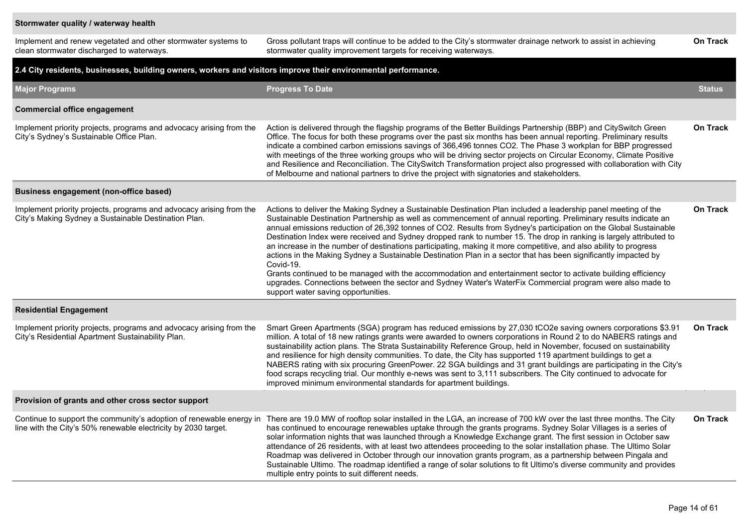| Major Programs | Progress To Date | Status |
| --- | --- | --- |
| **Stormwater quality / waterway health** | | |
| Implement and renew vegetated and other stormwater systems to clean stormwater discharged to waterways. | Gross pollutant traps will continue to be added to the City's stormwater drainage network to assist in achieving stormwater quality improvement targets for receiving waterways. | On Track |

**2.4 City residents, businesses, building owners, workers and visitors improve their environmental performance.**

| Major Programs | Progress To Date | Status |
| --- | --- | --- |
| **Commercial office engagement** | | |
| Implement priority projects, programs and advocacy arising from the City's Sydney's Sustainable Office Plan. | Action is delivered through the flagship programs of the Better Buildings Partnership (BBP) and CitySwitch Green Office. The focus for both these programs over the past six months has been annual reporting. Preliminary results indicate a combined carbon emissions savings of 366,496 tonnes $CO_2$. The Phase 3 workplan for BBP progressed with meetings of the three working groups who will be driving sector projects on Circular Economy, Climate Positive and Resilience and Reconciliation. The CitySwitch Transformation project also progressed with collaboration with City of Melbourne and national partners to drive the project with signatories and stakeholders. | On Track |
| **Business engagement (non-office based)** | | |
| Implement priority projects, programs and advocacy arising from the City's Making Sydney a Sustainable Destination Plan. | Actions to deliver the Making Sydney a Sustainable Destination Plan included a leadership panel meeting of the Sustainable Destination Partnership as well as commencement of annual reporting. Preliminary results indicate an annual emissions reduction of 26,392 tonnes of $CO_2$. Results from Sydney's participation on the Global Sustainable Destination Index were received and Sydney dropped rank to number 15. The drop in ranking is largely attributed to an increase in the number of destinations participating, making it more competitive, and also ability to progress actions in the Making Sydney a Sustainable Destination Plan in a sector that has been significantly impacted by Covid-19.<br>Grants continued to be managed with the accommodation and entertainment sector to activate building efficiency upgrades. Connections between the sector and Sydney Water's WaterFix Commercial program were also made to support water saving opportunities. | On Track |
| **Residential Engagement** | | |
| Implement priority projects, programs and advocacy arising from the City's Residential Apartment Sustainability Plan. | Smart Green Apartments (SGA) program has reduced emissions by 27,030 $tCO_2e$ saving owners corporations \$3.91 million. A total of 18 new ratings grants were awarded to owners corporations in Round 2 to do NABERS ratings and sustainability action plans. The Strata Sustainability Reference Group, held in November, focused on sustainability and resilience for high density communities. To date, the City has supported 119 apartment buildings to get a NABERS rating with six procuring GreenPower. 22 SGA buildings and 31 grant buildings are participating in the City's food scraps recycling trial. Our monthly e-news was sent to 3,111 subscribers. The City continued to advocate for improved minimum environmental standards for apartment buildings. | On Track |
| **Provision of grants and other cross sector support** | | |
| Continue to support the community's adoption of renewable energy in line with the City's 50% renewable electricity by 2030 target. | There are 19.0 MW of rooftop solar installed in the LGA, an increase of 700 kW over the last three months. The City has continued to encourage renewables uptake through the grants programs. Sydney Solar Villages is a series of solar information nights that was launched through a Knowledge Exchange grant. The first session in October saw attendance of 26 residents, with at least two attendees proceeding to the solar installation phase. The Ultimo Solar Roadmap was delivered in October through our innovation grants program, as a partnership between Pingala and Sustainable Ultimo. The roadmap identified a range of solar solutions to fit Ultimo's diverse community and provides multiple entry points to suit different needs. | On Track |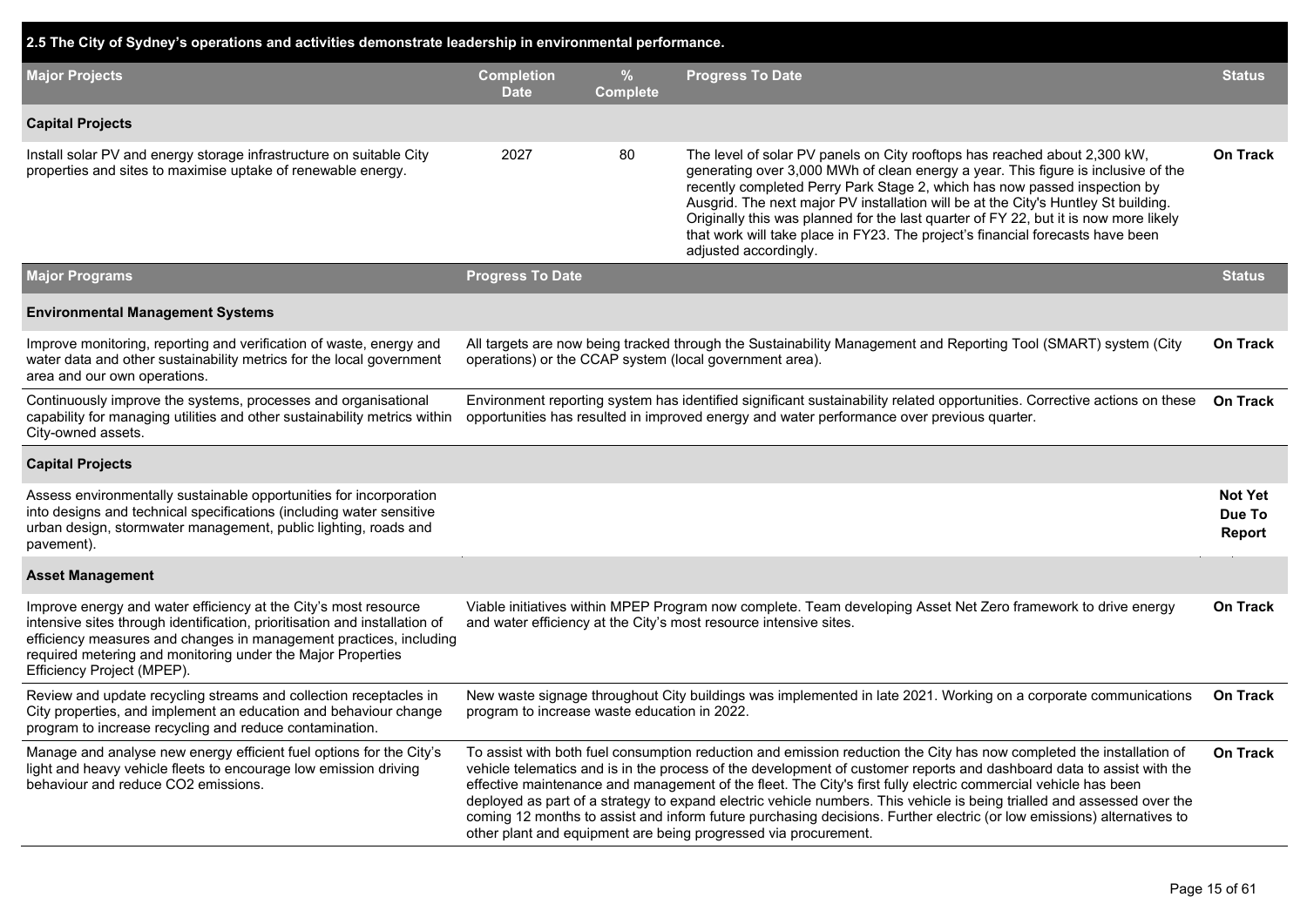## 2.5 The City of Sydney's operations and activities demonstrate leadership in environmental performance.

| Major Projects | Completion Date | % Complete | Progress To Date | Status |
|---|---|---|---|---|
| **Capital Projects** | | | | |
| Install solar PV and energy storage infrastructure on suitable City properties and sites to maximise uptake of renewable energy. | 2027 | 80 | The level of solar PV panels on City rooftops has reached about 2,300 kW, generating over 3,000 MWh of clean energy a year. This figure is inclusive of the recently completed Perry Park Stage 2, which has now passed inspection by Ausgrid. The next major PV installation will be at the City's Huntley St building. Originally this was planned for the last quarter of FY 22, but it is now more likely that work will take place in FY23. The project's financial forecasts have been adjusted accordingly. | On Track |

| Major Programs | Progress To Date | Status |
|---|---|---|
| **Environmental Management Systems** | | |
| Improve monitoring, reporting and verification of waste, energy and water data and other sustainability metrics for the local government area and our own operations. | All targets are now being tracked through the Sustainability Management and Reporting Tool (SMART) system (City operations) or the CCAP system (local government area). | On Track |
| Continuously improve the systems, processes and organisational capability for managing utilities and other sustainability metrics within City-owned assets. | Environment reporting system has identified significant sustainability related opportunities. Corrective actions on these opportunities has resulted in improved energy and water performance over previous quarter. | On Track |
| **Capital Projects** | | |
| Assess environmentally sustainable opportunities for incorporation into designs and technical specifications (including water sensitive urban design, stormwater management, public lighting, roads and pavement). | | Not Yet Due To Report |
| **Asset Management** | | |
| Improve energy and water efficiency at the City's most resource intensive sites through identification, prioritisation and installation of efficiency measures and changes in management practices, including required metering and monitoring under the Major Properties Efficiency Project (MPEP). | Viable initiatives within MPEP Program now complete. Team developing Asset Net Zero framework to drive energy and water efficiency at the City's most resource intensive sites. | On Track |
| Review and update recycling streams and collection receptacles in City properties, and implement an education and behaviour change program to increase recycling and reduce contamination. | New waste signage throughout City buildings was implemented in late 2021. Working on a corporate communications program to increase waste education in 2022. | On Track |
| Manage and analyse new energy efficient fuel options for the City's light and heavy vehicle fleets to encourage low emission driving behaviour and reduce CO2 emissions. | To assist with both fuel consumption reduction and emission reduction the City has now completed the installation of vehicle telematics and is in the process of the development of customer reports and dashboard data to assist with the effective maintenance and management of the fleet. The City's first fully electric commercial vehicle has been deployed as part of a strategy to expand electric vehicle numbers. This vehicle is being trialled and assessed over the coming 12 months to assist and inform future purchasing decisions. Further electric (or low emissions) alternatives to other plant and equipment are being progressed via procurement. | On Track |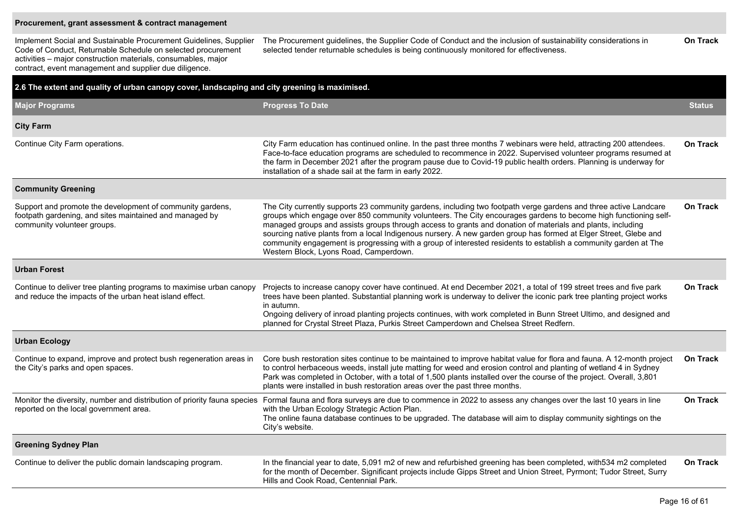| | | |
|---|---|---|
| **Procurement, grant assessment & contract management** | | |
| Implement Social and Sustainable Procurement Guidelines, Supplier Code of Conduct, Returnable Schedule on selected procurement activities – major construction materials, consumables, major contract, event management and supplier due diligence. | The Procurement guidelines, the Supplier Code of Conduct and the inclusion of sustainability considerations in selected tender returnable schedules is being continuously monitored for effectiveness. | **On Track** |

## 2.6 The extent and quality of urban canopy cover, landscaping and city greening is maximised.

| Major Programs | Progress To Date | Status |
|---|---|---|
| **City Farm** | | |
| Continue City Farm operations. | City Farm education has continued online. In the past three months 7 webinars were held, attracting 200 attendees. Face-to-face education programs are scheduled to recommence in 2022. Supervised volunteer programs resumed at the farm in December 2021 after the program pause due to Covid-19 public health orders. Planning is underway for installation of a shade sail at the farm in early 2022. | **On Track** |
| **Community Greening** | | |
| Support and promote the development of community gardens, footpath gardening, and sites maintained and managed by community volunteer groups. | The City currently supports 23 community gardens, including two footpath verge gardens and three active Landcare groups which engage over 850 community volunteers. The City encourages gardens to become high functioning self-managed groups and assists groups through access to grants and donation of materials and plants, including sourcing native plants from a local Indigenous nursery. A new garden group has formed at Elger Street, Glebe and community engagement is progressing with a group of interested residents to establish a community garden at The Western Block, Lyons Road, Camperdown. | **On Track** |
| **Urban Forest** | | |
| Continue to deliver tree planting programs to maximise urban canopy and reduce the impacts of the urban heat island effect. | Projects to increase canopy cover have continued. At end December 2021, a total of 199 street trees and five park trees have been planted. Substantial planning work is underway to deliver the iconic park tree planting project works in autumn.<br>Ongoing delivery of inroad planting projects continues, with work completed in Bunn Street Ultimo, and designed and planned for Crystal Street Plaza, Purkis Street Camperdown and Chelsea Street Redfern. | **On Track** |
| **Urban Ecology** | | |
| Continue to expand, improve and protect bush regeneration areas in the City's parks and open spaces. | Core bush restoration sites continue to be maintained to improve habitat value for flora and fauna. A 12-month project to control herbaceous weeds, install jute matting for weed and erosion control and planting of wetland 4 in Sydney Park was completed in October, with a total of 1,500 plants installed over the course of the project. Overall, 3,801 plants were installed in bush restoration areas over the past three months. | **On Track** |
| Monitor the diversity, number and distribution of priority fauna species reported on the local government area. | Formal fauna and flora surveys are due to commence in 2022 to assess any changes over the last 10 years in line with the Urban Ecology Strategic Action Plan.<br>The online fauna database continues to be upgraded. The database will aim to display community sightings on the City's website. | **On Track** |
| **Greening Sydney Plan** | | |
| Continue to deliver the public domain landscaping program. | In the financial year to date, 5,091 m2 of new and refurbished greening has been completed, with534 m2 completed for the month of December. Significant projects include Gipps Street and Union Street, Pyrmont; Tudor Street, Surry Hills and Cook Road, Centennial Park. | **On Track** |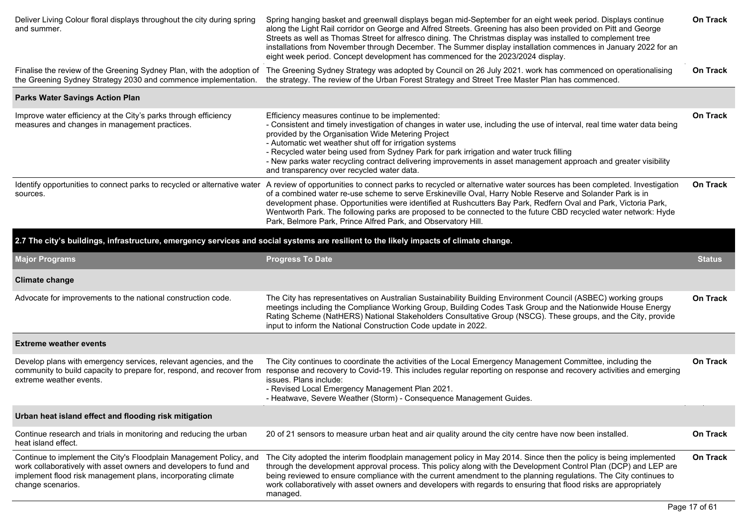| | | |
|---|---|---|
| Deliver Living Colour floral displays throughout the city during spring and summer. | Spring hanging basket and greenwall displays began mid-September for an eight week period. Displays continue along the Light Rail corridor on George and Alfred Streets. Greening has also been provided on Pitt and George Streets as well as Thomas Street for alfresco dining. The Christmas display was installed to complement tree installations from November through December. The Summer display installation commences in January 2022 for an eight week period. Concept development has commenced for the 2023/2024 display. | **On Track** |
| Finalise the review of the Greening Sydney Plan, with the adoption of the Greening Sydney Strategy 2030 and commence implementation. | The Greening Sydney Strategy was adopted by Council on 26 July 2021. work has commenced on operationalising the strategy. The review of the Urban Forest Strategy and Street Tree Master Plan has commenced. | **On Track** |
| **Parks Water Savings Action Plan** | | |
| Improve water efficiency at the City's parks through efficiency measures and changes in management practices. | Efficiency measures continue to be implemented:<br>- Consistent and timely investigation of changes in water use, including the use of interval, real time water data being provided by the Organisation Wide Metering Project<br>- Automatic wet weather shut off for irrigation systems<br>- Recycled water being used from Sydney Park for park irrigation and water truck filling<br>- New parks water recycling contract delivering improvements in asset management approach and greater visibility and transparency over recycled water data. | **On Track** |
| Identify opportunities to connect parks to recycled or alternative water sources. | A review of opportunities to connect parks to recycled or alternative water sources has been completed. Investigation of a combined water re-use scheme to serve Erskineville Oval, Harry Noble Reserve and Solander Park is in development phase. Opportunities were identified at Rushcutters Bay Park, Redfern Oval and Park, Victoria Park, Wentworth Park. The following parks are proposed to be connected to the future CBD recycled water network: Hyde Park, Belmore Park, Prince Alfred Park, and Observatory Hill. | **On Track** |

**2.7 The city's buildings, infrastructure, emergency services and social systems are resilient to the likely impacts of climate change.**

| Major Programs | Progress To Date | Status |
|---|---|---|
| **Climate change** | | |
| Advocate for improvements to the national construction code. | The City has representatives on Australian Sustainability Building Environment Council (ASBEC) working groups meetings including the Compliance Working Group, Building Codes Task Group and the Nationwide House Energy Rating Scheme (NatHERS) National Stakeholders Consultative Group (NSCG). These groups, and the City, provide input to inform the National Construction Code update in 2022. | **On Track** |
| **Extreme weather events** | | |
| Develop plans with emergency services, relevant agencies, and the community to build capacity to prepare for, respond, and recover from extreme weather events. | The City continues to coordinate the activities of the Local Emergency Management Committee, including the response and recovery to Covid-19. This includes regular reporting on response and recovery activities and emerging issues. Plans include:<br>- Revised Local Emergency Management Plan 2021.<br>- Heatwave, Severe Weather (Storm) - Consequence Management Guides. | **On Track** |
| **Urban heat island effect and flooding risk mitigation** | | |
| Continue research and trials in monitoring and reducing the urban heat island effect. | 20 of 21 sensors to measure urban heat and air quality around the city centre have now been installed. | **On Track** |
| Continue to implement the City's Floodplain Management Policy, and work collaboratively with asset owners and developers to fund and implement flood risk management plans, incorporating climate change scenarios. | The City adopted the interim floodplain management policy in May 2014. Since then the policy is being implemented through the development approval process. This policy along with the Development Control Plan (DCP) and LEP are being reviewed to ensure compliance with the current amendment to the planning regulations. The City continues to work collaboratively with asset owners and developers with regards to ensuring that flood risks are appropriately managed. | **On Track** |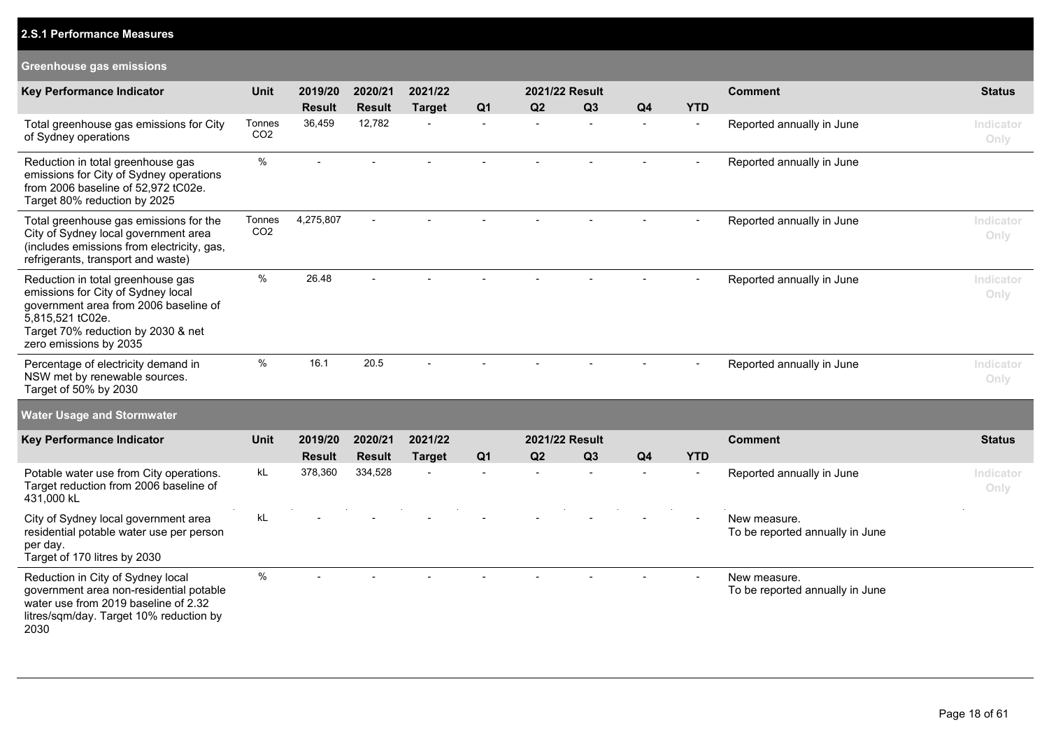## 2.S.1 Performance Measures

### Greenhouse gas emissions

| Key Performance Indicator | Unit | 2019/20 Result | 2020/21 Result | 2021/22 Target | 2021/22 Result Q1 | Q2 | Q3 | Q4 | YTD | Comment | Status |
|---|---|---|---|---|---|---|---|---|---|---|---|
| Total greenhouse gas emissions for City of Sydney operations | Tonnes $CO_2$ | 36,459 | 12,782 | - | - | - | - | - | - | Reported annually in June | Indicator Only |
| Reduction in total greenhouse gas emissions for City of Sydney operations from 2006 baseline of 52,972 tC02e. Target 80% reduction by 2025 | % | - | - | - | - | - | - | - | - | Reported annually in June | |
| Total greenhouse gas emissions for the City of Sydney local government area (includes emissions from electricity, gas, refrigerants, transport and waste) | Tonnes $CO_2$ | 4,275,807 | - | - | - | - | - | - | - | Reported annually in June | Indicator Only |
| Reduction in total greenhouse gas emissions for City of Sydney local government area from 2006 baseline of 5,815,521 tC02e. Target 70% reduction by 2030 & net zero emissions by 2035 | % | 26.48 | - | - | - | - | - | - | - | Reported annually in June | Indicator Only |
| Percentage of electricity demand in NSW met by renewable sources. Target of 50% by 2030 | % | 16.1 | 20.5 | - | - | - | - | - | - | Reported annually in June | Indicator Only |

### Water Usage and Stormwater

| Key Performance Indicator | Unit | 2019/20 Result | 2020/21 Result | 2021/22 Target | 2021/22 Result Q1 | Q2 | Q3 | Q4 | YTD | Comment | Status |
|---|---|---|---|---|---|---|---|---|---|---|---|
| Potable water use from City operations. Target reduction from 2006 baseline of 431,000 kL | kL | 378,360 | 334,528 | - | - | - | - | - | - | Reported annually in June | Indicator Only |
| City of Sydney local government area residential potable water use per person per day. Target of 170 litres by 2030 | kL | - | - | - | - | - | - | - | - | New measure. To be reported annually in June | |
| Reduction in City of Sydney local government area non-residential potable water use from 2019 baseline of 2.32 litres/sqm/day. Target 10% reduction by 2030 | % | - | - | - | - | - | - | - | - | New measure. To be reported annually in June | |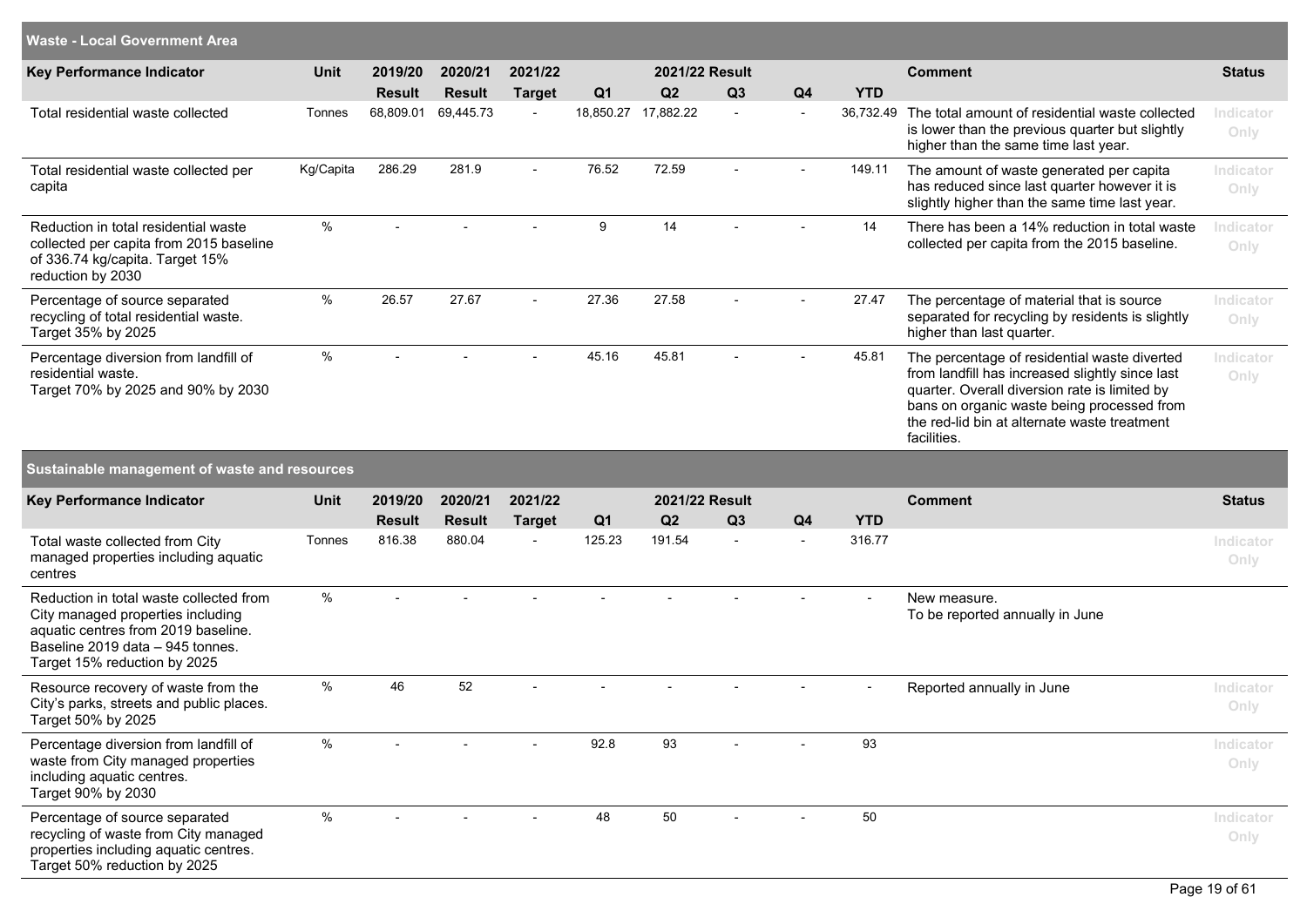## Waste - Local Government Area

| Key Performance Indicator | Unit | 2019/20 Result | 2020/21 Result | 2021/22 Target | Q1 | Q2 | Q3 | Q4 | YTD | Comment | Status |
|---|---|---|---|---|---|---|---|---|---|---|---|
| Total residential waste collected | Tonnes | 68,809.01 | 69,445.73 | - | 18,850.27 | 17,882.22 | - | - | 36,732.49 | The total amount of residential waste collected is lower than the previous quarter but slightly higher than the same time last year. | Indicator Only |
| Total residential waste collected per capita | Kg/Capita | 286.29 | 281.9 | - | 76.52 | 72.59 | - | - | 149.11 | The amount of waste generated per capita has reduced since last quarter however it is slightly higher than the same time last year. | Indicator Only |
| Reduction in total residential waste collected per capita from 2015 baseline of 336.74 kg/capita. Target 15% reduction by 2030 | % | - | - | - | 9 | 14 | - | - | 14 | There has been a 14% reduction in total waste collected per capita from the 2015 baseline. | Indicator Only |
| Percentage of source separated recycling of total residential waste. Target 35% by 2025 | % | 26.57 | 27.67 | - | 27.36 | 27.58 | - | - | 27.47 | The percentage of material that is source separated for recycling by residents is slightly higher than last quarter. | Indicator Only |
| Percentage diversion from landfill of residential waste. Target 70% by 2025 and 90% by 2030 | % | - | - | - | 45.16 | 45.81 | - | - | 45.81 | The percentage of residential waste diverted from landfill has increased slightly since last quarter. Overall diversion rate is limited by bans on organic waste being processed from the red-lid bin at alternate waste treatment facilities. | Indicator Only |

## Sustainable management of waste and resources

| Key Performance Indicator | Unit | 2019/20 Result | 2020/21 Result | 2021/22 Target | Q1 | Q2 | Q3 | Q4 | YTD | Comment | Status |
|---|---|---|---|---|---|---|---|---|---|---|---|
| Total waste collected from City managed properties including aquatic centres | Tonnes | 816.38 | 880.04 | - | 125.23 | 191.54 | - | - | 316.77 | | Indicator Only |
| Reduction in total waste collected from City managed properties including aquatic centres from 2019 baseline. Baseline 2019 data – 945 tonnes. Target 15% reduction by 2025 | % | - | - | - | - | - | - | - | - | New measure. To be reported annually in June | |
| Resource recovery of waste from the City's parks, streets and public places. Target 50% by 2025 | % | 46 | 52 | - | - | - | - | - | - | Reported annually in June | Indicator Only |
| Percentage diversion from landfill of waste from City managed properties including aquatic centres. Target 90% by 2030 | % | - | - | - | 92.8 | 93 | - | - | 93 | | Indicator Only |
| Percentage of source separated recycling of waste from City managed properties including aquatic centres. Target 50% reduction by 2025 | % | - | - | - | 48 | 50 | - | - | 50 | | Indicator Only |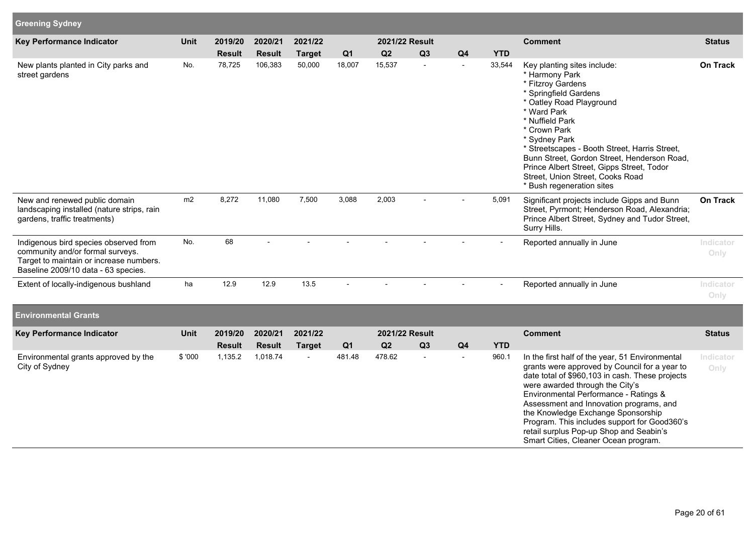## Greening Sydney

| Key Performance Indicator | Unit | 2019/20 Result | 2020/21 Result | 2021/22 Target | 2021/22 Result Q1 | Q2 | Q3 | Q4 | YTD | Comment | Status |
|---|---|---|---|---|---|---|---|---|---|---|---|
| New plants planted in City parks and street gardens | No. | 78,725 | 106,383 | 50,000 | 18,007 | 15,537 | - | - | 33,544 | Key planting sites include: * Harmony Park * Fitzroy Gardens * Springfield Gardens * Oatley Road Playground * Ward Park * Nuffield Park * Crown Park * Sydney Park * Streetscapes - Booth Street, Harris Street, Bunn Street, Gordon Street, Henderson Road, Prince Albert Street, Gipps Street, Todor Street, Union Street, Cooks Road * Bush regeneration sites | On Track |
| New and renewed public domain landscaping installed (nature strips, rain gardens, traffic treatments) | m2 | 8,272 | 11,080 | 7,500 | 3,088 | 2,003 | - | - | 5,091 | Significant projects include Gipps and Bunn Street, Pyrmont; Henderson Road, Alexandria; Prince Albert Street, Sydney and Tudor Street, Surry Hills. | On Track |
| Indigenous bird species observed from community and/or formal surveys. Target to maintain or increase numbers. Baseline 2009/10 data - 63 species. | No. | 68 | - | - | - | - | - | - | - | Reported annually in June | Indicator Only |
| Extent of locally-indigenous bushland | ha | 12.9 | 12.9 | 13.5 | - | - | - | - | - | Reported annually in June | Indicator Only |

## Environmental Grants

| Key Performance Indicator | Unit | 2019/20 Result | 2020/21 Result | 2021/22 Target | 2021/22 Result Q1 | Q2 | Q3 | Q4 | YTD | Comment | Status |
|---|---|---|---|---|---|---|---|---|---|---|---|
| Environmental grants approved by the City of Sydney | $ '000 | 1,135.2 | 1,018.74 | - | 481.48 | 478.62 | - | - | 960.1 | In the first half of the year, 51 Environmental grants were approved by Council for a year to date total of $960,103 in cash. These projects were awarded through the City's Environmental Performance - Ratings & Assessment and Innovation programs, and the Knowledge Exchange Sponsorship Program. This includes support for Good360's retail surplus Pop-up Shop and Seabin's Smart Cities, Cleaner Ocean program. | Indicator Only |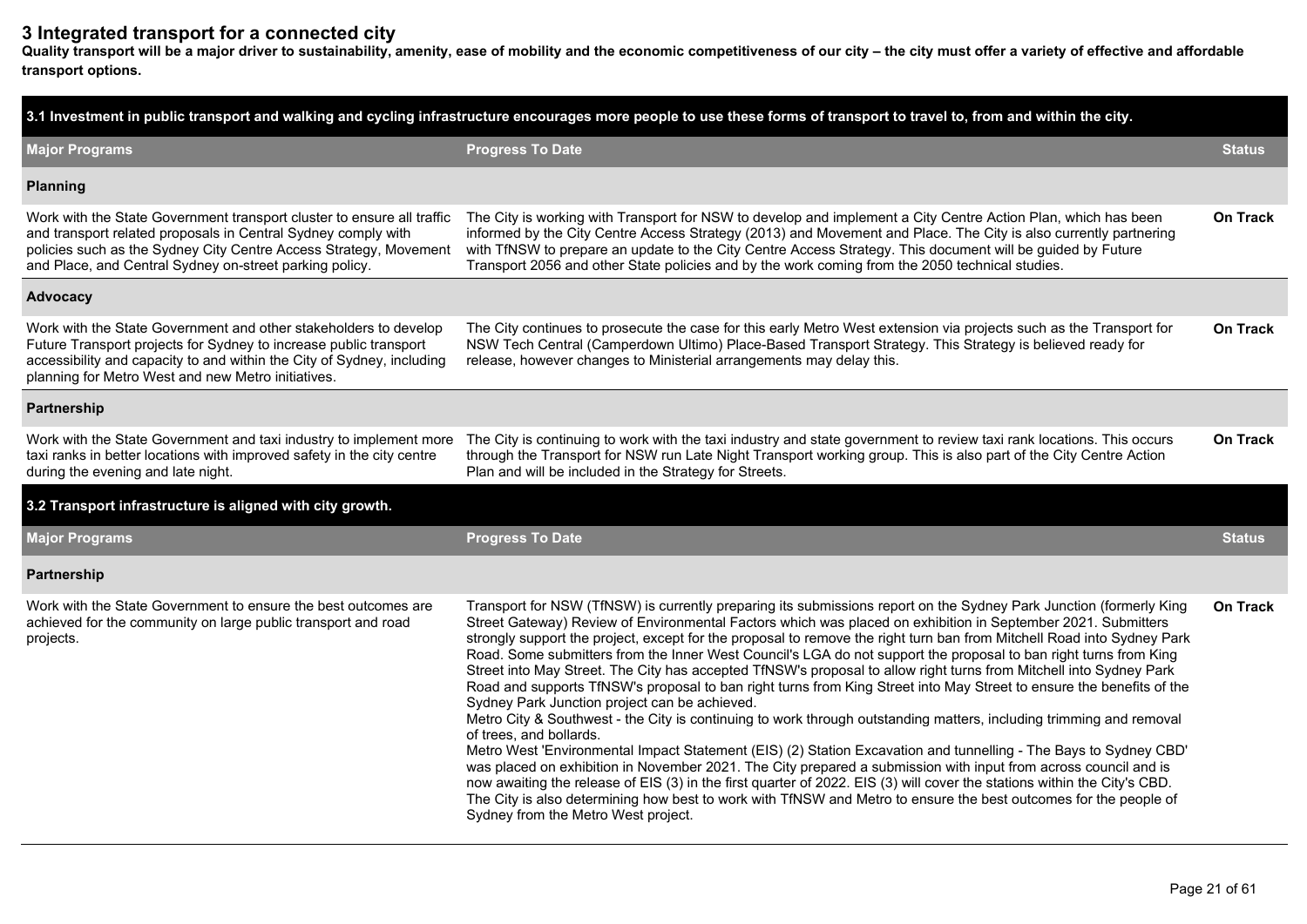# 3 Integrated transport for a connected city

**Quality transport will be a major driver to sustainability, amenity, ease of mobility and the economic competitiveness of our city – the city must offer a variety of effective and affordable transport options.**

## 3.1 Investment in public transport and walking and cycling infrastructure encourages more people to use these forms of transport to travel to, from and within the city.

| Major Programs | Progress To Date | Status |
|---|---|---|
| **Planning** | | |
| Work with the State Government transport cluster to ensure all traffic and transport related proposals in Central Sydney comply with policies such as the Sydney City Centre Access Strategy, Movement and Place, and Central Sydney on-street parking policy. | The City is working with Transport for NSW to develop and implement a City Centre Action Plan, which has been informed by the City Centre Access Strategy (2013) and Movement and Place. The City is also currently partnering with TfNSW to prepare an update to the City Centre Access Strategy. This document will be guided by Future Transport 2056 and other State policies and by the work coming from the 2050 technical studies. | **On Track** |
| **Advocacy** | | |
| Work with the State Government and other stakeholders to develop Future Transport projects for Sydney to increase public transport accessibility and capacity to and within the City of Sydney, including planning for Metro West and new Metro initiatives. | The City continues to prosecute the case for this early Metro West extension via projects such as the Transport for NSW Tech Central (Camperdown Ultimo) Place-Based Transport Strategy. This Strategy is believed ready for release, however changes to Ministerial arrangements may delay this. | **On Track** |
| **Partnership** | | |
| Work with the State Government and taxi industry to implement more taxi ranks in better locations with improved safety in the city centre during the evening and late night. | The City is continuing to work with the taxi industry and state government to review taxi rank locations. This occurs through the Transport for NSW run Late Night Transport working group. This is also part of the City Centre Action Plan and will be included in the Strategy for Streets. | **On Track** |

## 3.2 Transport infrastructure is aligned with city growth.

| Major Programs | Progress To Date | Status |
|---|---|---|
| **Partnership** | | |
| Work with the State Government to ensure the best outcomes are achieved for the community on large public transport and road projects. | Transport for NSW (TfNSW) is currently preparing its submissions report on the Sydney Park Junction (formerly King Street Gateway) Review of Environmental Factors which was placed on exhibition in September 2021. Submitters strongly support the project, except for the proposal to remove the right turn ban from Mitchell Road into Sydney Park Road. Some submitters from the Inner West Council's LGA do not support the proposal to ban right turns from King Street into May Street. The City has accepted TfNSW's proposal to allow right turns from Mitchell into Sydney Park Road and supports TfNSW's proposal to ban right turns from King Street into May Street to ensure the benefits of the Sydney Park Junction project can be achieved.<br>Metro City & Southwest - the City is continuing to work through outstanding matters, including trimming and removal of trees, and bollards.<br>Metro West 'Environmental Impact Statement (EIS) (2) Station Excavation and tunnelling - The Bays to Sydney CBD' was placed on exhibition in November 2021. The City prepared a submission with input from across council and is now awaiting the release of EIS (3) in the first quarter of 2022. EIS (3) will cover the stations within the City's CBD. The City is also determining how best to work with TfNSW and Metro to ensure the best outcomes for the people of Sydney from the Metro West project. | **On Track** |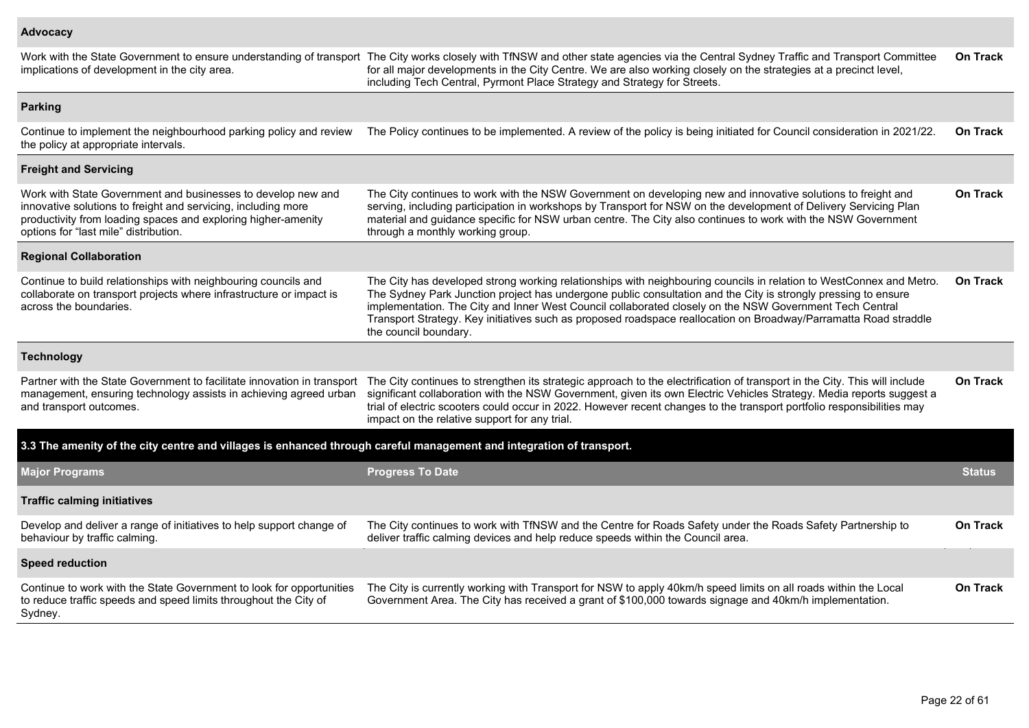| | | |
|---|---|---|
| **Advocacy** | | |
| Work with the State Government to ensure understanding of transport implications of development in the city area. | The City works closely with TfNSW and other state agencies via the Central Sydney Traffic and Transport Committee for all major developments in the City Centre. We are also working closely on the strategies at a precinct level, including Tech Central, Pyrmont Place Strategy and Strategy for Streets. | **On Track** |
| **Parking** | | |
| Continue to implement the neighbourhood parking policy and review the policy at appropriate intervals. | The Policy continues to be implemented. A review of the policy is being initiated for Council consideration in 2021/22. | **On Track** |
| **Freight and Servicing** | | |
| Work with State Government and businesses to develop new and innovative solutions to freight and servicing, including more productivity from loading spaces and exploring higher-amenity options for "last mile" distribution. | The City continues to work with the NSW Government on developing new and innovative solutions to freight and serving, including participation in workshops by Transport for NSW on the development of Delivery Servicing Plan material and guidance specific for NSW urban centre. The City also continues to work with the NSW Government through a monthly working group. | **On Track** |
| **Regional Collaboration** | | |
| Continue to build relationships with neighbouring councils and collaborate on transport projects where infrastructure or impact is across the boundaries. | The City has developed strong working relationships with neighbouring councils in relation to WestConnex and Metro. The Sydney Park Junction project has undergone public consultation and the City is strongly pressing to ensure implementation. The City and Inner West Council collaborated closely on the NSW Government Tech Central Transport Strategy. Key initiatives such as proposed roadspace reallocation on Broadway/Parramatta Road straddle the council boundary. | **On Track** |
| **Technology** | | |
| Partner with the State Government to facilitate innovation in transport management, ensuring technology assists in achieving agreed urban and transport outcomes. | The City continues to strengthen its strategic approach to the electrification of transport in the City. This will include significant collaboration with the NSW Government, given its own Electric Vehicles Strategy. Media reports suggest a trial of electric scooters could occur in 2022. However recent changes to the transport portfolio responsibilities may impact on the relative support for any trial. | **On Track** |

**3.3 The amenity of the city centre and villages is enhanced through careful management and integration of transport.**

| Major Programs | Progress To Date | Status |
|---|---|---|
| **Traffic calming initiatives** | | |
| Develop and deliver a range of initiatives to help support change of behaviour by traffic calming. | The City continues to work with TfNSW and the Centre for Roads Safety under the Roads Safety Partnership to deliver traffic calming devices and help reduce speeds within the Council area. | **On Track** |
| **Speed reduction** | | |
| Continue to work with the State Government to look for opportunities to reduce traffic speeds and speed limits throughout the City of Sydney. | The City is currently working with Transport for NSW to apply 40km/h speed limits on all roads within the Local Government Area. The City has received a grant of $100,000 towards signage and 40km/h implementation. | **On Track** |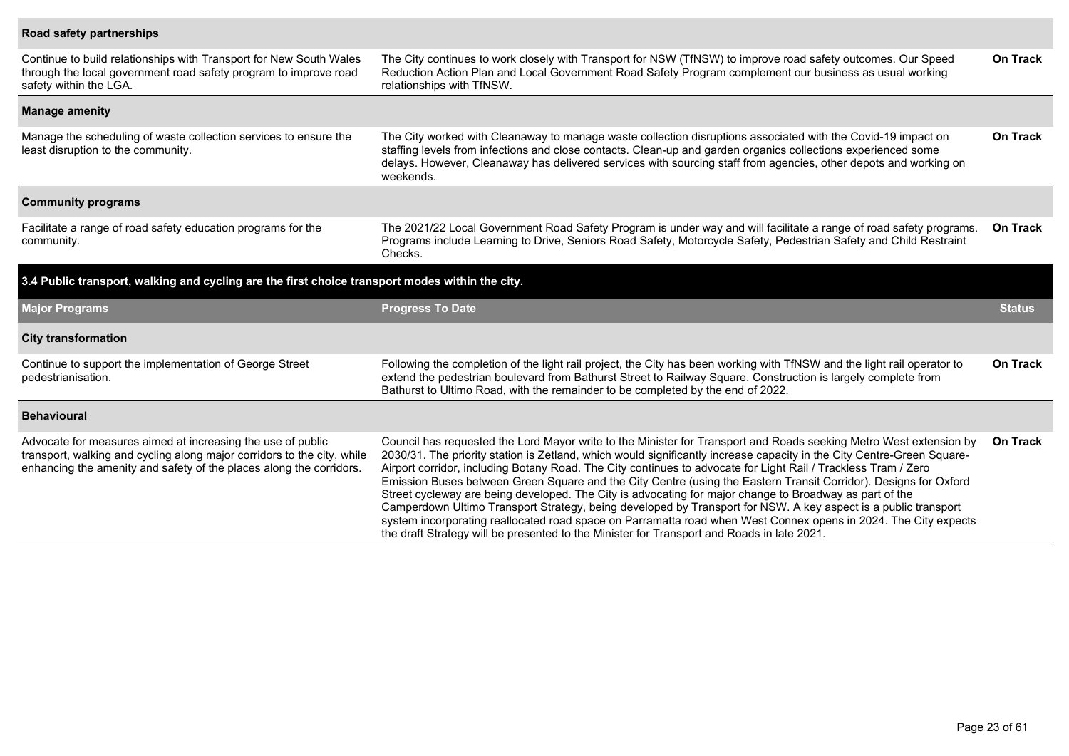| | | |
|---|---|---|
| **Road safety partnerships** | | |
| Continue to build relationships with Transport for New South Wales through the local government road safety program to improve road safety within the LGA. | The City continues to work closely with Transport for NSW (TfNSW) to improve road safety outcomes. Our Speed Reduction Action Plan and Local Government Road Safety Program complement our business as usual working relationships with TfNSW. | **On Track** |
| **Manage amenity** | | |
| Manage the scheduling of waste collection services to ensure the least disruption to the community. | The City worked with Cleanaway to manage waste collection disruptions associated with the Covid-19 impact on staffing levels from infections and close contacts. Clean-up and garden organics collections experienced some delays. However, Cleanaway has delivered services with sourcing staff from agencies, other depots and working on weekends. | **On Track** |
| **Community programs** | | |
| Facilitate a range of road safety education programs for the community. | The 2021/22 Local Government Road Safety Program is under way and will facilitate a range of road safety programs. Programs include Learning to Drive, Seniors Road Safety, Motorcycle Safety, Pedestrian Safety and Child Restraint Checks. | **On Track** |

## 3.4 Public transport, walking and cycling are the first choice transport modes within the city.

| Major Programs | Progress To Date | Status |
|---|---|---|
| **City transformation** | | |
| Continue to support the implementation of George Street pedestrianisation. | Following the completion of the light rail project, the City has been working with TfNSW and the light rail operator to extend the pedestrian boulevard from Bathurst Street to Railway Square. Construction is largely complete from Bathurst to Ultimo Road, with the remainder to be completed by the end of 2022. | **On Track** |
| **Behavioural** | | |
| Advocate for measures aimed at increasing the use of public transport, walking and cycling along major corridors to the city, while enhancing the amenity and safety of the places along the corridors. | Council has requested the Lord Mayor write to the Minister for Transport and Roads seeking Metro West extension by 2030/31. The priority station is Zetland, which would significantly increase capacity in the City Centre-Green Square-Airport corridor, including Botany Road. The City continues to advocate for Light Rail / Trackless Tram / Zero Emission Buses between Green Square and the City Centre (using the Eastern Transit Corridor). Designs for Oxford Street cycleway are being developed. The City is advocating for major change to Broadway as part of the Camperdown Ultimo Transport Strategy, being developed by Transport for NSW. A key aspect is a public transport system incorporating reallocated road space on Parramatta road when West Connex opens in 2024. The City expects the draft Strategy will be presented to the Minister for Transport and Roads in late 2021. | **On Track** |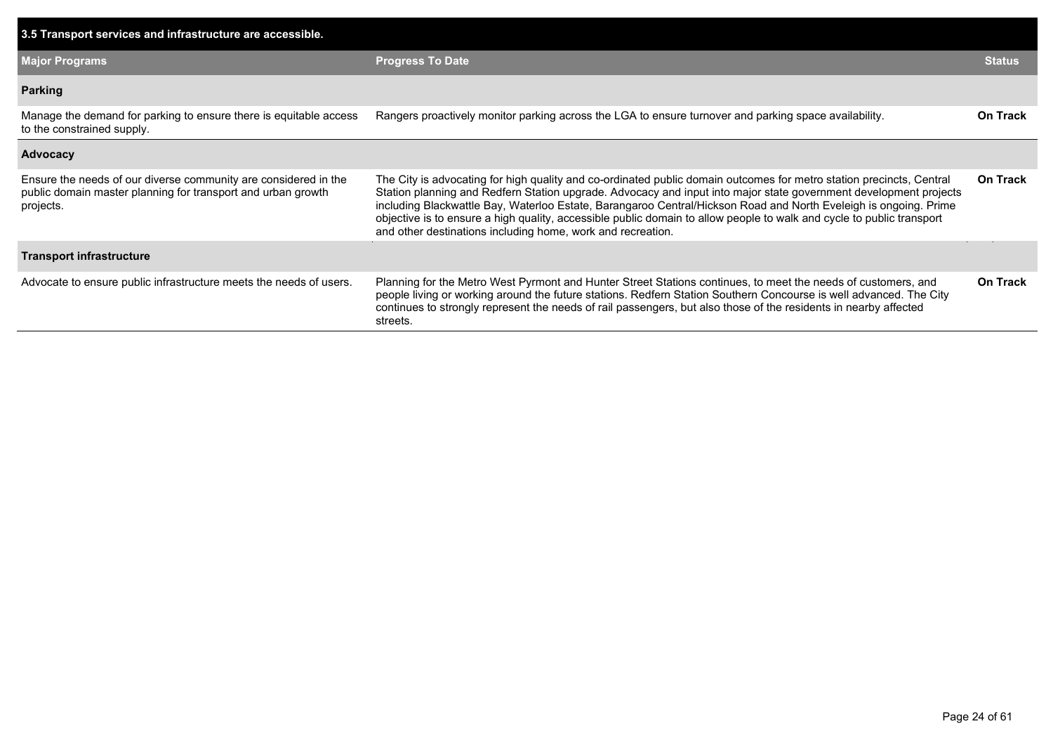## 3.5 Transport services and infrastructure are accessible.

| Major Programs | Progress To Date | Status |
|---|---|---|
| **Parking** | | |
| Manage the demand for parking to ensure there is equitable access to the constrained supply. | Rangers proactively monitor parking across the LGA to ensure turnover and parking space availability. | **On Track** |
| **Advocacy** | | |
| Ensure the needs of our diverse community are considered in the public domain master planning for transport and urban growth projects. | The City is advocating for high quality and co-ordinated public domain outcomes for metro station precincts, Central Station planning and Redfern Station upgrade. Advocacy and input into major state government development projects including Blackwattle Bay, Waterloo Estate, Barangaroo Central/Hickson Road and North Eveleigh is ongoing. Prime objective is to ensure a high quality, accessible public domain to allow people to walk and cycle to public transport and other destinations including home, work and recreation. | **On Track** |
| **Transport infrastructure** | | |
| Advocate to ensure public infrastructure meets the needs of users. | Planning for the Metro West Pyrmont and Hunter Street Stations continues, to meet the needs of customers, and people living or working around the future stations. Redfern Station Southern Concourse is well advanced. The City continues to strongly represent the needs of rail passengers, but also those of the residents in nearby affected streets. | **On Track** |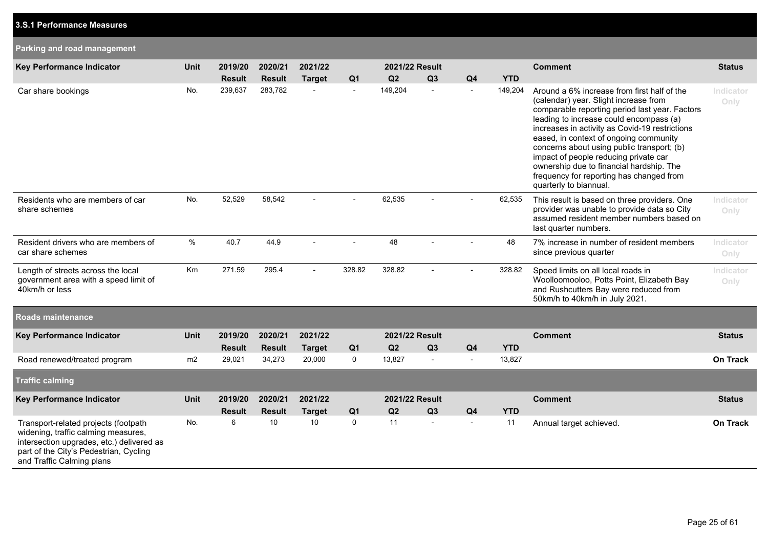## 3.S.1 Performance Measures

### Parking and road management

| Key Performance Indicator | Unit | 2019/20 Result | 2020/21 Result | 2021/22 Target | 2021/22 Result Q1 | Q2 | Q3 | Q4 | YTD | Comment | Status |
|---|---|---|---|---|---|---|---|---|---|---|---|
| Car share bookings | No. | 239,637 | 283,782 | - | - | 149,204 | - | - | 149,204 | Around a 6% increase from first half of the (calendar) year. Slight increase from comparable reporting period last year. Factors leading to increase could encompass (a) increases in activity as Covid-19 restrictions eased, in context of ongoing community concerns about using public transport; (b) impact of people reducing private car ownership due to financial hardship. The frequency for reporting has changed from quarterly to biannual. | Indicator Only |
| Residents who are members of car share schemes | No. | 52,529 | 58,542 | - | - | 62,535 | - | - | 62,535 | This result is based on three providers. One provider was unable to provide data so City assumed resident member numbers based on last quarter numbers. | Indicator Only |
| Resident drivers who are members of car share schemes | % | 40.7 | 44.9 | - | - | 48 | - | - | 48 | 7% increase in number of resident members since previous quarter | Indicator Only |
| Length of streets across the local government area with a speed limit of 40km/h or less | Km | 271.59 | 295.4 | - | 328.82 | 328.82 | - | - | 328.82 | Speed limits on all local roads in Woolloomooloo, Potts Point, Elizabeth Bay and Rushcutters Bay were reduced from 50km/h to 40km/h in July 2021. | Indicator Only |

### Roads maintenance

| Key Performance Indicator | Unit | 2019/20 Result | 2020/21 Result | 2021/22 Target | 2021/22 Result Q1 | Q2 | Q3 | Q4 | YTD | Comment | Status |
|---|---|---|---|---|---|---|---|---|---|---|---|
| Road renewed/treated program | m2 | 29,021 | 34,273 | 20,000 | 0 | 13,827 | - | - | 13,827 | | On Track |

### Traffic calming

| Key Performance Indicator | Unit | 2019/20 Result | 2020/21 Result | 2021/22 Target | 2021/22 Result Q1 | Q2 | Q3 | Q4 | YTD | Comment | Status |
|---|---|---|---|---|---|---|---|---|---|---|---|
| Transport-related projects (footpath widening, traffic calming measures, intersection upgrades, etc.) delivered as part of the City's Pedestrian, Cycling and Traffic Calming plans | No. | 6 | 10 | 10 | 0 | 11 | - | - | 11 | Annual target achieved. | On Track |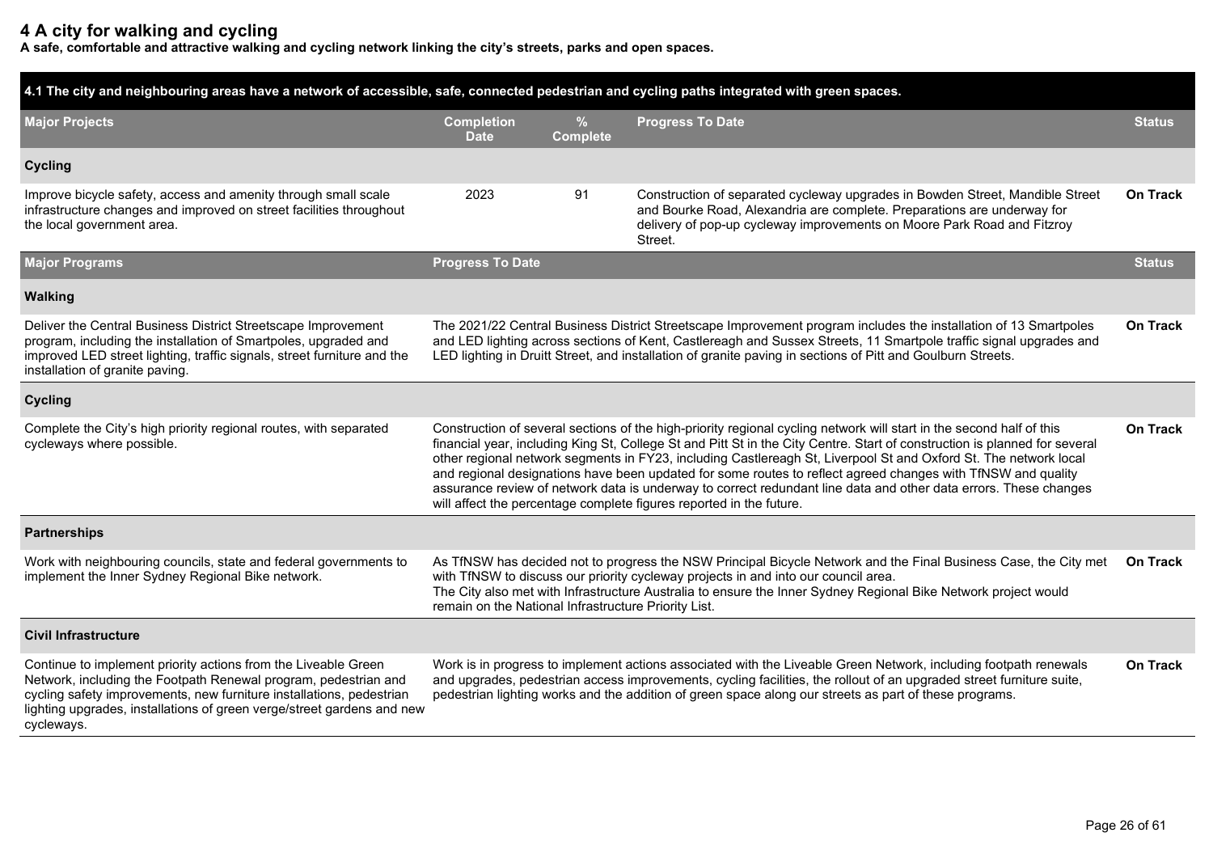# 4 A city for walking and cycling

**A safe, comfortable and attractive walking and cycling network linking the city's streets, parks and open spaces.**

**4.1 The city and neighbouring areas have a network of accessible, safe, connected pedestrian and cycling paths integrated with green spaces.**

| Major Projects | Completion Date | % Complete | Progress To Date | Status |
|---|---|---|---|---|
| **Cycling** | | | | |
| Improve bicycle safety, access and amenity through small scale infrastructure changes and improved on street facilities throughout the local government area. | 2023 | 91 | Construction of separated cycleway upgrades in Bowden Street, Mandible Street and Bourke Road, Alexandria are complete. Preparations are underway for delivery of pop-up cycleway improvements on Moore Park Road and Fitzroy Street. | On Track |

| Major Programs | Progress To Date | Status |
|---|---|---|
| **Walking** | | |
| Deliver the Central Business District Streetscape Improvement program, including the installation of Smartpoles, upgraded and improved LED street lighting, traffic signals, street furniture and the installation of granite paving. | The 2021/22 Central Business District Streetscape Improvement program includes the installation of 13 Smartpoles and LED lighting across sections of Kent, Castlereagh and Sussex Streets, 11 Smartpole traffic signal upgrades and LED lighting in Druitt Street, and installation of granite paving in sections of Pitt and Goulburn Streets. | On Track |
| **Cycling** | | |
| Complete the City's high priority regional routes, with separated cycleways where possible. | Construction of several sections of the high-priority regional cycling network will start in the second half of this financial year, including King St, College St and Pitt St in the City Centre. Start of construction is planned for several other regional network segments in FY23, including Castlereagh St, Liverpool St and Oxford St. The network local and regional designations have been updated for some routes to reflect agreed changes with TfNSW and quality assurance review of network data is underway to correct redundant line data and other data errors. These changes will affect the percentage complete figures reported in the future. | On Track |
| **Partnerships** | | |
| Work with neighbouring councils, state and federal governments to implement the Inner Sydney Regional Bike network. | As TfNSW has decided not to progress the NSW Principal Bicycle Network and the Final Business Case, the City met with TfNSW to discuss our priority cycleway projects in and into our council area. The City also met with Infrastructure Australia to ensure the Inner Sydney Regional Bike Network project would remain on the National Infrastructure Priority List. | On Track |
| **Civil Infrastructure** | | |
| Continue to implement priority actions from the Liveable Green Network, including the Footpath Renewal program, pedestrian and cycling safety improvements, new furniture installations, pedestrian lighting upgrades, installations of green verge/street gardens and new cycleways. | Work is in progress to implement actions associated with the Liveable Green Network, including footpath renewals and upgrades, pedestrian access improvements, cycling facilities, the rollout of an upgraded street furniture suite, pedestrian lighting works and the addition of green space along our streets as part of these programs. | On Track |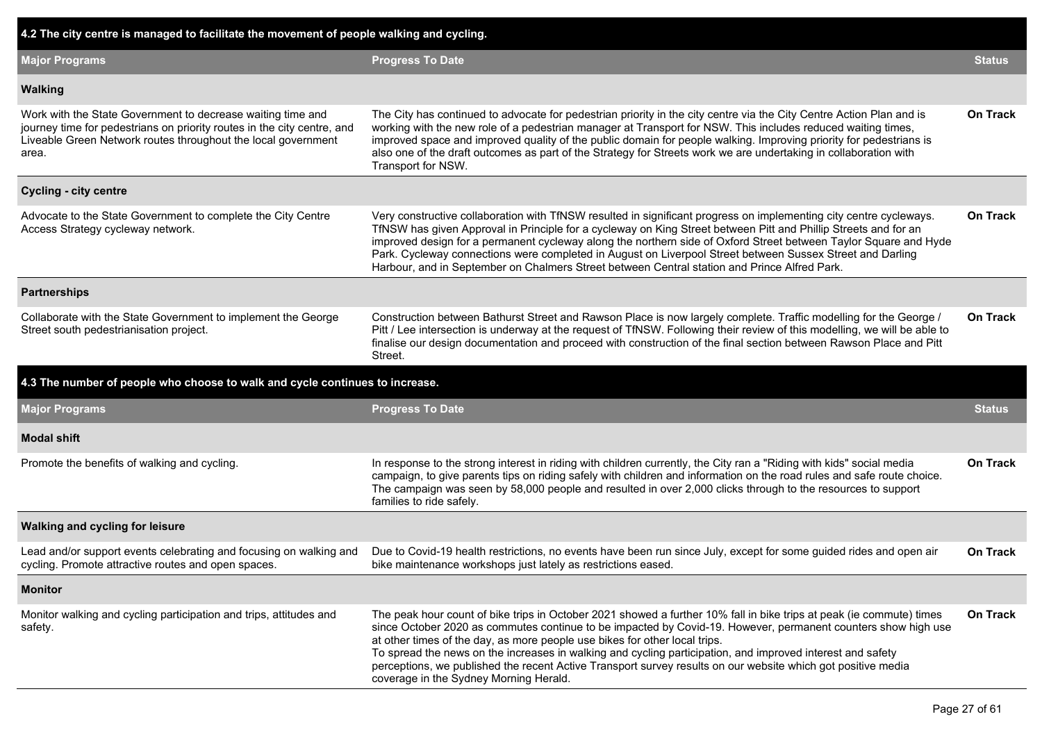## 4.2 The city centre is managed to facilitate the movement of people walking and cycling.

| Major Programs | Progress To Date | Status |
|---|---|---|
| **Walking** | | |
| Work with the State Government to decrease waiting time and journey time for pedestrians on priority routes in the city centre, and Liveable Green Network routes throughout the local government area. | The City has continued to advocate for pedestrian priority in the city centre via the City Centre Action Plan and is working with the new role of a pedestrian manager at Transport for NSW. This includes reduced waiting times, improved space and improved quality of the public domain for people walking. Improving priority for pedestrians is also one of the draft outcomes as part of the Strategy for Streets work we are undertaking in collaboration with Transport for NSW. | **On Track** |
| **Cycling - city centre** | | |
| Advocate to the State Government to complete the City Centre Access Strategy cycleway network. | Very constructive collaboration with TfNSW resulted in significant progress on implementing city centre cycleways. TfNSW has given Approval in Principle for a cycleway on King Street between Pitt and Phillip Streets and for an improved design for a permanent cycleway along the northern side of Oxford Street between Taylor Square and Hyde Park. Cycleway connections were completed in August on Liverpool Street between Sussex Street and Darling Harbour, and in September on Chalmers Street between Central station and Prince Alfred Park. | **On Track** |
| **Partnerships** | | |
| Collaborate with the State Government to implement the George Street south pedestrianisation project. | Construction between Bathurst Street and Rawson Place is now largely complete. Traffic modelling for the George / Pitt / Lee intersection is underway at the request of TfNSW. Following their review of this modelling, we will be able to finalise our design documentation and proceed with construction of the final section between Rawson Place and Pitt Street. | **On Track** |

## 4.3 The number of people who choose to walk and cycle continues to increase.

| Major Programs | Progress To Date | Status |
|---|---|---|
| **Modal shift** | | |
| Promote the benefits of walking and cycling. | In response to the strong interest in riding with children currently, the City ran a "Riding with kids" social media campaign, to give parents tips on riding safely with children and information on the road rules and safe route choice. The campaign was seen by 58,000 people and resulted in over 2,000 clicks through to the resources to support families to ride safely. | **On Track** |
| **Walking and cycling for leisure** | | |
| Lead and/or support events celebrating and focusing on walking and cycling. Promote attractive routes and open spaces. | Due to Covid-19 health restrictions, no events have been run since July, except for some guided rides and open air bike maintenance workshops just lately as restrictions eased. | **On Track** |
| **Monitor** | | |
| Monitor walking and cycling participation and trips, attitudes and safety. | The peak hour count of bike trips in October 2021 showed a further 10% fall in bike trips at peak (ie commute) times since October 2020 as commutes continue to be impacted by Covid-19. However, permanent counters show high use at other times of the day, as more people use bikes for other local trips.<br>To spread the news on the increases in walking and cycling participation, and improved interest and safety perceptions, we published the recent Active Transport survey results on our website which got positive media coverage in the Sydney Morning Herald. | **On Track** |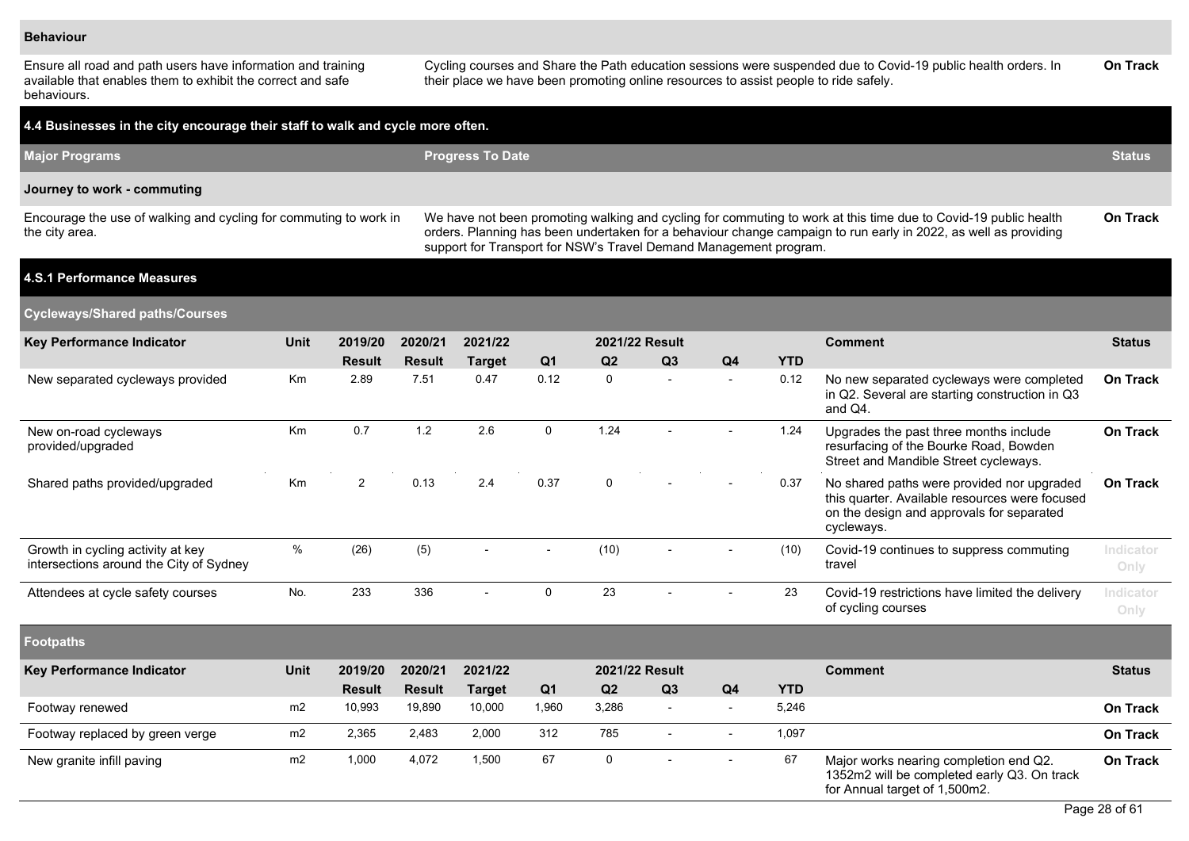| | | |
|---|---|---|
| **Behaviour** | | |
| Ensure all road and path users have information and training available that enables them to exhibit the correct and safe behaviours. | Cycling courses and Share the Path education sessions were suspended due to Covid-19 public health orders. In their place we have been promoting online resources to assist people to ride safely. | **On Track** |

### 4.4 Businesses in the city encourage their staff to walk and cycle more often.

| Major Programs | Progress To Date | Status |
|---|---|---|
| **Journey to work - commuting** | | |
| Encourage the use of walking and cycling for commuting to work in the city area. | We have not been promoting walking and cycling for commuting to work at this time due to Covid-19 public health orders. Planning has been undertaken for a behaviour change campaign to run early in 2022, as well as providing support for Transport for NSW's Travel Demand Management program. | **On Track** |

### 4.S.1 Performance Measures

#### Cycleways/Shared paths/Courses

| Key Performance Indicator | Unit | 2019/20 Result | 2020/21 Result | 2021/22 Target | Q1 | Q2 | Q3 | Q4 | YTD | Comment | Status |
|---|---|---|---|---|---|---|---|---|---|---|---|
| | | | | | 2021/22 Result | | | | | | |
| New separated cycleways provided | Km | 2.89 | 7.51 | 0.47 | 0.12 | 0 | - | - | 0.12 | No new separated cycleways were completed in Q2. Several are starting construction in Q3 and Q4. | On Track |
| New on-road cycleways provided/upgraded | Km | 0.7 | 1.2 | 2.6 | 0 | 1.24 | - | - | 1.24 | Upgrades the past three months include resurfacing of the Bourke Road, Bowden Street and Mandible Street cycleways. | On Track |
| Shared paths provided/upgraded | Km | 2 | 0.13 | 2.4 | 0.37 | 0 | - | - | 0.37 | No shared paths were provided nor upgraded this quarter. Available resources were focused on the design and approvals for separated cycleways. | On Track |
| Growth in cycling activity at key intersections around the City of Sydney | % | (26) | (5) | - | - | (10) | - | - | (10) | Covid-19 continues to suppress commuting travel | Indicator Only |
| Attendees at cycle safety courses | No. | 233 | 336 | - | 0 | 23 | - | - | 23 | Covid-19 restrictions have limited the delivery of cycling courses | Indicator Only |

#### Footpaths

| Key Performance Indicator | Unit | 2019/20 Result | 2020/21 Result | 2021/22 Target | Q1 | Q2 | Q3 | Q4 | YTD | Comment | Status |
|---|---|---|---|---|---|---|---|---|---|---|---|
| | | | | | 2021/22 Result | | | | | | |
| Footway renewed | m2 | 10,993 | 19,890 | 10,000 | 1,960 | 3,286 | - | - | 5,246 | | On Track |
| Footway replaced by green verge | m2 | 2,365 | 2,483 | 2,000 | 312 | 785 | - | - | 1,097 | | On Track |
| New granite infill paving | m2 | 1,000 | 4,072 | 1,500 | 67 | 0 | - | - | 67 | Major works nearing completion end Q2. 1352m2 will be completed early Q3. On track for Annual target of 1,500m2. | On Track |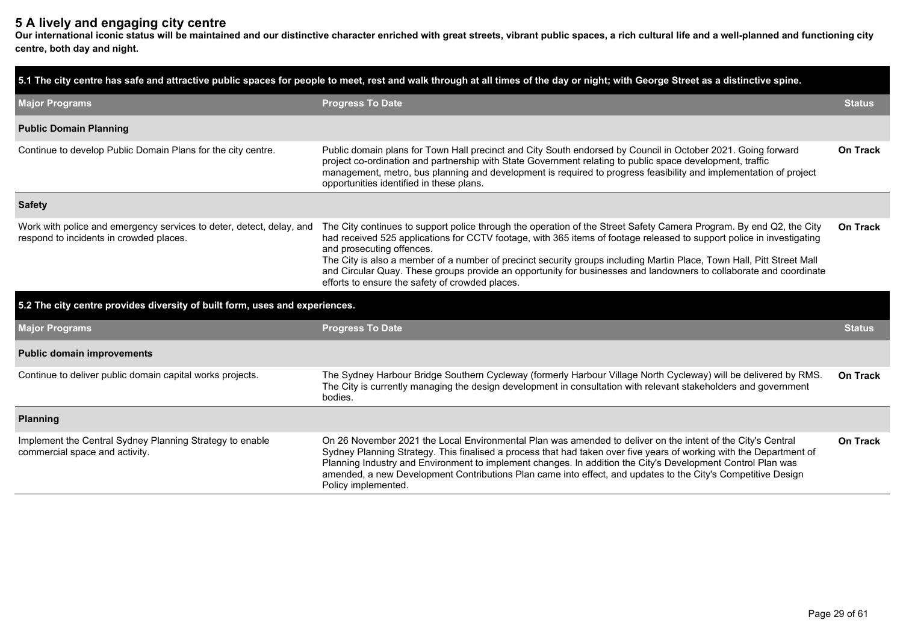## 5 A lively and engaging city centre

**Our international iconic status will be maintained and our distinctive character enriched with great streets, vibrant public spaces, a rich cultural life and a well-planned and functioning city centre, both day and night.**

| 5.1 The city centre has safe and attractive public spaces for people to meet, rest and walk through at all times of the day or night; with George Street as a distinctive spine. | | |
|---|---|---|
| **Major Programs** | **Progress To Date** | **Status** |
| **Public Domain Planning** | | |
| Continue to develop Public Domain Plans for the city centre. | Public domain plans for Town Hall precinct and City South endorsed by Council in October 2021. Going forward project co-ordination and partnership with State Government relating to public space development, traffic management, metro, bus planning and development is required to progress feasibility and implementation of project opportunities identified in these plans. | **On Track** |
| **Safety** | | |
| Work with police and emergency services to deter, detect, delay, and respond to incidents in crowded places. | The City continues to support police through the operation of the Street Safety Camera Program. By end Q2, the City had received 525 applications for CCTV footage, with 365 items of footage released to support police in investigating and prosecuting offences.<br>The City is also a member of a number of precinct security groups including Martin Place, Town Hall, Pitt Street Mall and Circular Quay. These groups provide an opportunity for businesses and landowners to collaborate and coordinate efforts to ensure the safety of crowded places. | **On Track** |

| 5.2 The city centre provides diversity of built form, uses and experiences. | | |
|---|---|---|
| **Major Programs** | **Progress To Date** | **Status** |
| **Public domain improvements** | | |
| Continue to deliver public domain capital works projects. | The Sydney Harbour Bridge Southern Cycleway (formerly Harbour Village North Cycleway) will be delivered by RMS. The City is currently managing the design development in consultation with relevant stakeholders and government bodies. | **On Track** |
| **Planning** | | |
| Implement the Central Sydney Planning Strategy to enable commercial space and activity. | On 26 November 2021 the Local Environmental Plan was amended to deliver on the intent of the City's Central Sydney Planning Strategy. This finalised a process that had taken over five years of working with the Department of Planning Industry and Environment to implement changes. In addition the City's Development Control Plan was amended, a new Development Contributions Plan came into effect, and updates to the City's Competitive Design Policy implemented. | **On Track** |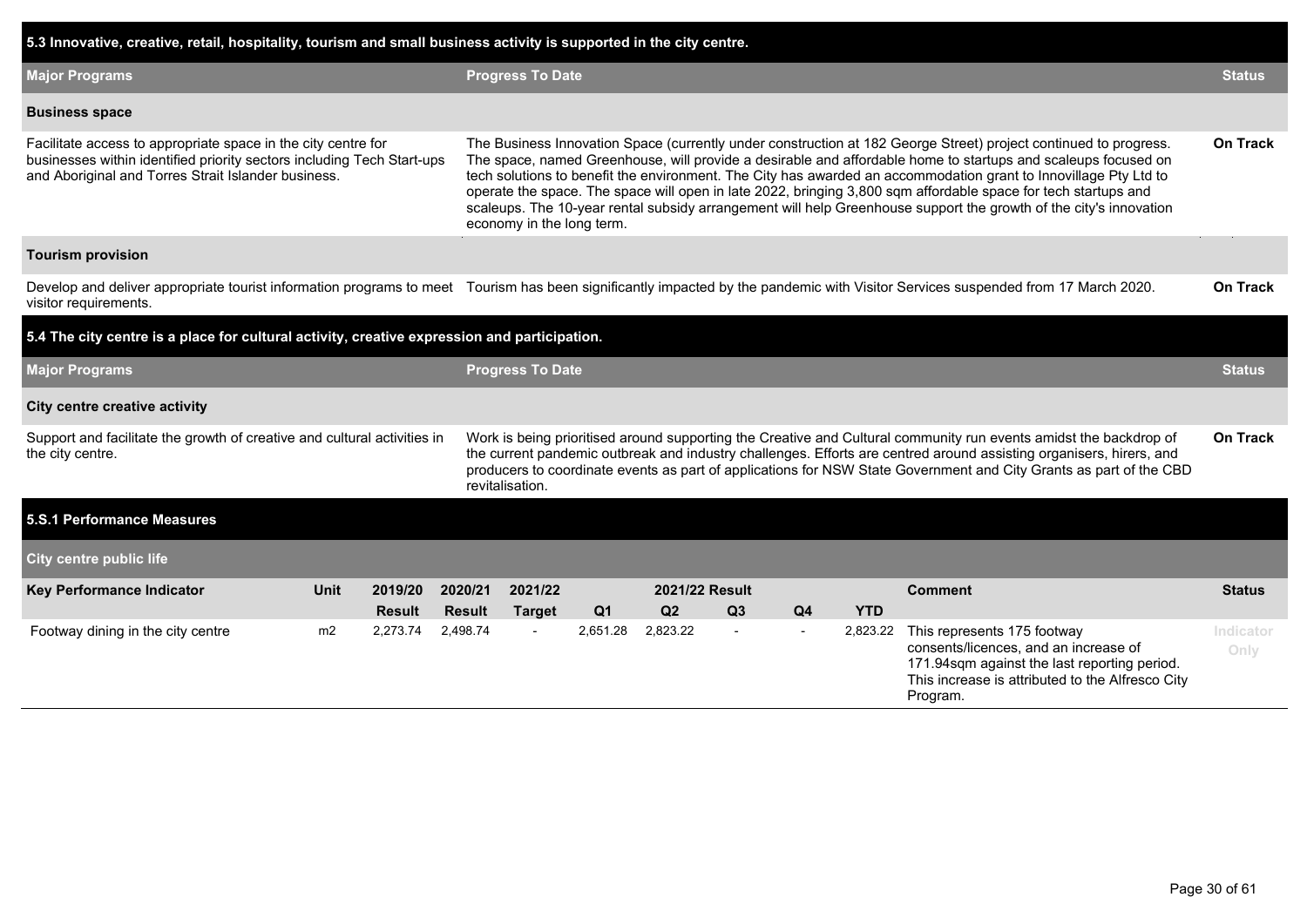## 5.3 Innovative, creative, retail, hospitality, tourism and small business activity is supported in the city centre.

| Major Programs | Progress To Date | Status |
|---|---|---|
| **Business space** | | |
| Facilitate access to appropriate space in the city centre for businesses within identified priority sectors including Tech Start-ups and Aboriginal and Torres Strait Islander business. | The Business Innovation Space (currently under construction at 182 George Street) project continued to progress. The space, named Greenhouse, will provide a desirable and affordable home to startups and scaleups focused on tech solutions to benefit the environment. The City has awarded an accommodation grant to Innovillage Pty Ltd to operate the space. The space will open in late 2022, bringing 3,800 sqm affordable space for tech startups and scaleups. The 10-year rental subsidy arrangement will help Greenhouse support the growth of the city's innovation economy in the long term. | On Track |
| **Tourism provision** | | |
| Develop and deliver appropriate tourist information programs to meet visitor requirements. | Tourism has been significantly impacted by the pandemic with Visitor Services suspended from 17 March 2020. | On Track |

## 5.4 The city centre is a place for cultural activity, creative expression and participation.

| Major Programs | Progress To Date | Status |
|---|---|---|
| **City centre creative activity** | | |
| Support and facilitate the growth of creative and cultural activities in the city centre. | Work is being prioritised around supporting the Creative and Cultural community run events amidst the backdrop of the current pandemic outbreak and industry challenges. Efforts are centred around assisting organisers, hirers, and producers to coordinate events as part of applications for NSW State Government and City Grants as part of the CBD revitalisation. | On Track |

## 5.S.1 Performance Measures

### City centre public life

| Key Performance Indicator | Unit | 2019/20 Result | 2020/21 Result | 2021/22 Target | 2021/22 Result Q1 | Q2 | Q3 | Q4 | YTD | Comment | Status |
|---|---|---|---|---|---|---|---|---|---|---|---|
| Footway dining in the city centre | m2 | 2,273.74 | 2,498.74 | - | 2,651.28 | 2,823.22 | - | - | 2,823.22 | This represents 175 footway consents/licences, and an increase of 171.94sqm against the last reporting period. This increase is attributed to the Alfresco City Program. | Indicator Only |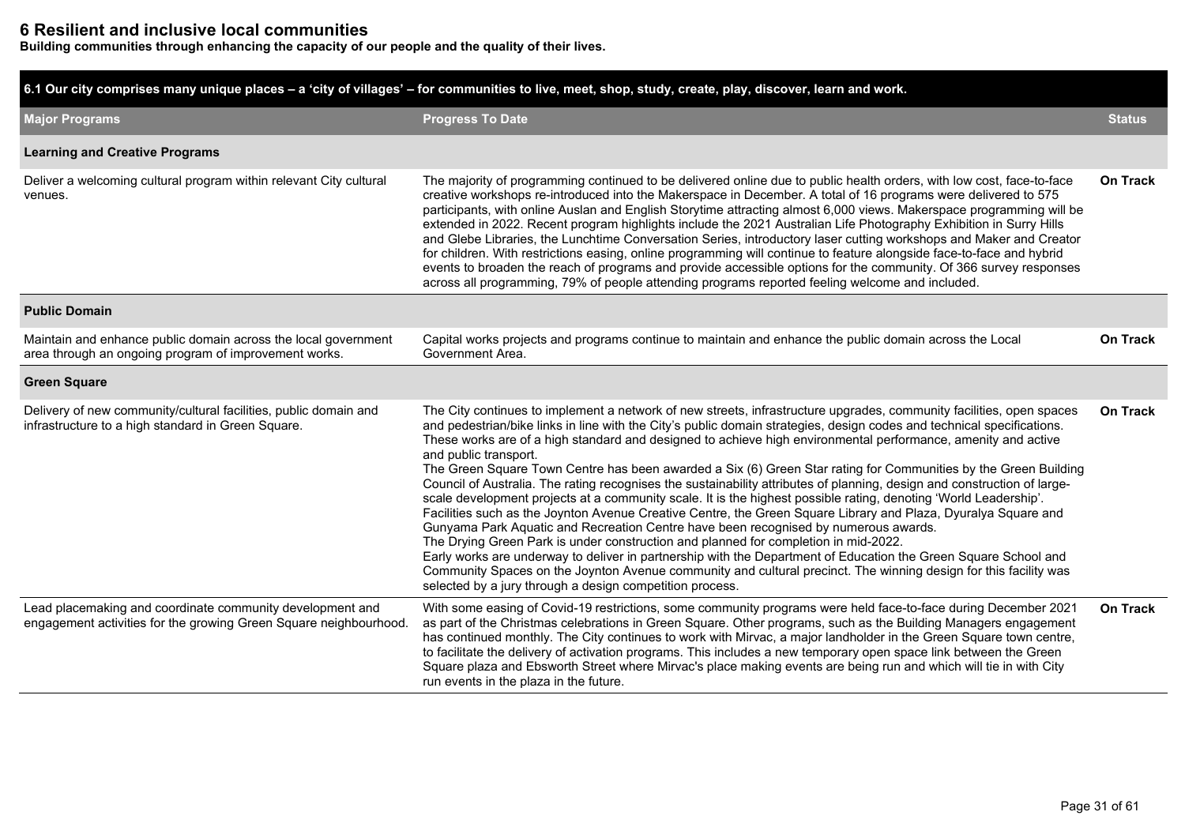# 6 Resilient and inclusive local communities

**Building communities through enhancing the capacity of our people and the quality of their lives.**

| 6.1 Our city comprises many unique places – a 'city of villages' – for communities to live, meet, shop, study, create, play, discover, learn and work. | | |
|---|---|---|
| **Major Programs** | **Progress To Date** | **Status** |
| **Learning and Creative Programs** | | |
| Deliver a welcoming cultural program within relevant City cultural venues. | The majority of programming continued to be delivered online due to public health orders, with low cost, face-to-face creative workshops re-introduced into the Makerspace in December. A total of 16 programs were delivered to 575 participants, with online Auslan and English Storytime attracting almost 6,000 views. Makerspace programming will be extended in 2022. Recent program highlights include the 2021 Australian Life Photography Exhibition in Surry Hills and Glebe Libraries, the Lunchtime Conversation Series, introductory laser cutting workshops and Maker and Creator for children. With restrictions easing, online programming will continue to feature alongside face-to-face and hybrid events to broaden the reach of programs and provide accessible options for the community. Of 366 survey responses across all programming, 79% of people attending programs reported feeling welcome and included. | **On Track** |
| **Public Domain** | | |
| Maintain and enhance public domain across the local government area through an ongoing program of improvement works. | Capital works projects and programs continue to maintain and enhance the public domain across the Local Government Area. | **On Track** |
| **Green Square** | | |
| Delivery of new community/cultural facilities, public domain and infrastructure to a high standard in Green Square. | The City continues to implement a network of new streets, infrastructure upgrades, community facilities, open spaces and pedestrian/bike links in line with the City's public domain strategies, design codes and technical specifications. These works are of a high standard and designed to achieve high environmental performance, amenity and active and public transport.<br>The Green Square Town Centre has been awarded a Six (6) Green Star rating for Communities by the Green Building Council of Australia. The rating recognises the sustainability attributes of planning, design and construction of large-scale development projects at a community scale. It is the highest possible rating, denoting 'World Leadership'.<br>Facilities such as the Joynton Avenue Creative Centre, the Green Square Library and Plaza, Dyuralya Square and Gunyama Park Aquatic and Recreation Centre have been recognised by numerous awards.<br>The Drying Green Park is under construction and planned for completion in mid-2022.<br>Early works are underway to deliver in partnership with the Department of Education the Green Square School and Community Spaces on the Joynton Avenue community and cultural precinct. The winning design for this facility was selected by a jury through a design competition process. | **On Track** |
| Lead placemaking and coordinate community development and engagement activities for the growing Green Square neighbourhood. | With some easing of Covid-19 restrictions, some community programs were held face-to-face during December 2021 as part of the Christmas celebrations in Green Square. Other programs, such as the Building Managers engagement has continued monthly. The City continues to work with Mirvac, a major landholder in the Green Square town centre, to facilitate the delivery of activation programs. This includes a new temporary open space link between the Green Square plaza and Ebsworth Street where Mirvac's place making events are being run and which will tie in with City run events in the plaza in the future. | **On Track** |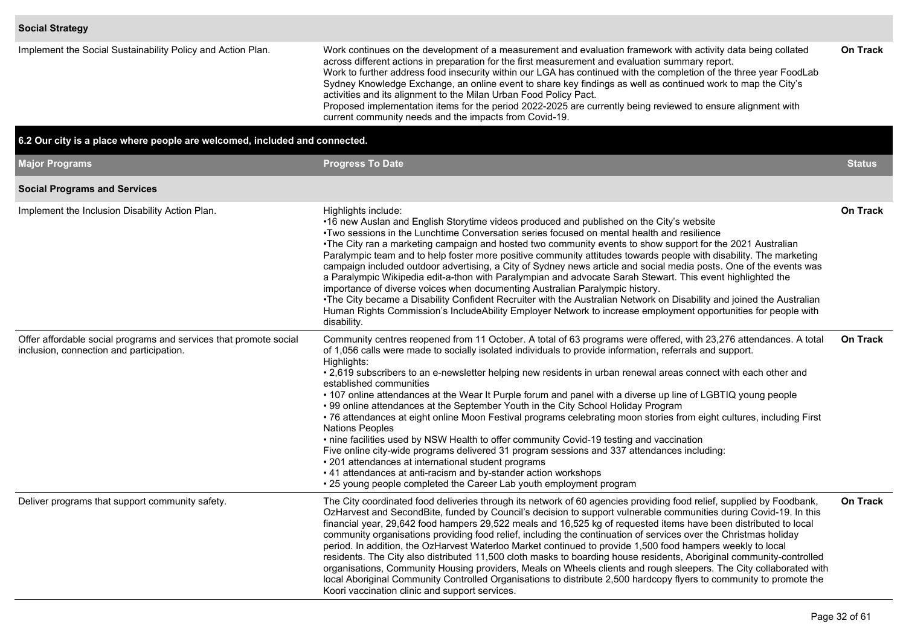| Major Programs | Progress To Date | Status |
|---|---|---|
| **Social Strategy** | | |
| Implement the Social Sustainability Policy and Action Plan. | Work continues on the development of a measurement and evaluation framework with activity data being collated across different actions in preparation for the first measurement and evaluation summary report.<br>Work to further address food insecurity within our LGA has continued with the completion of the three year FoodLab Sydney Knowledge Exchange, an online event to share key findings as well as continued work to map the City's activities and its alignment to the Milan Urban Food Policy Pact.<br>Proposed implementation items for the period 2022-2025 are currently being reviewed to ensure alignment with current community needs and the impacts from Covid-19. | On Track |

## 6.2 Our city is a place where people are welcomed, included and connected.

| Major Programs | Progress To Date | Status |
|---|---|---|
| **Social Programs and Services** | | |
| Implement the Inclusion Disability Action Plan. | Highlights include:<br>•16 new Auslan and English Storytime videos produced and published on the City's website<br>•Two sessions in the Lunchtime Conversation series focused on mental health and resilience<br>•The City ran a marketing campaign and hosted two community events to show support for the 2021 Australian Paralympic team and to help foster more positive community attitudes towards people with disability. The marketing campaign included outdoor advertising, a City of Sydney news article and social media posts. One of the events was a Paralympic Wikipedia edit-a-thon with Paralympian and advocate Sarah Stewart. This event highlighted the importance of diverse voices when documenting Australian Paralympic history.<br>•The City became a Disability Confident Recruiter with the Australian Network on Disability and joined the Australian Human Rights Commission's IncludeAbility Employer Network to increase employment opportunities for people with disability. | On Track |
| Offer affordable social programs and services that promote social inclusion, connection and participation. | Community centres reopened from 11 October. A total of 63 programs were offered, with 23,276 attendances. A total of 1,056 calls were made to socially isolated individuals to provide information, referrals and support.<br>Highlights:<br>• 2,619 subscribers to an e-newsletter helping new residents in urban renewal areas connect with each other and established communities<br>• 107 online attendances at the Wear It Purple forum and panel with a diverse up line of LGBTIQ young people<br>• 99 online attendances at the September Youth in the City School Holiday Program<br>• 76 attendances at eight online Moon Festival programs celebrating moon stories from eight cultures, including First Nations Peoples<br>• nine facilities used by NSW Health to offer community Covid-19 testing and vaccination<br>Five online city-wide programs delivered 31 program sessions and 337 attendances including:<br>• 201 attendances at international student programs<br>• 41 attendances at anti-racism and by-stander action workshops<br>• 25 young people completed the Career Lab youth employment program | On Track |
| Deliver programs that support community safety. | The City coordinated food deliveries through its network of 60 agencies providing food relief, supplied by Foodbank, OzHarvest and SecondBite, funded by Council's decision to support vulnerable communities during Covid-19. In this financial year, 29,642 food hampers 29,522 meals and 16,525 kg of requested items have been distributed to local community organisations providing food relief, including the continuation of services over the Christmas holiday period. In addition, the OzHarvest Waterloo Market continued to provide 1,500 food hampers weekly to local residents. The City also distributed 11,500 cloth masks to boarding house residents, Aboriginal community-controlled organisations, Community Housing providers, Meals on Wheels clients and rough sleepers. The City collaborated with local Aboriginal Community Controlled Organisations to distribute 2,500 hardcopy flyers to community to promote the Koori vaccination clinic and support services. | On Track |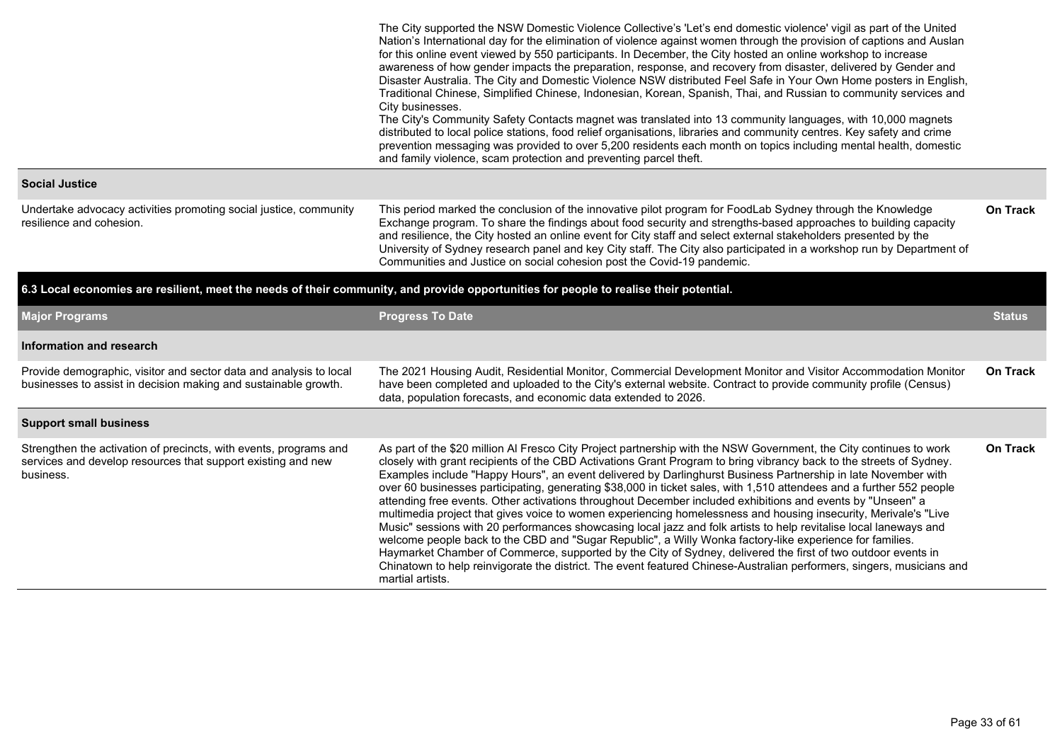| | | |
|---|---|---|
| | The City supported the NSW Domestic Violence Collective's 'Let's end domestic violence' vigil as part of the United Nation's International day for the elimination of violence against women through the provision of captions and Auslan for this online event viewed by 550 participants. In December, the City hosted an online workshop to increase awareness of how gender impacts the preparation, response, and recovery from disaster, delivered by Gender and Disaster Australia. The City and Domestic Violence NSW distributed Feel Safe in Your Own Home posters in English, Traditional Chinese, Simplified Chinese, Indonesian, Korean, Spanish, Thai, and Russian to community services and City businesses.<br>The City's Community Safety Contacts magnet was translated into 13 community languages, with 10,000 magnets distributed to local police stations, food relief organisations, libraries and community centres. Key safety and crime prevention messaging was provided to over 5,200 residents each month on topics including mental health, domestic and family violence, scam protection and preventing parcel theft. | |
| **Social Justice** | | |
| Undertake advocacy activities promoting social justice, community resilience and cohesion. | This period marked the conclusion of the innovative pilot program for FoodLab Sydney through the Knowledge Exchange program. To share the findings about food security and strengths-based approaches to building capacity and resilience, the City hosted an online event for City staff and select external stakeholders presented by the University of Sydney research panel and key City staff. The City also participated in a workshop run by Department of Communities and Justice on social cohesion post the Covid-19 pandemic. | **On Track** |

**6.3 Local economies are resilient, meet the needs of their community, and provide opportunities for people to realise their potential.**

| Major Programs | Progress To Date | Status |
|---|---|---|
| **Information and research** | | |
| Provide demographic, visitor and sector data and analysis to local businesses to assist in decision making and sustainable growth. | The 2021 Housing Audit, Residential Monitor, Commercial Development Monitor and Visitor Accommodation Monitor have been completed and uploaded to the City's external website. Contract to provide community profile (Census) data, population forecasts, and economic data extended to 2026. | **On Track** |
| **Support small business** | | |
| Strengthen the activation of precincts, with events, programs and services and develop resources that support existing and new business. | As part of the $20 million Al Fresco City Project partnership with the NSW Government, the City continues to work closely with grant recipients of the CBD Activations Grant Program to bring vibrancy back to the streets of Sydney. Examples include "Happy Hours", an event delivered by Darlinghurst Business Partnership in late November with over 60 businesses participating, generating $38,000 in ticket sales, with 1,510 attendees and a further 552 people attending free events. Other activations throughout December included exhibitions and events by "Unseen" a multimedia project that gives voice to women experiencing homelessness and housing insecurity, Merivale's "Live Music" sessions with 20 performances showcasing local jazz and folk artists to help revitalise local laneways and welcome people back to the CBD and "Sugar Republic", a Willy Wonka factory-like experience for families. Haymarket Chamber of Commerce, supported by the City of Sydney, delivered the first of two outdoor events in Chinatown to help reinvigorate the district. The event featured Chinese-Australian performers, singers, musicians and martial artists. | **On Track** |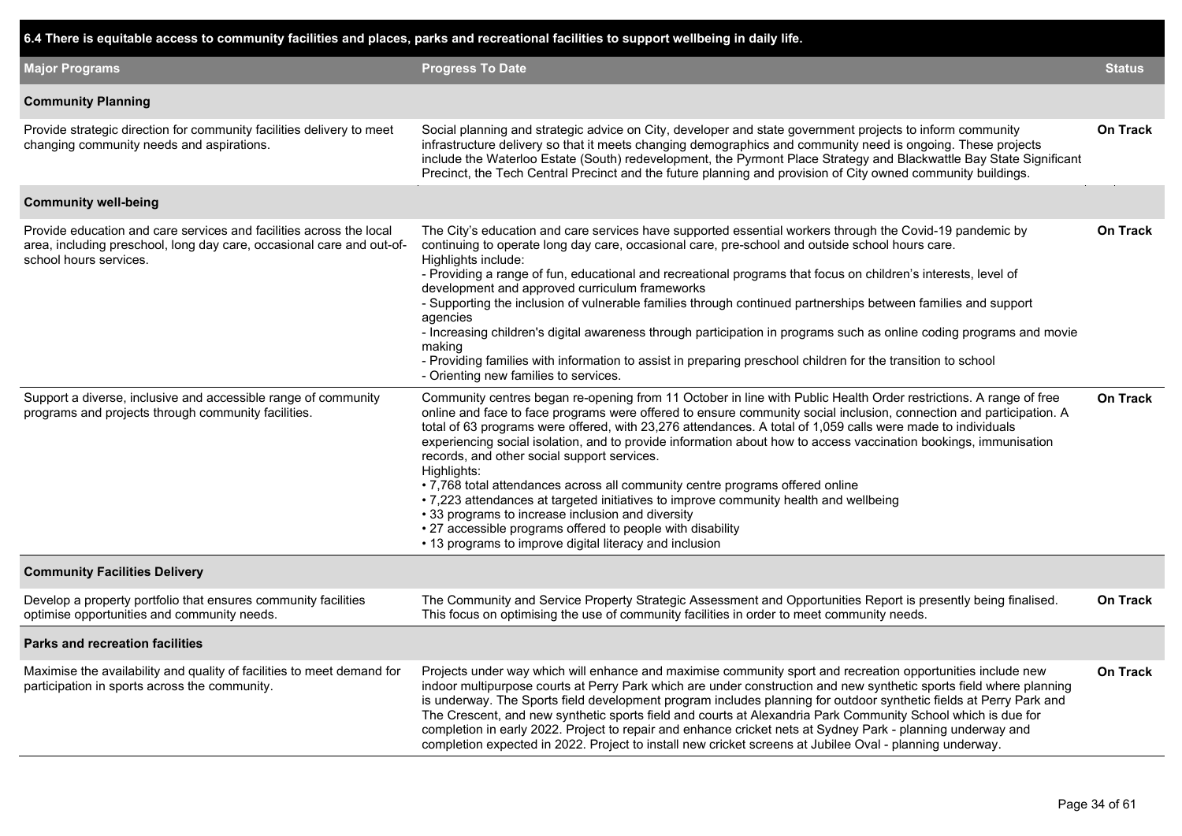| 6.4 There is equitable access to community facilities and places, parks and recreational facilities to support wellbeing in daily life. | | |
|---|---|---|
| **Major Programs** | **Progress To Date** | **Status** |
| **Community Planning** | | |
| Provide strategic direction for community facilities delivery to meet changing community needs and aspirations. | Social planning and strategic advice on City, developer and state government projects to inform community infrastructure delivery so that it meets changing demographics and community need is ongoing. These projects include the Waterloo Estate (South) redevelopment, the Pyrmont Place Strategy and Blackwattle Bay State Significant Precinct, the Tech Central Precinct and the future planning and provision of City owned community buildings. | On Track |
| **Community well-being** | | |
| Provide education and care services and facilities across the local area, including preschool, long day care, occasional care and out-of-school hours services. | The City's education and care services have supported essential workers through the Covid-19 pandemic by continuing to operate long day care, occasional care, pre-school and outside school hours care.<br>Highlights include:<br>- Providing a range of fun, educational and recreational programs that focus on children's interests, level of development and approved curriculum frameworks<br>- Supporting the inclusion of vulnerable families through continued partnerships between families and support agencies<br>- Increasing children's digital awareness through participation in programs such as online coding programs and movie making<br>- Providing families with information to assist in preparing preschool children for the transition to school<br>- Orienting new families to services. | On Track |
| Support a diverse, inclusive and accessible range of community programs and projects through community facilities. | Community centres began re-opening from 11 October in line with Public Health Order restrictions. A range of free online and face to face programs were offered to ensure community social inclusion, connection and participation. A total of 63 programs were offered, with 23,276 attendances. A total of 1,059 calls were made to individuals experiencing social isolation, and to provide information about how to access vaccination bookings, immunisation records, and other social support services.<br>Highlights:<br>• 7,768 total attendances across all community centre programs offered online<br>• 7,223 attendances at targeted initiatives to improve community health and wellbeing<br>• 33 programs to increase inclusion and diversity<br>• 27 accessible programs offered to people with disability<br>• 13 programs to improve digital literacy and inclusion | On Track |
| **Community Facilities Delivery** | | |
| Develop a property portfolio that ensures community facilities optimise opportunities and community needs. | The Community and Service Property Strategic Assessment and Opportunities Report is presently being finalised. This focus on optimising the use of community facilities in order to meet community needs. | On Track |
| **Parks and recreation facilities** | | |
| Maximise the availability and quality of facilities to meet demand for participation in sports across the community. | Projects under way which will enhance and maximise community sport and recreation opportunities include new indoor multipurpose courts at Perry Park which are under construction and new synthetic sports field where planning is underway. The Sports field development program includes planning for outdoor synthetic fields at Perry Park and The Crescent, and new synthetic sports field and courts at Alexandria Park Community School which is due for completion in early 2022. Project to repair and enhance cricket nets at Sydney Park - planning underway and completion expected in 2022. Project to install new cricket screens at Jubilee Oval - planning underway. | On Track |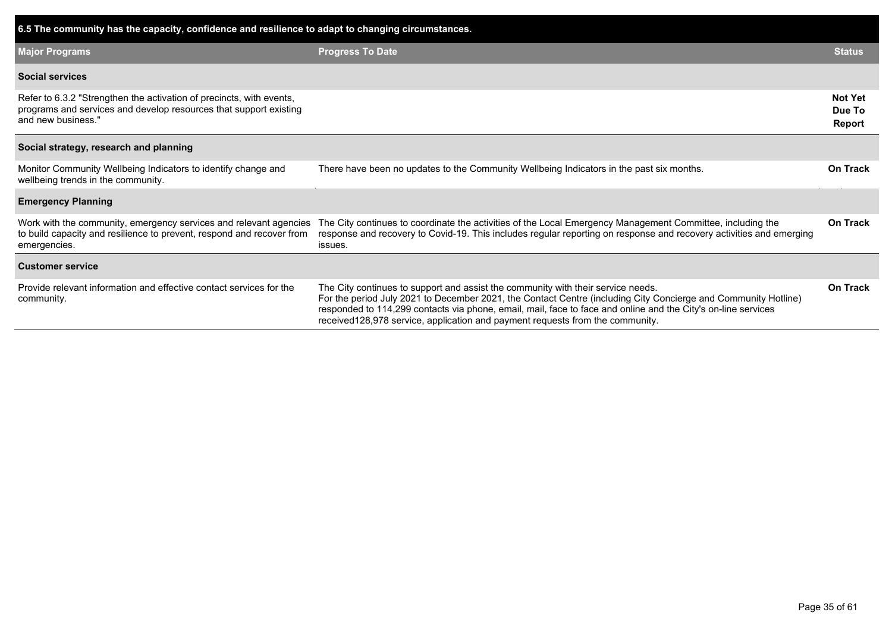| 6.5 The community has the capacity, confidence and resilience to adapt to changing circumstances. | | |
|---|---|---|
| **Major Programs** | **Progress To Date** | **Status** |
| **Social services** | | |
| Refer to 6.3.2 "Strengthen the activation of precincts, with events, programs and services and develop resources that support existing and new business." | | **Not Yet Due To Report** |
| **Social strategy, research and planning** | | |
| Monitor Community Wellbeing Indicators to identify change and wellbeing trends in the community. | There have been no updates to the Community Wellbeing Indicators in the past six months. | **On Track** |
| **Emergency Planning** | | |
| Work with the community, emergency services and relevant agencies to build capacity and resilience to prevent, respond and recover from emergencies. | The City continues to coordinate the activities of the Local Emergency Management Committee, including the response and recovery to Covid-19. This includes regular reporting on response and recovery activities and emerging issues. | **On Track** |
| **Customer service** | | |
| Provide relevant information and effective contact services for the community. | The City continues to support and assist the community with their service needs.<br>For the period July 2021 to December 2021, the Contact Centre (including City Concierge and Community Hotline) responded to 114,299 contacts via phone, email, mail, face to face and online and the City's on-line services received128,978 service, application and payment requests from the community. | **On Track** |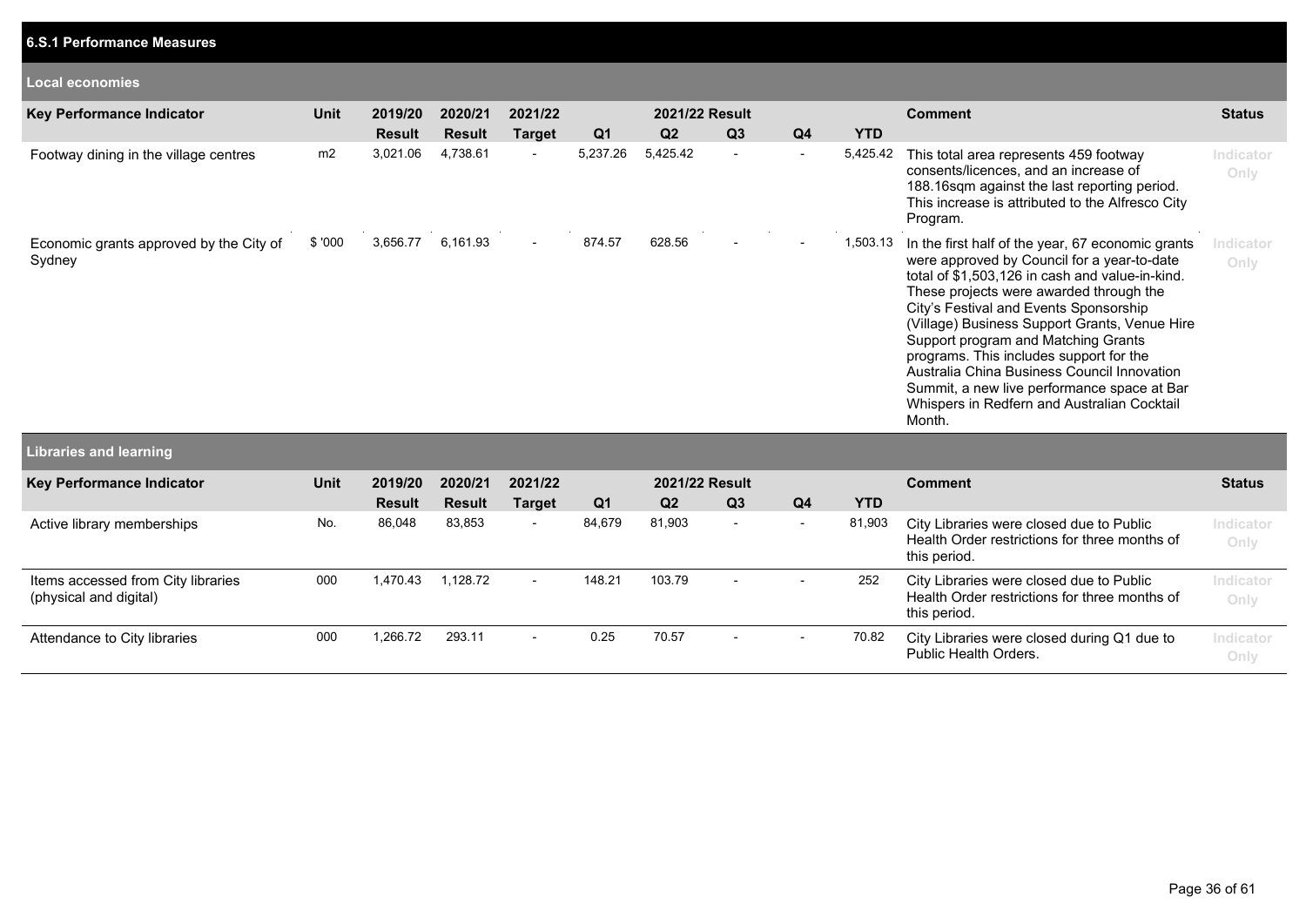### 6.S.1 Performance Measures

#### Local economies

| Key Performance Indicator | Unit | 2019/20 Result | 2020/21 Result | 2021/22 Target | 2021/22 Result Q1 | Q2 | Q3 | Q4 | YTD | Comment | Status |
|---|---|---|---|---|---|---|---|---|---|---|---|
| Footway dining in the village centres | m2 | 3,021.06 | 4,738.61 | - | 5,237.26 | 5,425.42 | - | - | 5,425.42 | This total area represents 459 footway consents/licences, and an increase of 188.16sqm against the last reporting period. This increase is attributed to the Alfresco City Program. | Indicator Only |
| Economic grants approved by the City of Sydney | $ '000 | 3,656.77 | 6,161.93 | - | 874.57 | 628.56 | - | - | 1,503.13 | In the first half of the year, 67 economic grants were approved by Council for a year-to-date total of $1,503,126 in cash and value-in-kind. These projects were awarded through the City's Festival and Events Sponsorship (Village) Business Support Grants, Venue Hire Support program and Matching Grants programs. This includes support for the Australia China Business Council Innovation Summit, a new live performance space at Bar Whispers in Redfern and Australian Cocktail Month. | Indicator Only |

#### Libraries and learning

| Key Performance Indicator | Unit | 2019/20 Result | 2020/21 Result | 2021/22 Target | 2021/22 Result Q1 | Q2 | Q3 | Q4 | YTD | Comment | Status |
|---|---|---|---|---|---|---|---|---|---|---|---|
| Active library memberships | No. | 86,048 | 83,853 | - | 84,679 | 81,903 | - | - | 81,903 | City Libraries were closed due to Public Health Order restrictions for three months of this period. | Indicator Only |
| Items accessed from City libraries (physical and digital) | 000 | 1,470.43 | 1,128.72 | - | 148.21 | 103.79 | - | - | 252 | City Libraries were closed due to Public Health Order restrictions for three months of this period. | Indicator Only |
| Attendance to City libraries | 000 | 1,266.72 | 293.11 | - | 0.25 | 70.57 | - | - | 70.82 | City Libraries were closed during Q1 due to Public Health Orders. | Indicator Only |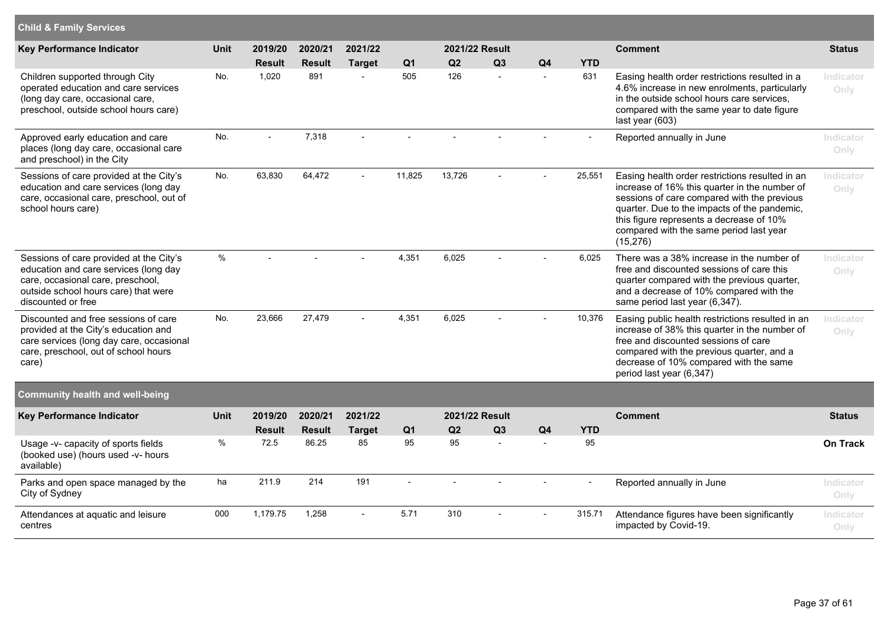## Child & Family Services

| Key Performance Indicator | Unit | 2019/20 Result | 2020/21 Result | 2021/22 Target | Q1 | Q2 | Q3 | Q4 | YTD | Comment | Status |
|---|---|---|---|---|---|---|---|---|---|---|---|
| Children supported through City operated education and care services (long day care, occasional care, preschool, outside school hours care) | No. | 1,020 | 891 | - | 505 | 126 | - | - | 631 | Easing health order restrictions resulted in a 4.6% increase in new enrolments, particularly in the outside school hours care services, compared with the same year to date figure last year (603) | Indicator Only |
| Approved early education and care places (long day care, occasional care and preschool) in the City | No. | - | 7,318 | - | - | - | - | - | - | Reported annually in June | Indicator Only |
| Sessions of care provided at the City's education and care services (long day care, occasional care, preschool, out of school hours care) | No. | 63,830 | 64,472 | - | 11,825 | 13,726 | - | - | 25,551 | Easing health order restrictions resulted in an increase of 16% this quarter in the number of sessions of care compared with the previous quarter. Due to the impacts of the pandemic, this figure represents a decrease of 10% compared with the same period last year (15,276) | Indicator Only |
| Sessions of care provided at the City's education and care services (long day care, occasional care, preschool, outside school hours care) that were discounted or free | % | - | - | - | 4,351 | 6,025 | - | - | 6,025 | There was a 38% increase in the number of free and discounted sessions of care this quarter compared with the previous quarter, and a decrease of 10% compared with the same period last year (6,347). | Indicator Only |
| Discounted and free sessions of care provided at the City's education and care services (long day care, occasional care, preschool, out of school hours care) | No. | 23,666 | 27,479 | - | 4,351 | 6,025 | - | - | 10,376 | Easing public health restrictions resulted in an increase of 38% this quarter in the number of free and discounted sessions of care compared with the previous quarter, and a decrease of 10% compared with the same period last year (6,347) | Indicator Only |

## Community health and well-being

| Key Performance Indicator | Unit | 2019/20 Result | 2020/21 Result | 2021/22 Target | Q1 | Q2 | Q3 | Q4 | YTD | Comment | Status |
|---|---|---|---|---|---|---|---|---|---|---|---|
| Usage -v- capacity of sports fields (booked use) (hours used -v- hours available) | % | 72.5 | 86.25 | 85 | 95 | 95 | - | - | 95 | | **On Track** |
| Parks and open space managed by the City of Sydney | ha | 211.9 | 214 | 191 | - | - | - | - | - | Reported annually in June | Indicator Only |
| Attendances at aquatic and leisure centres | 000 | 1,179.75 | 1,258 | - | 5.71 | 310 | - | - | 315.71 | Attendance figures have been significantly impacted by Covid-19. | Indicator Only |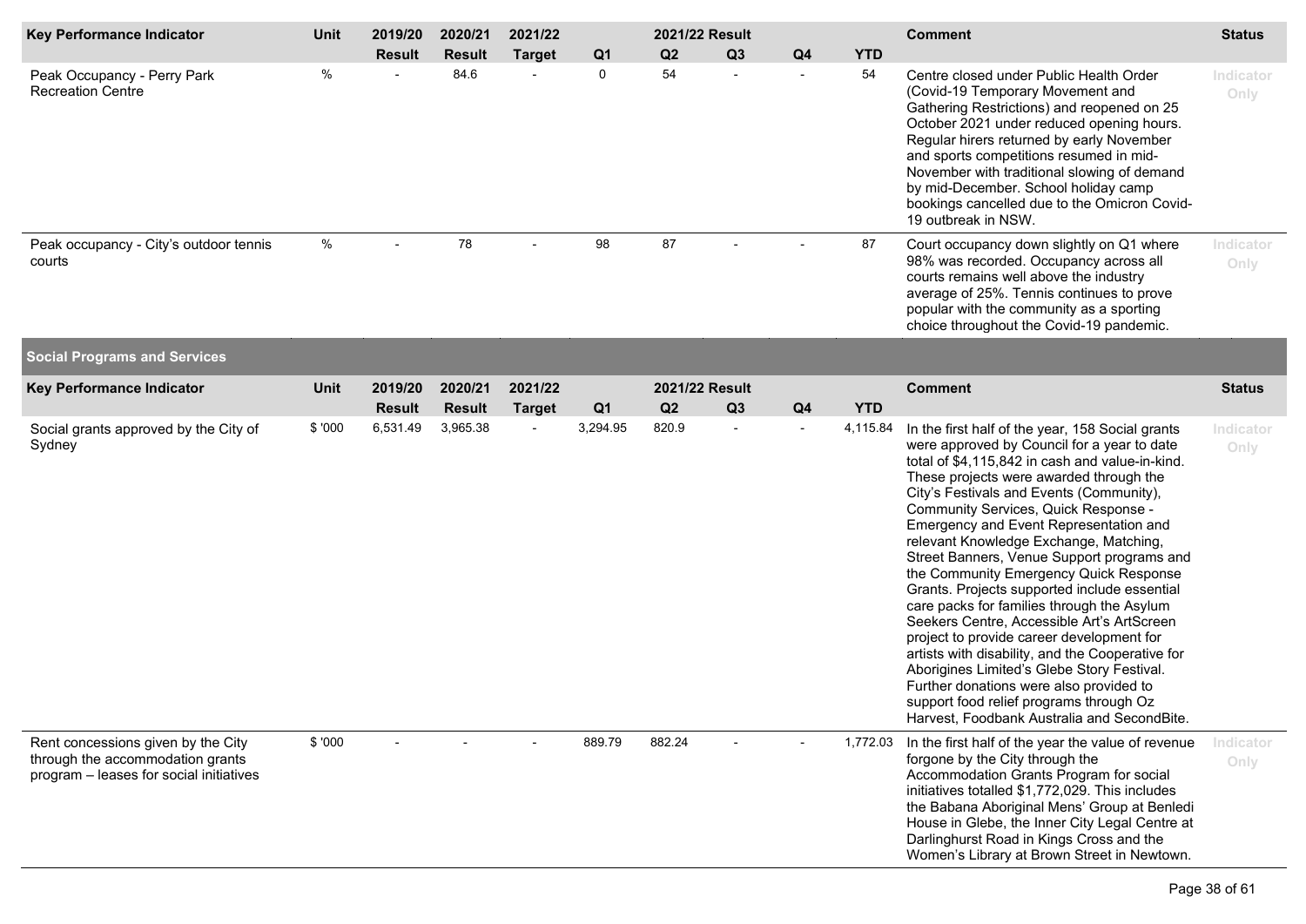| Key Performance Indicator | Unit | 2019/20 Result | 2020/21 Result | 2021/22 Target | 2021/22 Result Q1 | Q2 | Q3 | Q4 | YTD | Comment | Status |
|---|---|---|---|---|---|---|---|---|---|---|---|
| Peak Occupancy - Perry Park Recreation Centre | % | - | 84.6 | - | 0 | 54 | - | - | 54 | Centre closed under Public Health Order (Covid-19 Temporary Movement and Gathering Restrictions) and reopened on 25 October 2021 under reduced opening hours. Regular hirers returned by early November and sports competitions resumed in mid-November with traditional slowing of demand by mid-December. School holiday camp bookings cancelled due to the Omicron Covid-19 outbreak in NSW. | Indicator Only |
| Peak occupancy - City's outdoor tennis courts | % | - | 78 | - | 98 | 87 | - | - | 87 | Court occupancy down slightly on Q1 where 98% was recorded. Occupancy across all courts remains well above the industry average of 25%. Tennis continues to prove popular with the community as a sporting choice throughout the Covid-19 pandemic. | Indicator Only |

## Social Programs and Services

| Key Performance Indicator | Unit | 2019/20 Result | 2020/21 Result | 2021/22 Target | 2021/22 Result Q1 | Q2 | Q3 | Q4 | YTD | Comment | Status |
|---|---|---|---|---|---|---|---|---|---|---|---|
| Social grants approved by the City of Sydney | $ '000 | 6,531.49 | 3,965.38 | - | 3,294.95 | 820.9 | - | - | 4,115.84 | In the first half of the year, 158 Social grants were approved by Council for a year to date total of $4,115,842 in cash and value-in-kind. These projects were awarded through the City's Festivals and Events (Community), Community Services, Quick Response - Emergency and Event Representation and relevant Knowledge Exchange, Matching, Street Banners, Venue Support programs and the Community Emergency Quick Response Grants. Projects supported include essential care packs for families through the Asylum Seekers Centre, Accessible Art's ArtScreen project to provide career development for artists with disability, and the Cooperative for Aborigines Limited's Glebe Story Festival. Further donations were also provided to support food relief programs through Oz Harvest, Foodbank Australia and SecondBite. | Indicator Only |
| Rent concessions given by the City through the accommodation grants program – leases for social initiatives | $ '000 | - | - | - | 889.79 | 882.24 | - | - | 1,772.03 | In the first half of the year the value of revenue forgone by the City through the Accommodation Grants Program for social initiatives totalled $1,772,029. This includes the Babana Aboriginal Mens' Group at Benledi House in Glebe, the Inner City Legal Centre at Darlinghurst Road in Kings Cross and the Women's Library at Brown Street in Newtown. | Indicator Only |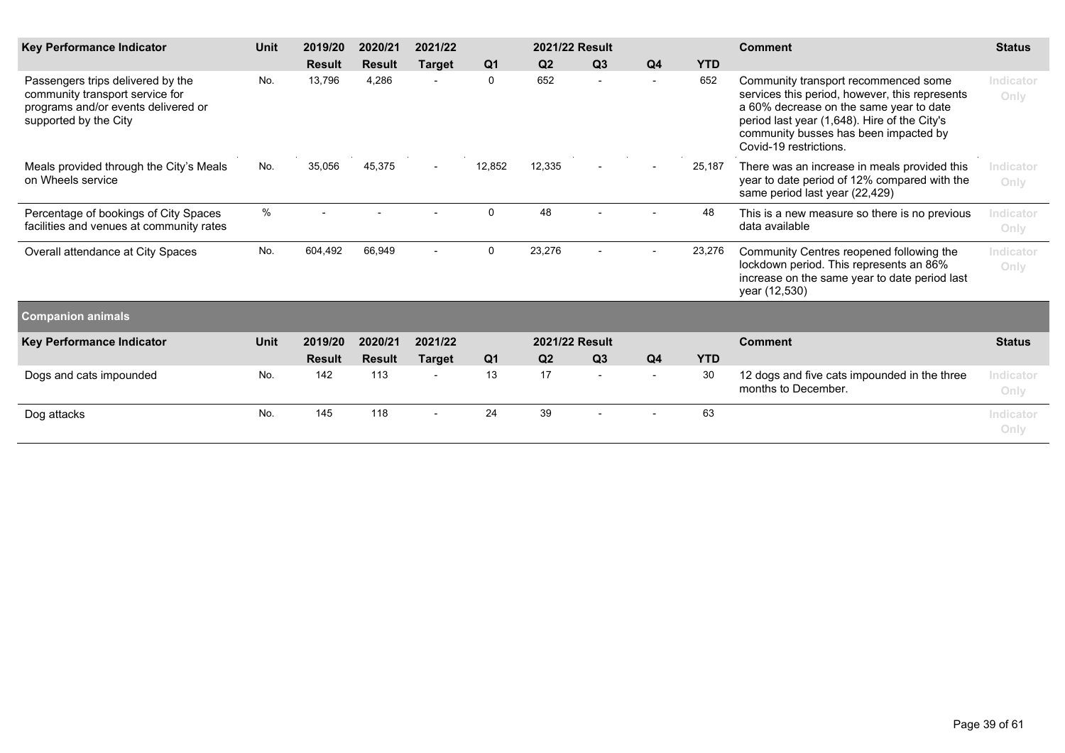| Key Performance Indicator | Unit | 2019/20 Result | 2020/21 Result | 2021/22 Target | 2021/22 Result Q1 | Q2 | Q3 | Q4 | YTD | Comment | Status |
|---|---|---|---|---|---|---|---|---|---|---|---|
| Passengers trips delivered by the community transport service for programs and/or events delivered or supported by the City | No. | 13,796 | 4,286 | - | 0 | 652 | - | - | 652 | Community transport recommenced some services this period, however, this represents a 60% decrease on the same year to date period last year (1,648). Hire of the City's community busses has been impacted by Covid-19 restrictions. | Indicator Only |
| Meals provided through the City's Meals on Wheels service | No. | 35,056 | 45,375 | - | 12,852 | 12,335 | - | - | 25,187 | There was an increase in meals provided this year to date period of 12% compared with the same period last year (22,429) | Indicator Only |
| Percentage of bookings of City Spaces facilities and venues at community rates | % | - | - | - | 0 | 48 | - | - | 48 | This is a new measure so there is no previous data available | Indicator Only |
| Overall attendance at City Spaces | No. | 604,492 | 66,949 | - | 0 | 23,276 | - | - | 23,276 | Community Centres reopened following the lockdown period. This represents an 86% increase on the same year to date period last year (12,530) | Indicator Only |

## Companion animals

| Key Performance Indicator | Unit | 2019/20 Result | 2020/21 Result | 2021/22 Target | 2021/22 Result Q1 | Q2 | Q3 | Q4 | YTD | Comment | Status |
|---|---|---|---|---|---|---|---|---|---|---|---|
| Dogs and cats impounded | No. | 142 | 113 | - | 13 | 17 | - | - | 30 | 12 dogs and five cats impounded in the three months to December. | Indicator Only |
| Dog attacks | No. | 145 | 118 | - | 24 | 39 | - | - | 63 | | Indicator Only |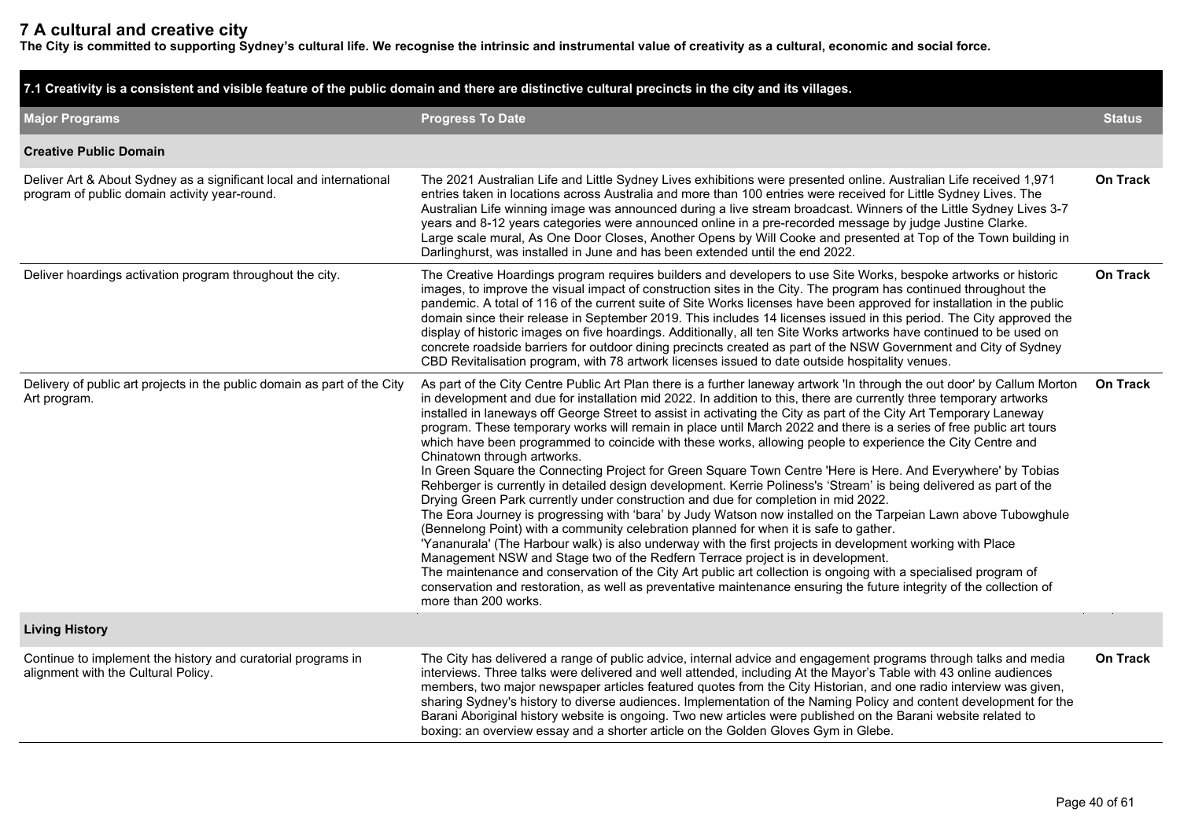# 7 A cultural and creative city

**The City is committed to supporting Sydney's cultural life. We recognise the intrinsic and instrumental value of creativity as a cultural, economic and social force.**

## 7.1 Creativity is a consistent and visible feature of the public domain and there are distinctive cultural precincts in the city and its villages.

| Major Programs | Progress To Date | Status |
|---|---|---|
| **Creative Public Domain** | | |
| Deliver Art & About Sydney as a significant local and international program of public domain activity year-round. | The 2021 Australian Life and Little Sydney Lives exhibitions were presented online. Australian Life received 1,971 entries taken in locations across Australia and more than 100 entries were received for Little Sydney Lives. The Australian Life winning image was announced during a live stream broadcast. Winners of the Little Sydney Lives 3-7 years and 8-12 years categories were announced online in a pre-recorded message by judge Justine Clarke.<br>Large scale mural, As One Door Closes, Another Opens by Will Cooke and presented at Top of the Town building in Darlinghurst, was installed in June and has been extended until the end 2022. | On Track |
| Deliver hoardings activation program throughout the city. | The Creative Hoardings program requires builders and developers to use Site Works, bespoke artworks or historic images, to improve the visual impact of construction sites in the City. The program has continued throughout the pandemic. A total of 116 of the current suite of Site Works licenses have been approved for installation in the public domain since their release in September 2019. This includes 14 licenses issued in this period. The City approved the display of historic images on five hoardings. Additionally, all ten Site Works artworks have continued to be used on concrete roadside barriers for outdoor dining precincts created as part of the NSW Government and City of Sydney CBD Revitalisation program, with 78 artwork licenses issued to date outside hospitality venues. | On Track |
| Delivery of public art projects in the public domain as part of the City Art program. | As part of the City Centre Public Art Plan there is a further laneway artwork 'In through the out door' by Callum Morton in development and due for installation mid 2022. In addition to this, there are currently three temporary artworks installed in laneways off George Street to assist in activating the City as part of the City Art Temporary Laneway program. These temporary works will remain in place until March 2022 and there is a series of free public art tours which have been programmed to coincide with these works, allowing people to experience the City Centre and Chinatown through artworks.<br>In Green Square the Connecting Project for Green Square Town Centre 'Here is Here. And Everywhere' by Tobias Rehberger is currently in detailed design development. Kerrie Poliness's 'Stream' is being delivered as part of the Drying Green Park currently under construction and due for completion in mid 2022.<br>The Eora Journey is progressing with 'bara' by Judy Watson now installed on the Tarpeian Lawn above Tubowghule (Bennelong Point) with a community celebration planned for when it is safe to gather.<br>'Yananurala' (The Harbour walk) is also underway with the first projects in development working with Place Management NSW and Stage two of the Redfern Terrace project is in development.<br>The maintenance and conservation of the City Art public art collection is ongoing with a specialised program of conservation and restoration, as well as preventative maintenance ensuring the future integrity of the collection of more than 200 works. | On Track |
| **Living History** | | |
| Continue to implement the history and curatorial programs in alignment with the Cultural Policy. | The City has delivered a range of public advice, internal advice and engagement programs through talks and media interviews. Three talks were delivered and well attended, including At the Mayor's Table with 43 online audiences members, two major newspaper articles featured quotes from the City Historian, and one radio interview was given, sharing Sydney's history to diverse audiences. Implementation of the Naming Policy and content development for the Barani Aboriginal history website is ongoing. Two new articles were published on the Barani website related to boxing: an overview essay and a shorter article on the Golden Gloves Gym in Glebe. | On Track |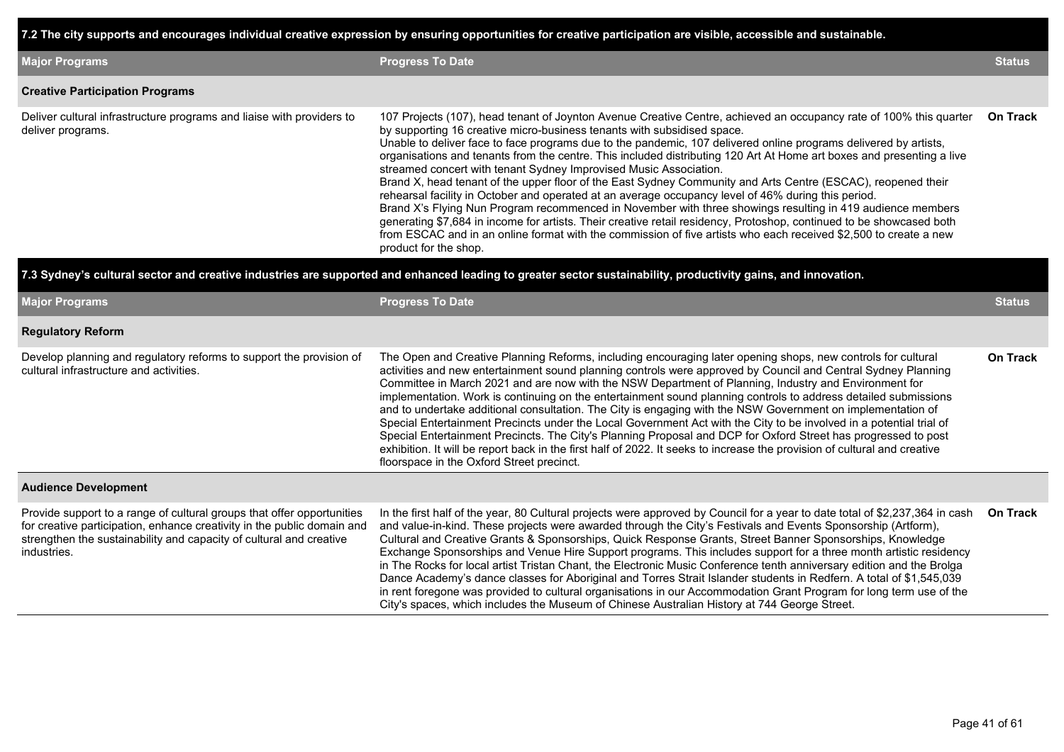## 7.2 The city supports and encourages individual creative expression by ensuring opportunities for creative participation are visible, accessible and sustainable.

| Major Programs | Progress To Date | Status |
|---|---|---|
| **Creative Participation Programs** | | |
| Deliver cultural infrastructure programs and liaise with providers to deliver programs. | 107 Projects (107), head tenant of Joynton Avenue Creative Centre, achieved an occupancy rate of 100% this quarter by supporting 16 creative micro-business tenants with subsidised space. Unable to deliver face to face programs due to the pandemic, 107 delivered online programs delivered by artists, organisations and tenants from the centre. This included distributing 120 Art At Home art boxes and presenting a live streamed concert with tenant Sydney Improvised Music Association. Brand X, head tenant of the upper floor of the East Sydney Community and Arts Centre (ESCAC), reopened their rehearsal facility in October and operated at an average occupancy level of 46% during this period. Brand X's Flying Nun Program recommenced in November with three showings resulting in 419 audience members generating $7,684 in income for artists. Their creative retail residency, Protoshop, continued to be showcased both from ESCAC and in an online format with the commission of five artists who each received $2,500 to create a new product for the shop. | **On Track** |

## 7.3 Sydney's cultural sector and creative industries are supported and enhanced leading to greater sector sustainability, productivity gains, and innovation.

| Major Programs | Progress To Date | Status |
|---|---|---|
| **Regulatory Reform** | | |
| Develop planning and regulatory reforms to support the provision of cultural infrastructure and activities. | The Open and Creative Planning Reforms, including encouraging later opening shops, new controls for cultural activities and new entertainment sound planning controls were approved by Council and Central Sydney Planning Committee in March 2021 and are now with the NSW Department of Planning, Industry and Environment for implementation. Work is continuing on the entertainment sound planning controls to address detailed submissions and to undertake additional consultation. The City is engaging with the NSW Government on implementation of Special Entertainment Precincts under the Local Government Act with the City to be involved in a potential trial of Special Entertainment Precincts. The City's Planning Proposal and DCP for Oxford Street has progressed to post exhibition. It will be report back in the first half of 2022. It seeks to increase the provision of cultural and creative floorspace in the Oxford Street precinct. | **On Track** |
| **Audience Development** | | |
| Provide support to a range of cultural groups that offer opportunities for creative participation, enhance creativity in the public domain and strengthen the sustainability and capacity of cultural and creative industries. | In the first half of the year, 80 Cultural projects were approved by Council for a year to date total of $2,237,364 in cash and value-in-kind. These projects were awarded through the City's Festivals and Events Sponsorship (Artform), Cultural and Creative Grants & Sponsorships, Quick Response Grants, Street Banner Sponsorships, Knowledge Exchange Sponsorships and Venue Hire Support programs. This includes support for a three month artistic residency in The Rocks for local artist Tristan Chant, the Electronic Music Conference tenth anniversary edition and the Brolga Dance Academy's dance classes for Aboriginal and Torres Strait Islander students in Redfern. A total of $1,545,039 in rent foregone was provided to cultural organisations in our Accommodation Grant Program for long term use of the City's spaces, which includes the Museum of Chinese Australian History at 744 George Street. | **On Track** |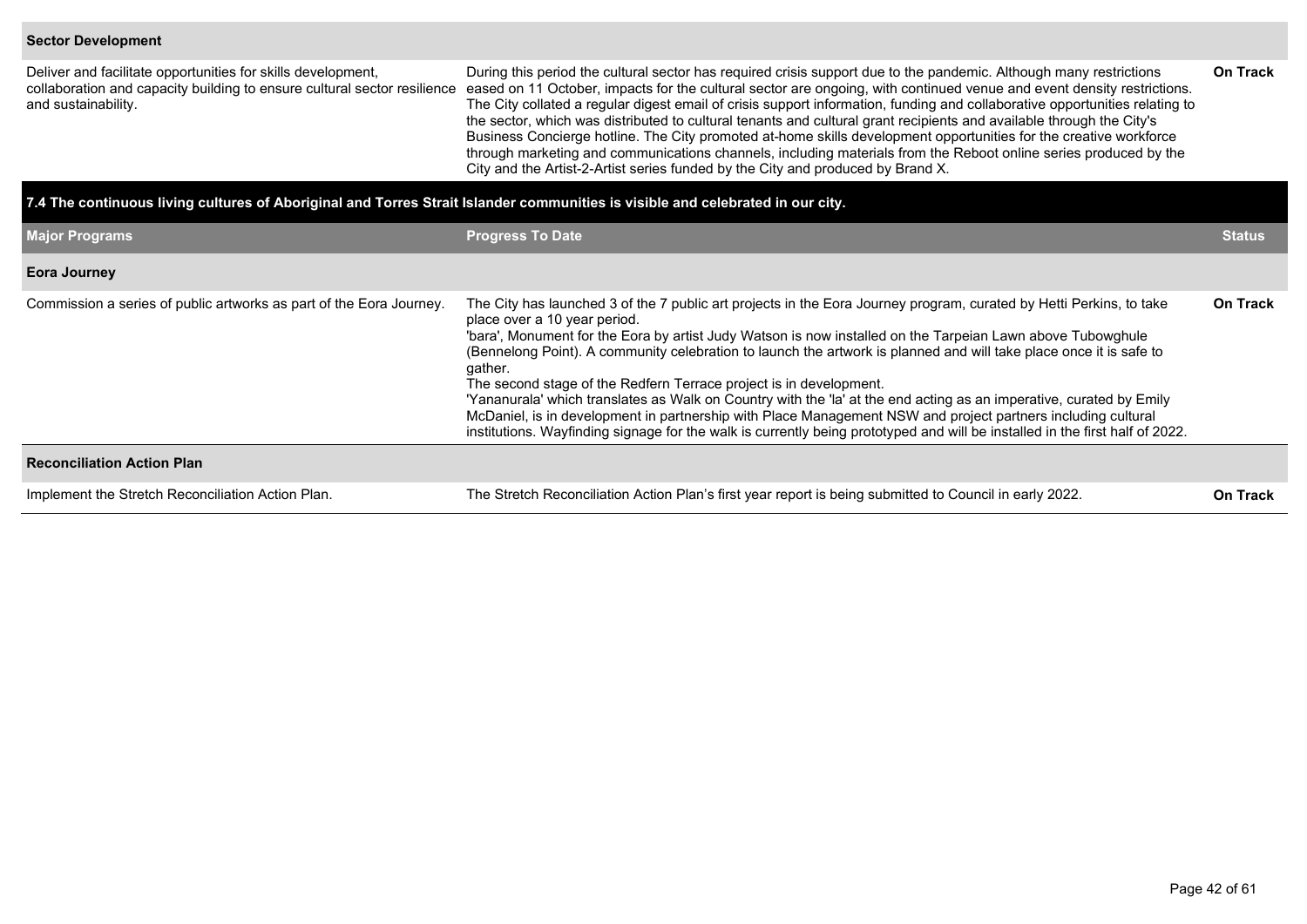| | | |
|---|---|---|
| **Sector Development** | | |
| Deliver and facilitate opportunities for skills development, collaboration and capacity building to ensure cultural sector resilience and sustainability. | During this period the cultural sector has required crisis support due to the pandemic. Although many restrictions eased on 11 October, impacts for the cultural sector are ongoing, with continued venue and event density restrictions. The City collated a regular digest email of crisis support information, funding and collaborative opportunities relating to the sector, which was distributed to cultural tenants and cultural grant recipients and available through the City's Business Concierge hotline. The City promoted at-home skills development opportunities for the creative workforce through marketing and communications channels, including materials from the Reboot online series produced by the City and the Artist-2-Artist series funded by the City and produced by Brand X. | **On Track** |

## 7.4 The continuous living cultures of Aboriginal and Torres Strait Islander communities is visible and celebrated in our city.

| Major Programs | Progress To Date | Status |
|---|---|---|
| **Eora Journey** | | |
| Commission a series of public artworks as part of the Eora Journey. | The City has launched 3 of the 7 public art projects in the Eora Journey program, curated by Hetti Perkins, to take place over a 10 year period.<br>'bara', Monument for the Eora by artist Judy Watson is now installed on the Tarpeian Lawn above Tubowghule (Bennelong Point). A community celebration to launch the artwork is planned and will take place once it is safe to gather.<br>The second stage of the Redfern Terrace project is in development.<br>'Yananurala' which translates as Walk on Country with the 'la' at the end acting as an imperative, curated by Emily McDaniel, is in development in partnership with Place Management NSW and project partners including cultural institutions. Wayfinding signage for the walk is currently being prototyped and will be installed in the first half of 2022. | **On Track** |
| **Reconciliation Action Plan** | | |
| Implement the Stretch Reconciliation Action Plan. | The Stretch Reconciliation Action Plan's first year report is being submitted to Council in early 2022. | **On Track** |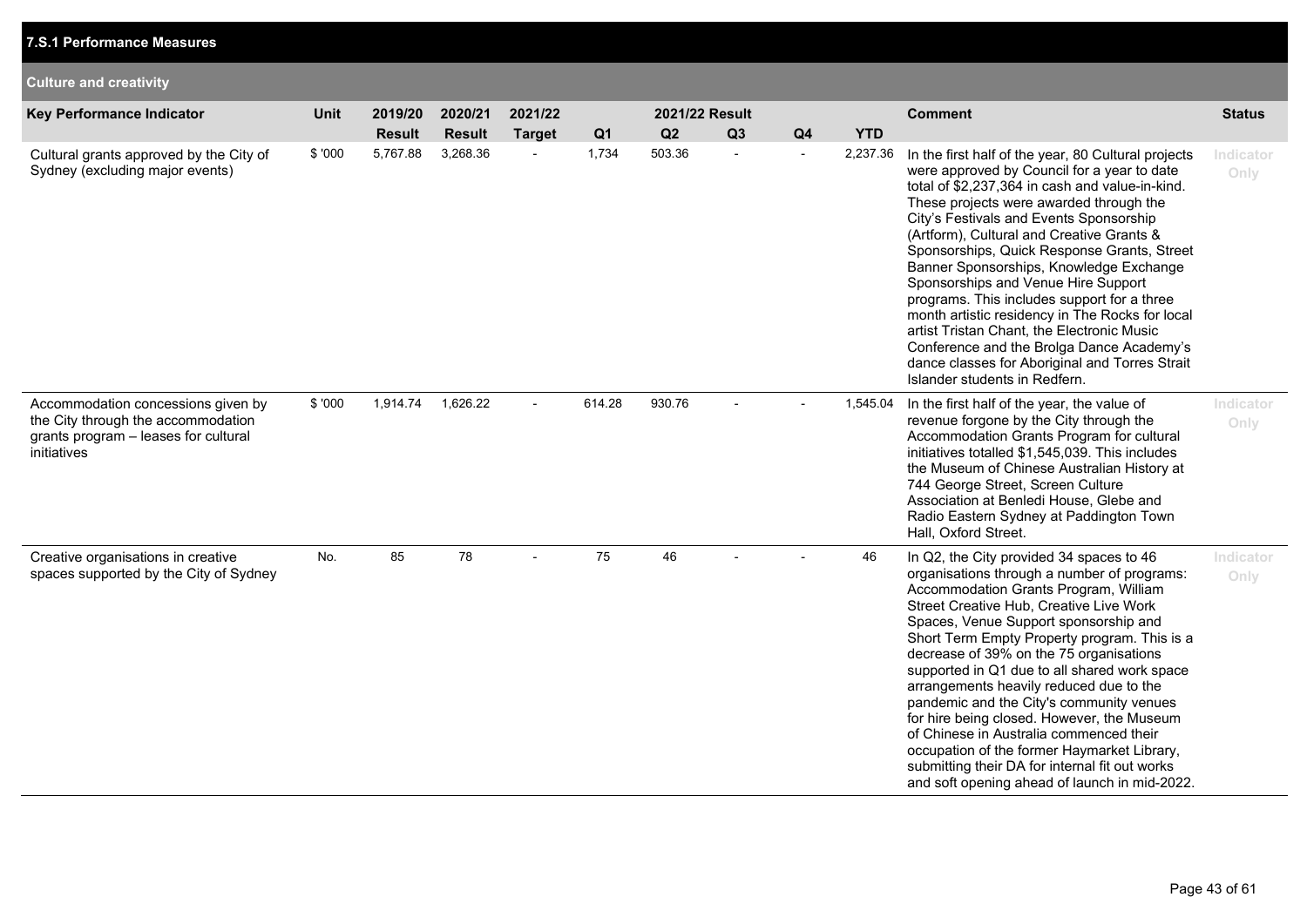## 7.S.1 Performance Measures

### Culture and creativity

| Key Performance Indicator | Unit | 2019/20 Result | 2020/21 Result | 2021/22 Target | 2021/22 Result Q1 | Q2 | Q3 | Q4 | YTD | Comment | Status |
|---|---|---|---|---|---|---|---|---|---|---|---|
| Cultural grants approved by the City of Sydney (excluding major events) | $ '000 | 5,767.88 | 3,268.36 | - | 1,734 | 503.36 | - | - | 2,237.36 | In the first half of the year, 80 Cultural projects were approved by Council for a year to date total of $2,237,364 in cash and value-in-kind. These projects were awarded through the City's Festivals and Events Sponsorship (Artform), Cultural and Creative Grants & Sponsorships, Quick Response Grants, Street Banner Sponsorships, Knowledge Exchange Sponsorships and Venue Hire Support programs. This includes support for a three month artistic residency in The Rocks for local artist Tristan Chant, the Electronic Music Conference and the Brolga Dance Academy's dance classes for Aboriginal and Torres Strait Islander students in Redfern. | Indicator Only |
| Accommodation concessions given by the City through the accommodation grants program – leases for cultural initiatives | $ '000 | 1,914.74 | 1,626.22 | - | 614.28 | 930.76 | - | - | 1,545.04 | In the first half of the year, the value of revenue forgone by the City through the Accommodation Grants Program for cultural initiatives totalled $1,545,039. This includes the Museum of Chinese Australian History at 744 George Street, Screen Culture Association at Benledi House, Glebe and Radio Eastern Sydney at Paddington Town Hall, Oxford Street. | Indicator Only |
| Creative organisations in creative spaces supported by the City of Sydney | No. | 85 | 78 | - | 75 | 46 | - | - | 46 | In Q2, the City provided 34 spaces to 46 organisations through a number of programs: Accommodation Grants Program, William Street Creative Hub, Creative Live Work Spaces, Venue Support sponsorship and Short Term Empty Property program. This is a decrease of 39% on the 75 organisations supported in Q1 due to all shared work space arrangements heavily reduced due to the pandemic and the City's community venues for hire being closed. However, the Museum of Chinese in Australia commenced their occupation of the former Haymarket Library, submitting their DA for internal fit out works and soft opening ahead of launch in mid-2022. | Indicator Only |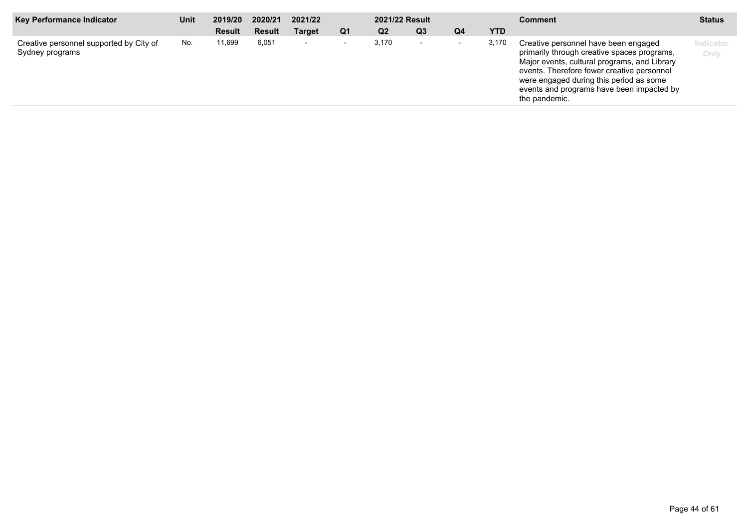| Key Performance Indicator | Unit | 2019/20 Result | 2020/21 Result | 2021/22 Target | 2021/22 Result Q1 | Q2 | Q3 | Q4 | YTD | Comment | Status |
|---|---|---|---|---|---|---|---|---|---|---|---|
| Creative personnel supported by City of Sydney programs | No. | 11,699 | 6,051 | - | - | 3,170 | - | - | 3,170 | Creative personnel have been engaged primarily through creative spaces programs, Major events, cultural programs, and Library events. Therefore fewer creative personnel were engaged during this period as some events and programs have been impacted by the pandemic. | Indicator Only |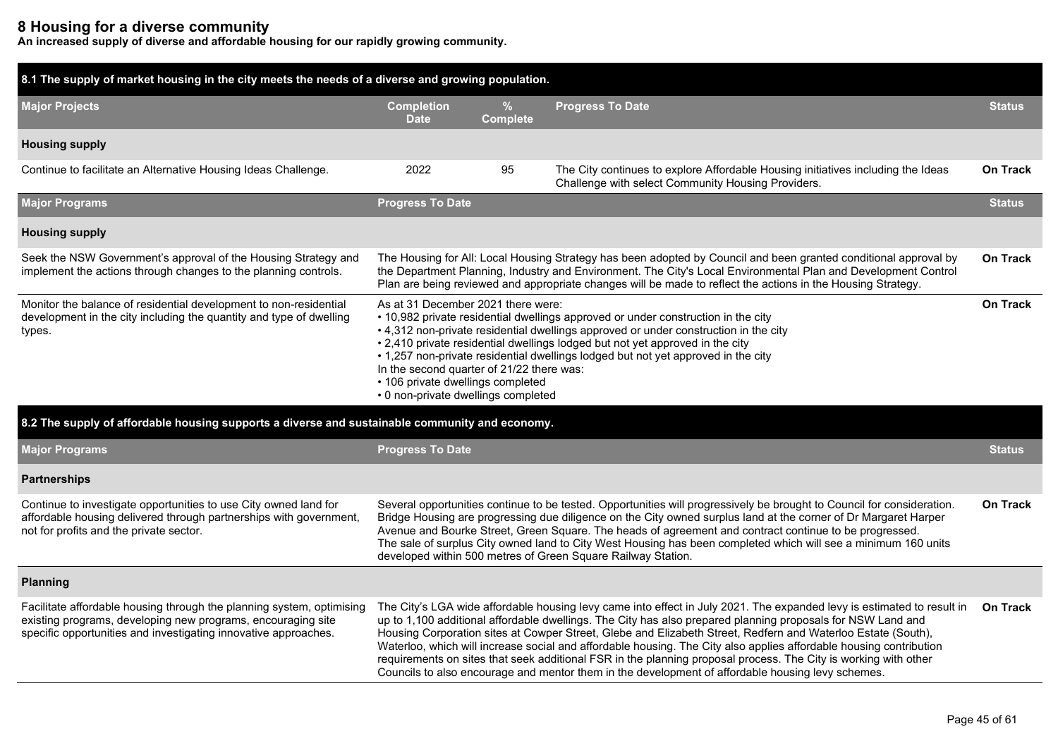# 8 Housing for a diverse community

**An increased supply of diverse and affordable housing for our rapidly growing community.**

## 8.1 The supply of market housing in the city meets the needs of a diverse and growing population.

| Major Projects | Completion Date | % Complete | Progress To Date | Status |
|---|---|---|---|---|
| **Housing supply** | | | | |
| Continue to facilitate an Alternative Housing Ideas Challenge. | 2022 | 95 | The City continues to explore Affordable Housing initiatives including the Ideas Challenge with select Community Housing Providers. | On Track |

| Major Programs | Progress To Date | Status |
|---|---|---|
| **Housing supply** | | |
| Seek the NSW Government's approval of the Housing Strategy and implement the actions through changes to the planning controls. | The Housing for All: Local Housing Strategy has been adopted by Council and been granted conditional approval by the Department Planning, Industry and Environment. The City's Local Environmental Plan and Development Control Plan are being reviewed and appropriate changes will be made to reflect the actions in the Housing Strategy. | On Track |
| Monitor the balance of residential development to non-residential development in the city including the quantity and type of dwelling types. | As at 31 December 2021 there were:<br>• 10,982 private residential dwellings approved or under construction in the city<br>• 4,312 non-private residential dwellings approved or under construction in the city<br>• 2,410 private residential dwellings lodged but not yet approved in the city<br>• 1,257 non-private residential dwellings lodged but not yet approved in the city<br>In the second quarter of 21/22 there was:<br>• 106 private dwellings completed<br>• 0 non-private dwellings completed | On Track |

## 8.2 The supply of affordable housing supports a diverse and sustainable community and economy.

| Major Programs | Progress To Date | Status |
|---|---|---|
| **Partnerships** | | |
| Continue to investigate opportunities to use City owned land for affordable housing delivered through partnerships with government, not for profits and the private sector. | Several opportunities continue to be tested. Opportunities will progressively be brought to Council for consideration. Bridge Housing are progressing due diligence on the City owned surplus land at the corner of Dr Margaret Harper Avenue and Bourke Street, Green Square. The heads of agreement and contract continue to be progressed.<br>The sale of surplus City owned land to City West Housing has been completed which will see a minimum 160 units developed within 500 metres of Green Square Railway Station. | On Track |
| **Planning** | | |
| Facilitate affordable housing through the planning system, optimising existing programs, developing new programs, encouraging site specific opportunities and investigating innovative approaches. | The City's LGA wide affordable housing levy came into effect in July 2021. The expanded levy is estimated to result in up to 1,100 additional affordable dwellings. The City has also prepared planning proposals for NSW Land and Housing Corporation sites at Cowper Street, Glebe and Elizabeth Street, Redfern and Waterloo Estate (South), Waterloo, which will increase social and affordable housing. The City also applies affordable housing contribution requirements on sites that seek additional FSR in the planning proposal process. The City is working with other Councils to also encourage and mentor them in the development of affordable housing levy schemes. | On Track |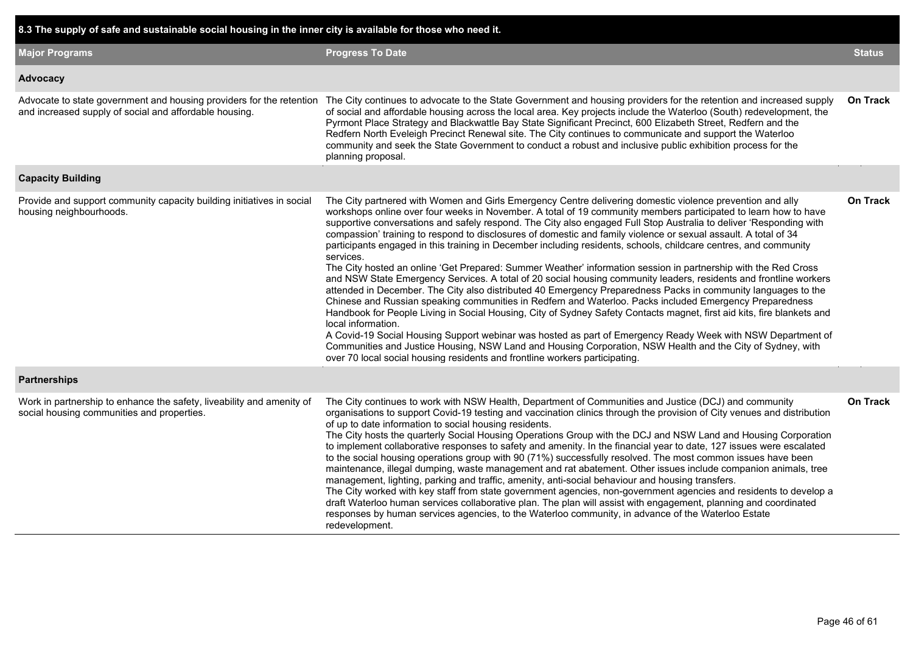| 8.3 The supply of safe and sustainable social housing in the inner city is available for those who need it. | | |
|---|---|---|
| **Major Programs** | **Progress To Date** | **Status** |
| **Advocacy** | | |
| Advocate to state government and housing providers for the retention and increased supply of social and affordable housing. | The City continues to advocate to the State Government and housing providers for the retention and increased supply of social and affordable housing across the local area. Key projects include the Waterloo (South) redevelopment, the Pyrmont Place Strategy and Blackwattle Bay State Significant Precinct, 600 Elizabeth Street, Redfern and the Redfern North Eveleigh Precinct Renewal site. The City continues to communicate and support the Waterloo community and seek the State Government to conduct a robust and inclusive public exhibition process for the planning proposal. | On Track |
| **Capacity Building** | | |
| Provide and support community capacity building initiatives in social housing neighbourhoods. | The City partnered with Women and Girls Emergency Centre delivering domestic violence prevention and ally workshops online over four weeks in November. A total of 19 community members participated to learn how to have supportive conversations and safely respond. The City also engaged Full Stop Australia to deliver 'Responding with compassion' training to respond to disclosures of domestic and family violence or sexual assault. A total of 34 participants engaged in this training in December including residents, schools, childcare centres, and community services.<br>The City hosted an online 'Get Prepared: Summer Weather' information session in partnership with the Red Cross and NSW State Emergency Services. A total of 20 social housing community leaders, residents and frontline workers attended in December. The City also distributed 40 Emergency Preparedness Packs in community languages to the Chinese and Russian speaking communities in Redfern and Waterloo. Packs included Emergency Preparedness Handbook for People Living in Social Housing, City of Sydney Safety Contacts magnet, first aid kits, fire blankets and local information.<br>A Covid-19 Social Housing Support webinar was hosted as part of Emergency Ready Week with NSW Department of Communities and Justice Housing, NSW Land and Housing Corporation, NSW Health and the City of Sydney, with over 70 local social housing residents and frontline workers participating. | On Track |
| **Partnerships** | | |
| Work in partnership to enhance the safety, liveability and amenity of social housing communities and properties. | The City continues to work with NSW Health, Department of Communities and Justice (DCJ) and community organisations to support Covid-19 testing and vaccination clinics through the provision of City venues and distribution of up to date information to social housing residents.<br>The City hosts the quarterly Social Housing Operations Group with the DCJ and NSW Land and Housing Corporation to implement collaborative responses to safety and amenity. In the financial year to date, 127 issues were escalated to the social housing operations group with 90 (71%) successfully resolved. The most common issues have been maintenance, illegal dumping, waste management and rat abatement. Other issues include companion animals, tree management, lighting, parking and traffic, amenity, anti-social behaviour and housing transfers.<br>The City worked with key staff from state government agencies, non-government agencies and residents to develop a draft Waterloo human services collaborative plan. The plan will assist with engagement, planning and coordinated responses by human services agencies, to the Waterloo community, in advance of the Waterloo Estate redevelopment. | On Track |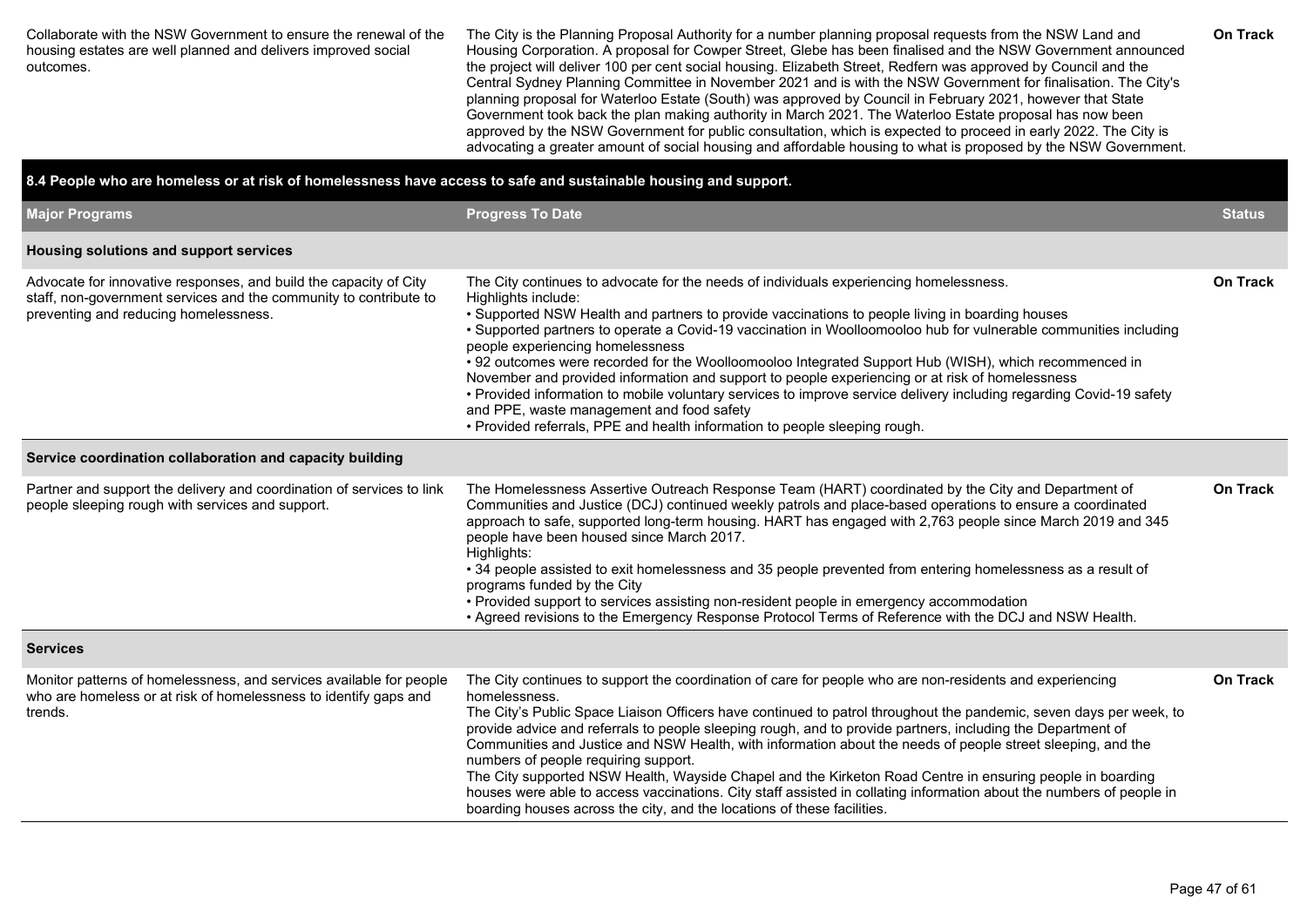| | | |
|---|---|---|
| Collaborate with the NSW Government to ensure the renewal of the housing estates are well planned and delivers improved social outcomes. | The City is the Planning Proposal Authority for a number planning proposal requests from the NSW Land and Housing Corporation. A proposal for Cowper Street, Glebe has been finalised and the NSW Government announced the project will deliver 100 per cent social housing. Elizabeth Street, Redfern was approved by Council and the Central Sydney Planning Committee in November 2021 and is with the NSW Government for finalisation. The City's planning proposal for Waterloo Estate (South) was approved by Council in February 2021, however that State Government took back the plan making authority in March 2021. The Waterloo Estate proposal has now been approved by the NSW Government for public consultation, which is expected to proceed in early 2022. The City is advocating a greater amount of social housing and affordable housing to what is proposed by the NSW Government. | **On Track** |

## 8.4 People who are homeless or at risk of homelessness have access to safe and sustainable housing and support.

| Major Programs | Progress To Date | Status |
|---|---|---|
| **Housing solutions and support services** | | |
| Advocate for innovative responses, and build the capacity of City staff, non-government services and the community to contribute to preventing and reducing homelessness. | The City continues to advocate for the needs of individuals experiencing homelessness.<br>Highlights include:<br>• Supported NSW Health and partners to provide vaccinations to people living in boarding houses<br>• Supported partners to operate a Covid-19 vaccination in Woolloomooloo hub for vulnerable communities including people experiencing homelessness<br>• 92 outcomes were recorded for the Woolloomooloo Integrated Support Hub (WISH), which recommenced in November and provided information and support to people experiencing or at risk of homelessness<br>• Provided information to mobile voluntary services to improve service delivery including regarding Covid-19 safety and PPE, waste management and food safety<br>• Provided referrals, PPE and health information to people sleeping rough. | **On Track** |
| **Service coordination collaboration and capacity building** | | |
| Partner and support the delivery and coordination of services to link people sleeping rough with services and support. | The Homelessness Assertive Outreach Response Team (HART) coordinated by the City and Department of Communities and Justice (DCJ) continued weekly patrols and place-based operations to ensure a coordinated approach to safe, supported long-term housing. HART has engaged with 2,763 people since March 2019 and 345 people have been housed since March 2017.<br>Highlights:<br>• 34 people assisted to exit homelessness and 35 people prevented from entering homelessness as a result of programs funded by the City<br>• Provided support to services assisting non-resident people in emergency accommodation<br>• Agreed revisions to the Emergency Response Protocol Terms of Reference with the DCJ and NSW Health. | **On Track** |
| **Services** | | |
| Monitor patterns of homelessness, and services available for people who are homeless or at risk of homelessness to identify gaps and trends. | The City continues to support the coordination of care for people who are non-residents and experiencing homelessness.<br>The City's Public Space Liaison Officers have continued to patrol throughout the pandemic, seven days per week, to provide advice and referrals to people sleeping rough, and to provide partners, including the Department of Communities and Justice and NSW Health, with information about the needs of people street sleeping, and the numbers of people requiring support.<br>The City supported NSW Health, Wayside Chapel and the Kirketon Road Centre in ensuring people in boarding houses were able to access vaccinations. City staff assisted in collating information about the numbers of people in boarding houses across the city, and the locations of these facilities. | **On Track** |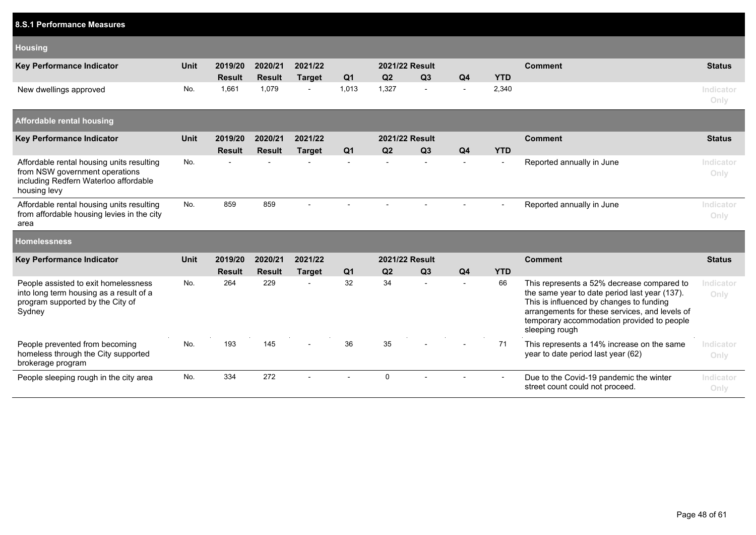## 8.S.1 Performance Measures

### Housing

| Key Performance Indicator | Unit | 2019/20 Result | 2020/21 Result | 2021/22 Target | 2021/22 Result Q1 | Q2 | Q3 | Q4 | YTD | Comment | Status |
|---|---|---|---|---|---|---|---|---|---|---|---|
| New dwellings approved | No. | 1,661 | 1,079 | - | 1,013 | 1,327 | - | - | 2,340 | | Indicator Only |

### Affordable rental housing

| Key Performance Indicator | Unit | 2019/20 Result | 2020/21 Result | 2021/22 Target | 2021/22 Result Q1 | Q2 | Q3 | Q4 | YTD | Comment | Status |
|---|---|---|---|---|---|---|---|---|---|---|---|
| Affordable rental housing units resulting from NSW government operations including Redfern Waterloo affordable housing levy | No. | - | - | - | - | - | - | - | - | Reported annually in June | Indicator Only |
| Affordable rental housing units resulting from affordable housing levies in the city area | No. | 859 | 859 | - | - | - | - | - | - | Reported annually in June | Indicator Only |

### Homelessness

| Key Performance Indicator | Unit | 2019/20 Result | 2020/21 Result | 2021/22 Target | 2021/22 Result Q1 | Q2 | Q3 | Q4 | YTD | Comment | Status |
|---|---|---|---|---|---|---|---|---|---|---|---|
| People assisted to exit homelessness into long term housing as a result of a program supported by the City of Sydney | No. | 264 | 229 | - | 32 | 34 | - | - | 66 | This represents a 52% decrease compared to the same year to date period last year (137). This is influenced by changes to funding arrangements for these services, and levels of temporary accommodation provided to people sleeping rough | Indicator Only |
| People prevented from becoming homeless through the City supported brokerage program | No. | 193 | 145 | - | 36 | 35 | - | - | 71 | This represents a 14% increase on the same year to date period last year (62) | Indicator Only |
| People sleeping rough in the city area | No. | 334 | 272 | - | - | 0 | - | - | - | Due to the Covid-19 pandemic the winter street count could not proceed. | Indicator Only |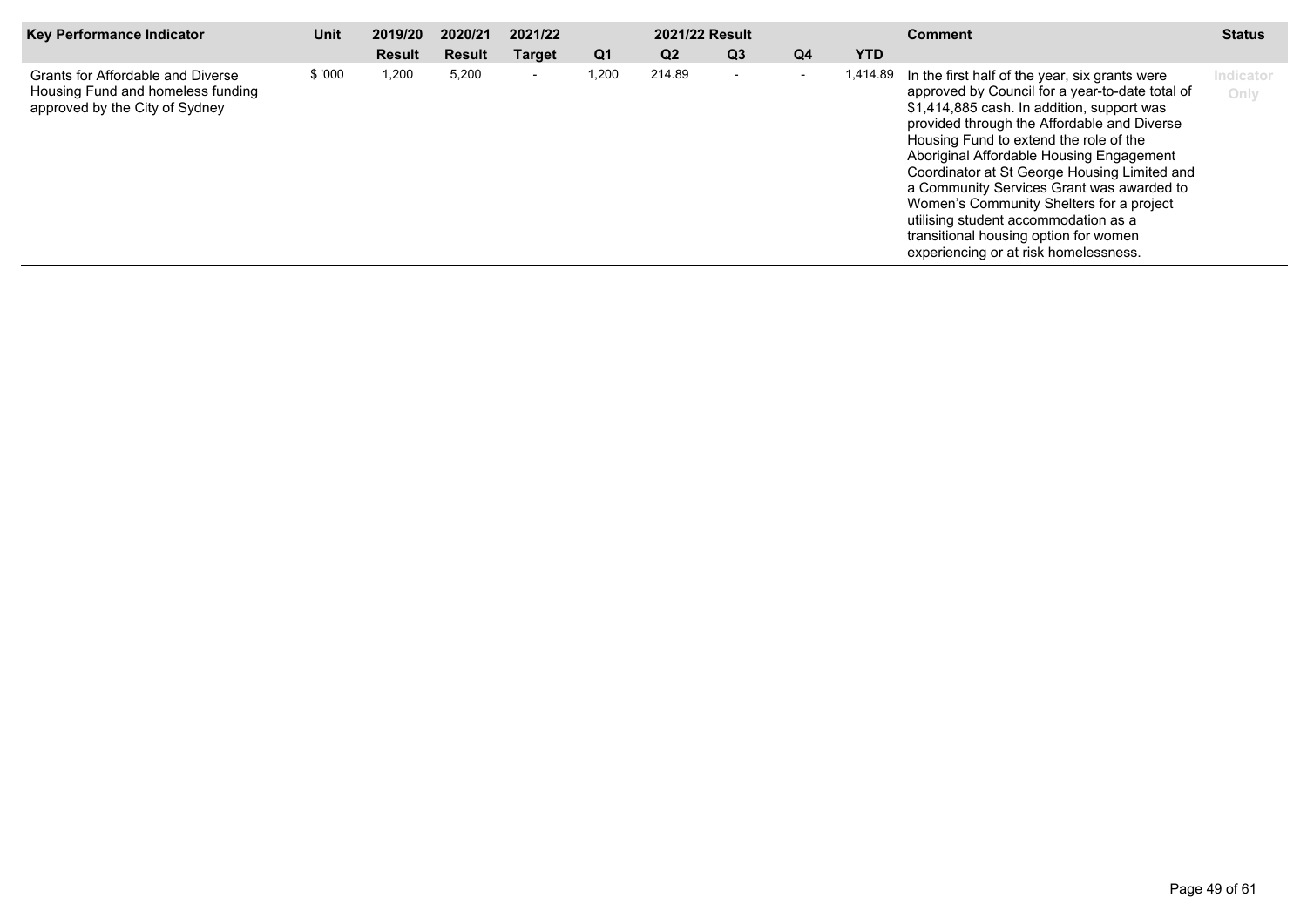| Key Performance Indicator | Unit | 2019/20 Result | 2020/21 Result | 2021/22 Target | 2021/22 Result Q1 | Q2 | Q3 | Q4 | YTD | Comment | Status |
|---|---|---|---|---|---|---|---|---|---|---|---|
| Grants for Affordable and Diverse Housing Fund and homeless funding approved by the City of Sydney | $ '000 | 1,200 | 5,200 | - | 1,200 | 214.89 | - | - | 1,414.89 | In the first half of the year, six grants were approved by Council for a year-to-date total of $1,414,885 cash. In addition, support was provided through the Affordable and Diverse Housing Fund to extend the role of the Aboriginal Affordable Housing Engagement Coordinator at St George Housing Limited and a Community Services Grant was awarded to Women's Community Shelters for a project utilising student accommodation as a transitional housing option for women experiencing or at risk homelessness. | Indicator Only |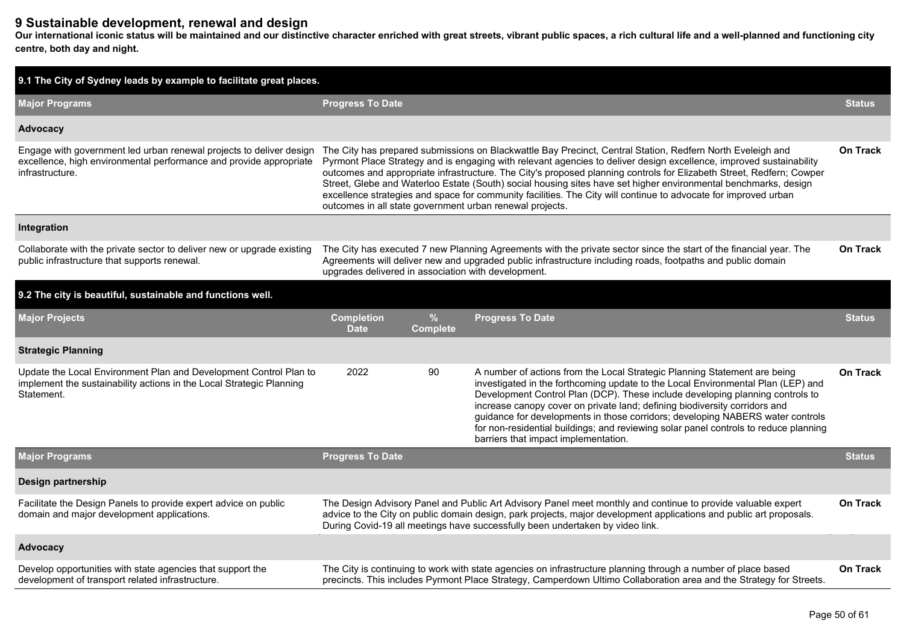## 9 Sustainable development, renewal and design

**Our international iconic status will be maintained and our distinctive character enriched with great streets, vibrant public spaces, a rich cultural life and a well-planned and functioning city centre, both day and night.**

### 9.1 The City of Sydney leads by example to facilitate great places.

| Major Programs | Progress To Date | Status |
|---|---|---|
| **Advocacy** | | |
| Engage with government led urban renewal projects to deliver design excellence, high environmental performance and provide appropriate infrastructure. | The City has prepared submissions on Blackwattle Bay Precinct, Central Station, Redfern North Eveleigh and Pyrmont Place Strategy and is engaging with relevant agencies to deliver design excellence, improved sustainability outcomes and appropriate infrastructure. The City's proposed planning controls for Elizabeth Street, Redfern; Cowper Street, Glebe and Waterloo Estate (South) social housing sites have set higher environmental benchmarks, design excellence strategies and space for community facilities. The City will continue to advocate for improved urban outcomes in all state government urban renewal projects. | On Track |
| **Integration** | | |
| Collaborate with the private sector to deliver new or upgrade existing public infrastructure that supports renewal. | The City has executed 7 new Planning Agreements with the private sector since the start of the financial year. The Agreements will deliver new and upgraded public infrastructure including roads, footpaths and public domain upgrades delivered in association with development. | On Track |

### 9.2 The city is beautiful, sustainable and functions well.

| Major Projects | Completion Date | % Complete | Progress To Date | Status |
|---|---|---|---|---|
| **Strategic Planning** | | | | |
| Update the Local Environment Plan and Development Control Plan to implement the sustainability actions in the Local Strategic Planning Statement. | 2022 | 90 | A number of actions from the Local Strategic Planning Statement are being investigated in the forthcoming update to the Local Environmental Plan (LEP) and Development Control Plan (DCP). These include developing planning controls to increase canopy cover on private land; defining biodiversity corridors and guidance for developments in those corridors; developing NABERS water controls for non-residential buildings; and reviewing solar panel controls to reduce planning barriers that impact implementation. | On Track |

| Major Programs | Progress To Date | Status |
|---|---|---|
| **Design partnership** | | |
| Facilitate the Design Panels to provide expert advice on public domain and major development applications. | The Design Advisory Panel and Public Art Advisory Panel meet monthly and continue to provide valuable expert advice to the City on public domain design, park projects, major development applications and public art proposals. During Covid-19 all meetings have successfully been undertaken by video link. | On Track |
| **Advocacy** | | |
| Develop opportunities with state agencies that support the development of transport related infrastructure. | The City is continuing to work with state agencies on infrastructure planning through a number of place based precincts. This includes Pyrmont Place Strategy, Camperdown Ultimo Collaboration area and the Strategy for Streets. | On Track |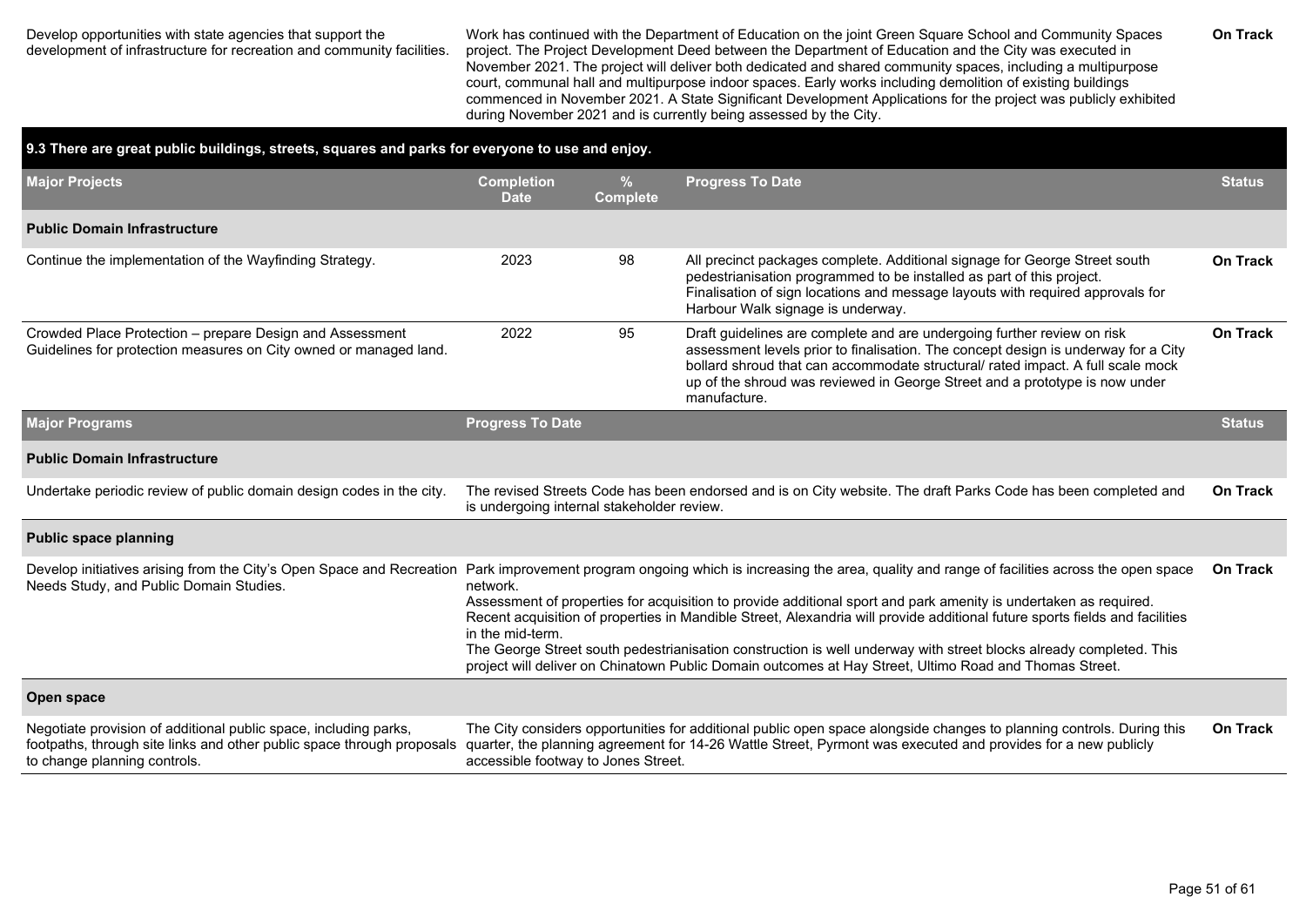| | | |
|---|---|---|
| Develop opportunities with state agencies that support the development of infrastructure for recreation and community facilities. | Work has continued with the Department of Education on the joint Green Square School and Community Spaces project. The Project Development Deed between the Department of Education and the City was executed in November 2021. The project will deliver both dedicated and shared community spaces, including a multipurpose court, communal hall and multipurpose indoor spaces. Early works including demolition of existing buildings commenced in November 2021. A State Significant Development Applications for the project was publicly exhibited during November 2021 and is currently being assessed by the City. | **On Track** |

## 9.3 There are great public buildings, streets, squares and parks for everyone to use and enjoy.

| Major Projects | Completion Date | % Complete | Progress To Date | Status |
|---|---|---|---|---|
| **Public Domain Infrastructure** | | | | |
| Continue the implementation of the Wayfinding Strategy. | 2023 | 98 | All precinct packages complete. Additional signage for George Street south pedestrianisation programmed to be installed as part of this project. Finalisation of sign locations and message layouts with required approvals for Harbour Walk signage is underway. | **On Track** |
| Crowded Place Protection – prepare Design and Assessment Guidelines for protection measures on City owned or managed land. | 2022 | 95 | Draft guidelines are complete and are undergoing further review on risk assessment levels prior to finalisation. The concept design is underway for a City bollard shroud that can accommodate structural/ rated impact. A full scale mock up of the shroud was reviewed in George Street and a prototype is now under manufacture. | **On Track** |

| Major Programs | Progress To Date | Status |
|---|---|---|
| **Public Domain Infrastructure** | | |
| Undertake periodic review of public domain design codes in the city. | The revised Streets Code has been endorsed and is on City website. The draft Parks Code has been completed and is undergoing internal stakeholder review. | **On Track** |
| **Public space planning** | | |
| Develop initiatives arising from the City's Open Space and Recreation Needs Study, and Public Domain Studies. | Park improvement program ongoing which is increasing the area, quality and range of facilities across the open space network.<br>Assessment of properties for acquisition to provide additional sport and park amenity is undertaken as required.<br>Recent acquisition of properties in Mandible Street, Alexandria will provide additional future sports fields and facilities in the mid-term.<br>The George Street south pedestrianisation construction is well underway with street blocks already completed. This project will deliver on Chinatown Public Domain outcomes at Hay Street, Ultimo Road and Thomas Street. | **On Track** |
| **Open space** | | |
| Negotiate provision of additional public space, including parks, footpaths, through site links and other public space through proposals to change planning controls. | The City considers opportunities for additional public open space alongside changes to planning controls. During this quarter, the planning agreement for 14-26 Wattle Street, Pyrmont was executed and provides for a new publicly accessible footway to Jones Street. | **On Track** |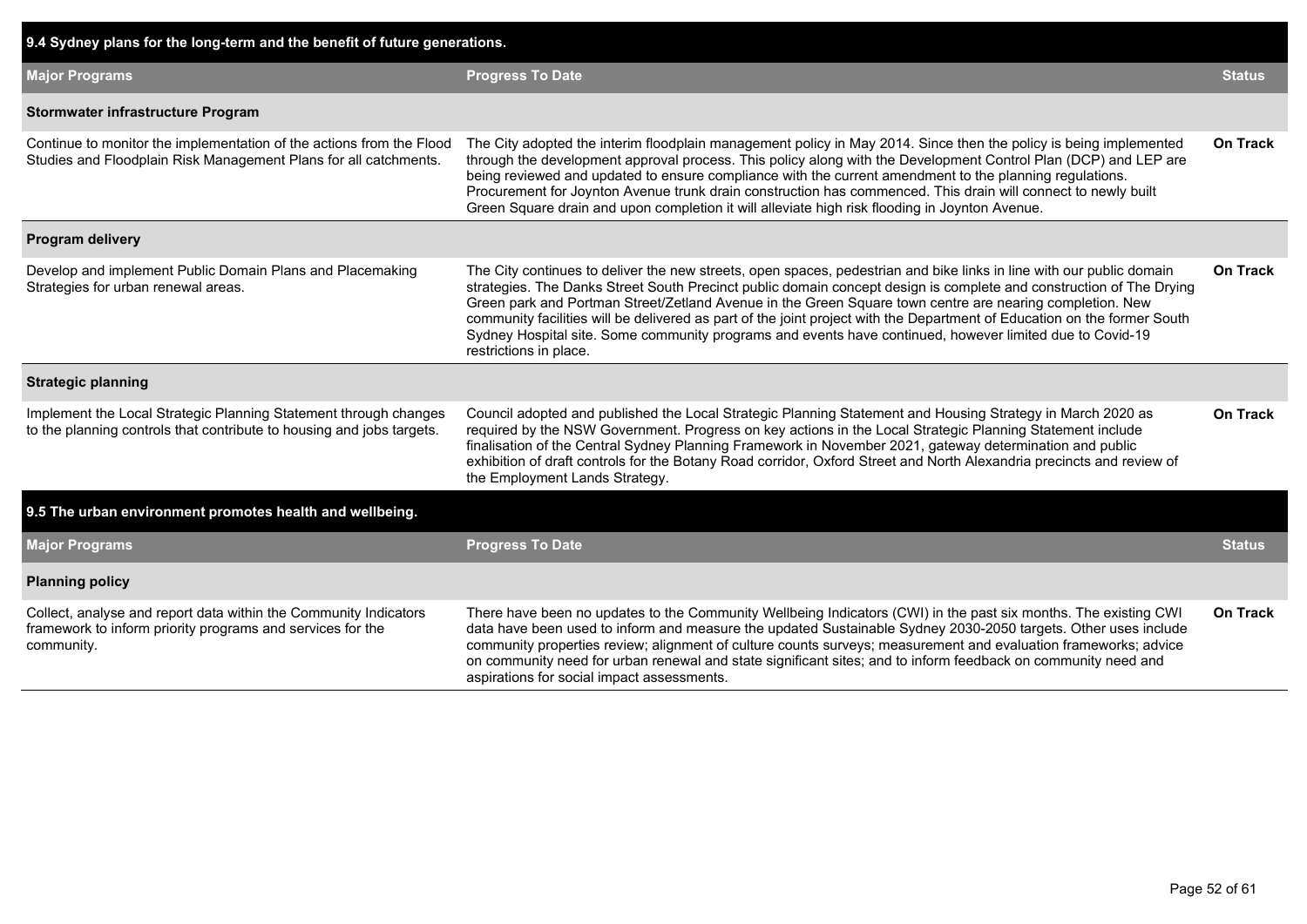## 9.4 Sydney plans for the long-term and the benefit of future generations.

| Major Programs | Progress To Date | Status |
|---|---|---|
| **Stormwater infrastructure Program** | | |
| Continue to monitor the implementation of the actions from the Flood Studies and Floodplain Risk Management Plans for all catchments. | The City adopted the interim floodplain management policy in May 2014. Since then the policy is being implemented through the development approval process. This policy along with the Development Control Plan (DCP) and LEP are being reviewed and updated to ensure compliance with the current amendment to the planning regulations. Procurement for Joynton Avenue trunk drain construction has commenced. This drain will connect to newly built Green Square drain and upon completion it will alleviate high risk flooding in Joynton Avenue. | **On Track** |
| **Program delivery** | | |
| Develop and implement Public Domain Plans and Placemaking Strategies for urban renewal areas. | The City continues to deliver the new streets, open spaces, pedestrian and bike links in line with our public domain strategies. The Danks Street South Precinct public domain concept design is complete and construction of The Drying Green park and Portman Street/Zetland Avenue in the Green Square town centre are nearing completion. New community facilities will be delivered as part of the joint project with the Department of Education on the former South Sydney Hospital site. Some community programs and events have continued, however limited due to Covid-19 restrictions in place. | **On Track** |
| **Strategic planning** | | |
| Implement the Local Strategic Planning Statement through changes to the planning controls that contribute to housing and jobs targets. | Council adopted and published the Local Strategic Planning Statement and Housing Strategy in March 2020 as required by the NSW Government. Progress on key actions in the Local Strategic Planning Statement include finalisation of the Central Sydney Planning Framework in November 2021, gateway determination and public exhibition of draft controls for the Botany Road corridor, Oxford Street and North Alexandria precincts and review of the Employment Lands Strategy. | **On Track** |

## 9.5 The urban environment promotes health and wellbeing.

| Major Programs | Progress To Date | Status |
|---|---|---|
| **Planning policy** | | |
| Collect, analyse and report data within the Community Indicators framework to inform priority programs and services for the community. | There have been no updates to the Community Wellbeing Indicators (CWI) in the past six months. The existing CWI data have been used to inform and measure the updated Sustainable Sydney 2030-2050 targets. Other uses include community properties review; alignment of culture counts surveys; measurement and evaluation frameworks; advice on community need for urban renewal and state significant sites; and to inform feedback on community need and aspirations for social impact assessments. | **On Track** |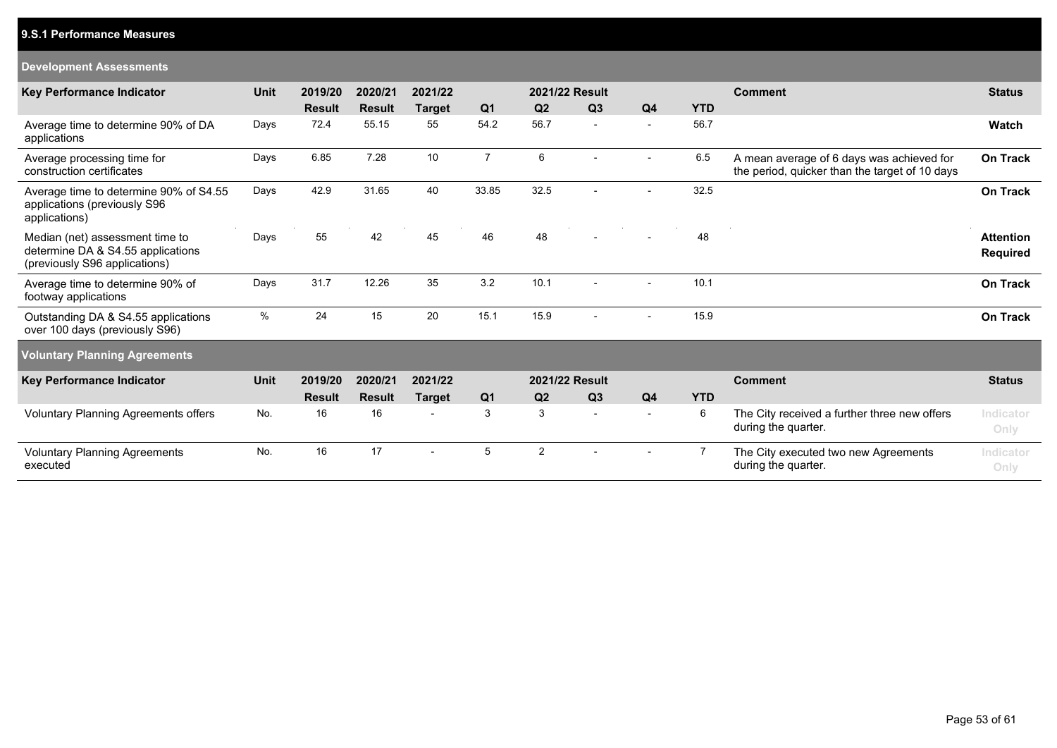## 9.S.1 Performance Measures

### Development Assessments

| Key Performance Indicator | Unit | 2019/20 Result | 2020/21 Result | 2021/22 Target | 2021/22 Result Q1 | Q2 | Q3 | Q4 | YTD | Comment | Status |
|---|---|---|---|---|---|---|---|---|---|---|---|
| Average time to determine 90% of DA applications | Days | 72.4 | 55.15 | 55 | 54.2 | 56.7 | - | - | 56.7 | | Watch |
| Average processing time for construction certificates | Days | 6.85 | 7.28 | 10 | 7 | 6 | - | - | 6.5 | A mean average of 6 days was achieved for the period, quicker than the target of 10 days | On Track |
| Average time to determine 90% of S4.55 applications (previously S96 applications) | Days | 42.9 | 31.65 | 40 | 33.85 | 32.5 | - | - | 32.5 | | On Track |
| Median (net) assessment time to determine DA & S4.55 applications (previously S96 applications) | Days | 55 | 42 | 45 | 46 | 48 | - | - | 48 | | Attention Required |
| Average time to determine 90% of footway applications | Days | 31.7 | 12.26 | 35 | 3.2 | 10.1 | - | - | 10.1 | | On Track |
| Outstanding DA & S4.55 applications over 100 days (previously S96) | % | 24 | 15 | 20 | 15.1 | 15.9 | - | - | 15.9 | | On Track |

### Voluntary Planning Agreements

| Key Performance Indicator | Unit | 2019/20 Result | 2020/21 Result | 2021/22 Target | 2021/22 Result Q1 | Q2 | Q3 | Q4 | YTD | Comment | Status |
|---|---|---|---|---|---|---|---|---|---|---|---|
| Voluntary Planning Agreements offers | No. | 16 | 16 | - | 3 | 3 | - | - | 6 | The City received a further three new offers during the quarter. | Indicator Only |
| Voluntary Planning Agreements executed | No. | 16 | 17 | - | 5 | 2 | - | - | 7 | The City executed two new Agreements during the quarter. | Indicator Only |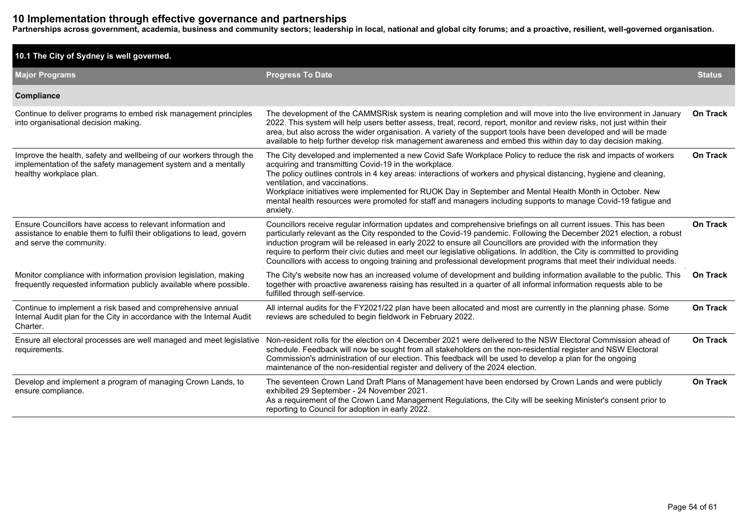# 10 Implementation through effective governance and partnerships

**Partnerships across government, academia, business and community sectors; leadership in local, national and global city forums; and a proactive, resilient, well-governed organisation.**

| 10.1 The City of Sydney is well governed. | | |
|---|---|---|
| **Major Programs** | **Progress To Date** | **Status** |
| **Compliance** | | |
| Continue to deliver programs to embed risk management principles into organisational decision making. | The development of the CAMMSRisk system is nearing completion and will move into the live environment in January 2022. This system will help users better assess, treat, record, report, monitor and review risks, not just within their area, but also across the wider organisation. A variety of the support tools have been developed and will be made available to help further develop risk management awareness and embed this within day to day decision making. | On Track |
| Improve the health, safety and wellbeing of our workers through the implementation of the safety management system and a mentally healthy workplace plan. | The City developed and implemented a new Covid Safe Workplace Policy to reduce the risk and impacts of workers acquiring and transmitting Covid-19 in the workplace.<br>The policy outlines controls in 4 key areas: interactions of workers and physical distancing, hygiene and cleaning, ventilation, and vaccinations.<br>Workplace initiatives were implemented for RUOK Day in September and Mental Health Month in October. New mental health resources were promoted for staff and managers including supports to manage Covid-19 fatigue and anxiety. | On Track |
| Ensure Councillors have access to relevant information and assistance to enable them to fulfil their obligations to lead, govern and serve the community. | Councillors receive regular information updates and comprehensive briefings on all current issues. This has been particularly relevant as the City responded to the Covid-19 pandemic. Following the December 2021 election, a robust induction program will be released in early 2022 to ensure all Councillors are provided with the information they require to perform their civic duties and meet our legislative obligations. In addition, the City is committed to providing Councillors with access to ongoing training and professional development programs that meet their individual needs. | On Track |
| Monitor compliance with information provision legislation, making frequently requested information publicly available where possible. | The City's website now has an increased volume of development and building information available to the public. This together with proactive awareness raising has resulted in a quarter of all informal information requests able to be fulfilled through self-service. | On Track |
| Continue to implement a risk based and comprehensive annual Internal Audit plan for the City in accordance with the Internal Audit Charter. | All internal audits for the FY2021/22 plan have been allocated and most are currently in the planning phase. Some reviews are scheduled to begin fieldwork in February 2022. | On Track |
| Ensure all electoral processes are well managed and meet legislative requirements. | Non-resident rolls for the election on 4 December 2021 were delivered to the NSW Electoral Commission ahead of schedule. Feedback will now be sought from all stakeholders on the non-residential register and NSW Electoral Commission's administration of our election. This feedback will be used to develop a plan for the ongoing maintenance of the non-residential register and delivery of the 2024 election. | On Track |
| Develop and implement a program of managing Crown Lands, to ensure compliance. | The seventeen Crown Land Draft Plans of Management have been endorsed by Crown Lands and were publicly exhibited 29 September - 24 November 2021.<br>As a requirement of the Crown Land Management Regulations, the City will be seeking Minister's consent prior to reporting to Council for adoption in early 2022. | On Track |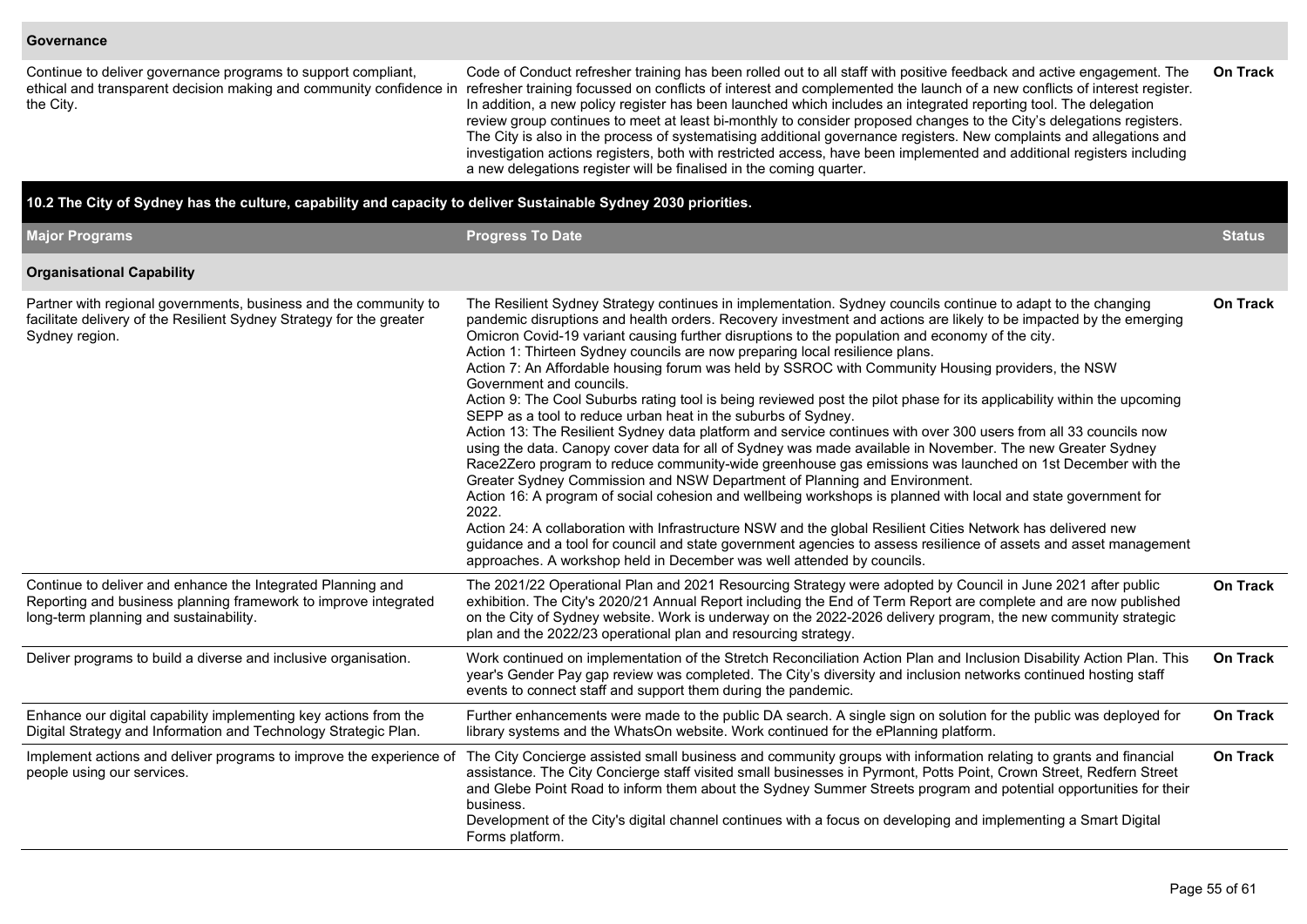| | | |
|---|---|---|
| **Governance** | | |
| Continue to deliver governance programs to support compliant, ethical and transparent decision making and community confidence in the City. | Code of Conduct refresher training has been rolled out to all staff with positive feedback and active engagement. The refresher training focussed on conflicts of interest and complemented the launch of a new conflicts of interest register. In addition, a new policy register has been launched which includes an integrated reporting tool. The delegation review group continues to meet at least bi-monthly to consider proposed changes to the City's delegations registers. The City is also in the process of systematising additional governance registers. New complaints and allegations and investigation actions registers, both with restricted access, have been implemented and additional registers including a new delegations register will be finalised in the coming quarter. | On Track |

## 10.2 The City of Sydney has the culture, capability and capacity to deliver Sustainable Sydney 2030 priorities.

| Major Programs | Progress To Date | Status |
|---|---|---|
| **Organisational Capability** | | |
| Partner with regional governments, business and the community to facilitate delivery of the Resilient Sydney Strategy for the greater Sydney region. | The Resilient Sydney Strategy continues in implementation. Sydney councils continue to adapt to the changing pandemic disruptions and health orders. Recovery investment and actions are likely to be impacted by the emerging Omicron Covid-19 variant causing further disruptions to the population and economy of the city.<br>Action 1: Thirteen Sydney councils are now preparing local resilience plans.<br>Action 7: An Affordable housing forum was held by SSROC with Community Housing providers, the NSW Government and councils.<br>Action 9: The Cool Suburbs rating tool is being reviewed post the pilot phase for its applicability within the upcoming SEPP as a tool to reduce urban heat in the suburbs of Sydney.<br>Action 13: The Resilient Sydney data platform and service continues with over 300 users from all 33 councils now using the data. Canopy cover data for all of Sydney was made available in November. The new Greater Sydney Race2Zero program to reduce community-wide greenhouse gas emissions was launched on 1st December with the Greater Sydney Commission and NSW Department of Planning and Environment.<br>Action 16: A program of social cohesion and wellbeing workshops is planned with local and state government for 2022.<br>Action 24: A collaboration with Infrastructure NSW and the global Resilient Cities Network has delivered new guidance and a tool for council and state government agencies to assess resilience of assets and asset management approaches. A workshop held in December was well attended by councils. | On Track |
| Continue to deliver and enhance the Integrated Planning and Reporting and business planning framework to improve integrated long-term planning and sustainability. | The 2021/22 Operational Plan and 2021 Resourcing Strategy were adopted by Council in June 2021 after public exhibition. The City's 2020/21 Annual Report including the End of Term Report are complete and are now published on the City of Sydney website. Work is underway on the 2022-2026 delivery program, the new community strategic plan and the 2022/23 operational plan and resourcing strategy. | On Track |
| Deliver programs to build a diverse and inclusive organisation. | Work continued on implementation of the Stretch Reconciliation Action Plan and Inclusion Disability Action Plan. This year's Gender Pay gap review was completed. The City's diversity and inclusion networks continued hosting staff events to connect staff and support them during the pandemic. | On Track |
| Enhance our digital capability implementing key actions from the Digital Strategy and Information and Technology Strategic Plan. | Further enhancements were made to the public DA search. A single sign on solution for the public was deployed for library systems and the WhatsOn website. Work continued for the ePlanning platform. | On Track |
| Implement actions and deliver programs to improve the experience of people using our services. | The City Concierge assisted small business and community groups with information relating to grants and financial assistance. The City Concierge staff visited small businesses in Pyrmont, Potts Point, Crown Street, Redfern Street and Glebe Point Road to inform them about the Sydney Summer Streets program and potential opportunities for their business.<br>Development of the City's digital channel continues with a focus on developing and implementing a Smart Digital Forms platform. | On Track |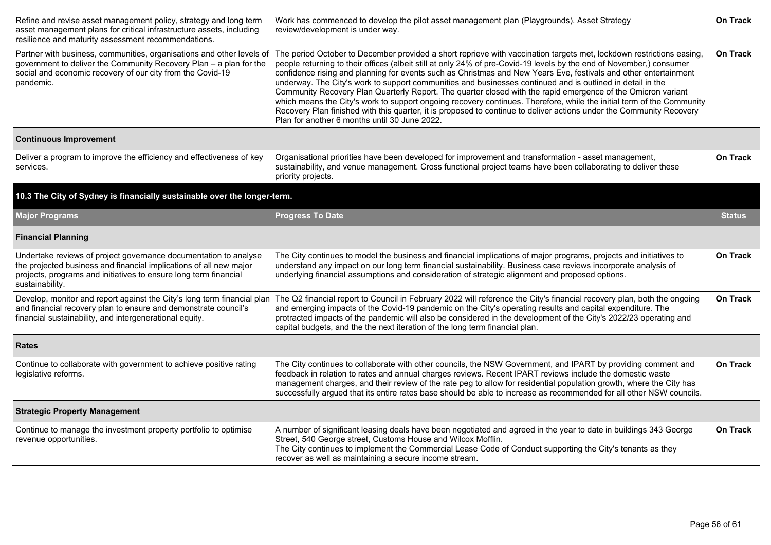| | | |
|---|---|---|
| Refine and revise asset management policy, strategy and long term asset management plans for critical infrastructure assets, including resilience and maturity assessment recommendations. | Work has commenced to develop the pilot asset management plan (Playgrounds). Asset Strategy review/development is under way. | **On Track** |
| Partner with business, communities, organisations and other levels of government to deliver the Community Recovery Plan – a plan for the social and economic recovery of our city from the Covid-19 pandemic. | The period October to December provided a short reprieve with vaccination targets met, lockdown restrictions easing, people returning to their offices (albeit still at only 24% of pre-Covid-19 levels by the end of November,) consumer confidence rising and planning for events such as Christmas and New Years Eve, festivals and other entertainment underway. The City's work to support communities and businesses continued and is outlined in detail in the Community Recovery Plan Quarterly Report. The quarter closed with the rapid emergence of the Omicron variant which means the City's work to support ongoing recovery continues. Therefore, while the initial term of the Community Recovery Plan finished with this quarter, it is proposed to continue to deliver actions under the Community Recovery Plan for another 6 months until 30 June 2022. | **On Track** |
| **Continuous Improvement** | | |
| Deliver a program to improve the efficiency and effectiveness of key services. | Organisational priorities have been developed for improvement and transformation - asset management, sustainability, and venue management. Cross functional project teams have been collaborating to deliver these priority projects. | **On Track** |

**10.3 The City of Sydney is financially sustainable over the longer-term.**

| Major Programs | Progress To Date | Status |
|---|---|---|
| **Financial Planning** | | |
| Undertake reviews of project governance documentation to analyse the projected business and financial implications of all new major projects, programs and initiatives to ensure long term financial sustainability. | The City continues to model the business and financial implications of major programs, projects and initiatives to understand any impact on our long term financial sustainability. Business case reviews incorporate analysis of underlying financial assumptions and consideration of strategic alignment and proposed options. | **On Track** |
| Develop, monitor and report against the City's long term financial plan and financial recovery plan to ensure and demonstrate council's financial sustainability, and intergenerational equity. | The Q2 financial report to Council in February 2022 will reference the City's financial recovery plan, both the ongoing and emerging impacts of the Covid-19 pandemic on the City's operating results and capital expenditure. The protracted impacts of the pandemic will also be considered in the development of the City's 2022/23 operating and capital budgets, and the the next iteration of the long term financial plan. | **On Track** |
| **Rates** | | |
| Continue to collaborate with government to achieve positive rating legislative reforms. | The City continues to collaborate with other councils, the NSW Government, and IPART by providing comment and feedback in relation to rates and annual charges reviews. Recent IPART reviews include the domestic waste management charges, and their review of the rate peg to allow for residential population growth, where the City has successfully argued that its entire rates base should be able to increase as recommended for all other NSW councils. | **On Track** |
| **Strategic Property Management** | | |
| Continue to manage the investment property portfolio to optimise revenue opportunities. | A number of significant leasing deals have been negotiated and agreed in the year to date in buildings 343 George Street, 540 George street, Customs House and Wilcox Mofflin. The City continues to implement the Commercial Lease Code of Conduct supporting the City's tenants as they recover as well as maintaining a secure income stream. | **On Track** |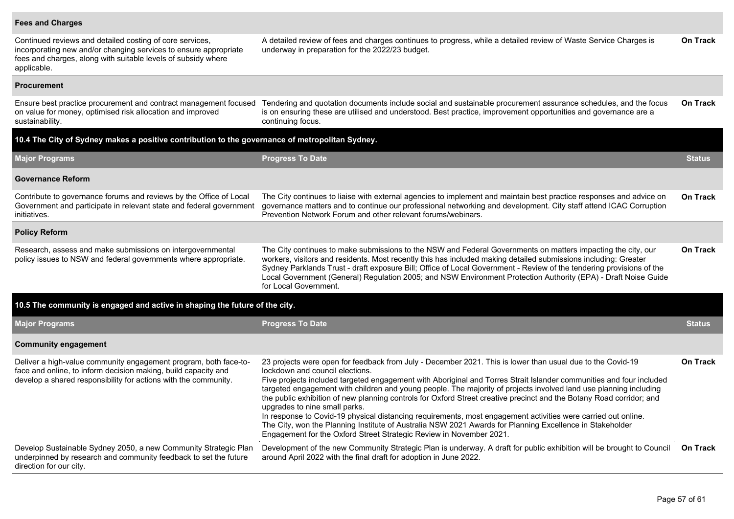| Major Programs | Progress To Date | Status |
|---|---|---|
| **Fees and Charges** | | |
| Continued reviews and detailed costing of core services, incorporating new and/or changing services to ensure appropriate fees and charges, along with suitable levels of subsidy where applicable. | A detailed review of fees and charges continues to progress, while a detailed review of Waste Service Charges is underway in preparation for the 2022/23 budget. | **On Track** |
| **Procurement** | | |
| Ensure best practice procurement and contract management focused on value for money, optimised risk allocation and improved sustainability. | Tendering and quotation documents include social and sustainable procurement assurance schedules, and the focus is on ensuring these are utilised and understood. Best practice, improvement opportunities and governance are a continuing focus. | **On Track** |

## 10.4 The City of Sydney makes a positive contribution to the governance of metropolitan Sydney.

| Major Programs | Progress To Date | Status |
|---|---|---|
| **Governance Reform** | | |
| Contribute to governance forums and reviews by the Office of Local Government and participate in relevant state and federal government initiatives. | The City continues to liaise with external agencies to implement and maintain best practice responses and advice on governance matters and to continue our professional networking and development. City staff attend ICAC Corruption Prevention Network Forum and other relevant forums/webinars. | **On Track** |
| **Policy Reform** | | |
| Research, assess and make submissions on intergovernmental policy issues to NSW and federal governments where appropriate. | The City continues to make submissions to the NSW and Federal Governments on matters impacting the city, our workers, visitors and residents. Most recently this has included making detailed submissions including: Greater Sydney Parklands Trust - draft exposure Bill; Office of Local Government - Review of the tendering provisions of the Local Government (General) Regulation 2005; and NSW Environment Protection Authority (EPA) - Draft Noise Guide for Local Government. | **On Track** |

## 10.5 The community is engaged and active in shaping the future of the city.

| Major Programs | Progress To Date | Status |
|---|---|---|
| **Community engagement** | | |
| Deliver a high-value community engagement program, both face-to-face and online, to inform decision making, build capacity and develop a shared responsibility for actions with the community. | 23 projects were open for feedback from July - December 2021. This is lower than usual due to the Covid-19 lockdown and council elections.<br>Five projects included targeted engagement with Aboriginal and Torres Strait Islander communities and four included targeted engagement with children and young people. The majority of projects involved land use planning including the public exhibition of new planning controls for Oxford Street creative precinct and the Botany Road corridor; and upgrades to nine small parks.<br>In response to Covid-19 physical distancing requirements, most engagement activities were carried out online.<br>The City, won the Planning Institute of Australia NSW 2021 Awards for Planning Excellence in Stakeholder Engagement for the Oxford Street Strategic Review in November 2021. | **On Track** |
| Develop Sustainable Sydney 2050, a new Community Strategic Plan underpinned by research and community feedback to set the future direction for our city. | Development of the new Community Strategic Plan is underway. A draft for public exhibition will be brought to Council around April 2022 with the final draft for adoption in June 2022. | **On Track** |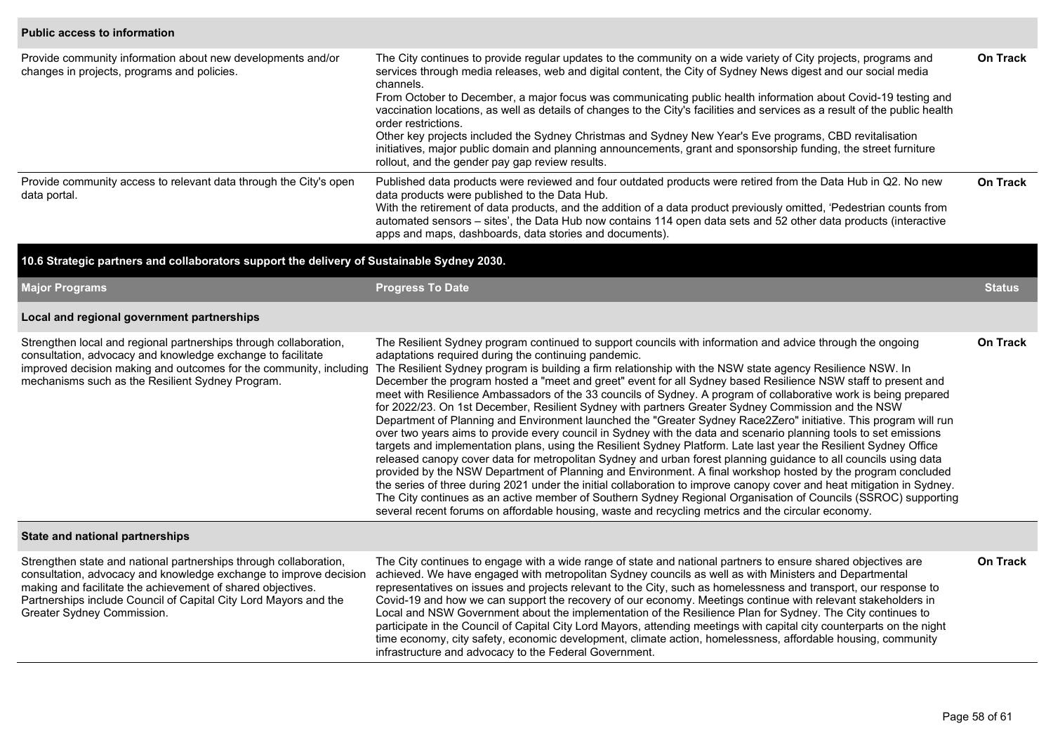| | | |
|---|---|---|
| **Public access to information** | | |
| Provide community information about new developments and/or changes in projects, programs and policies. | The City continues to provide regular updates to the community on a wide variety of City projects, programs and services through media releases, web and digital content, the City of Sydney News digest and our social media channels.<br>From October to December, a major focus was communicating public health information about Covid-19 testing and vaccination locations, as well as details of changes to the City's facilities and services as a result of the public health order restrictions.<br>Other key projects included the Sydney Christmas and Sydney New Year's Eve programs, CBD revitalisation initiatives, major public domain and planning announcements, grant and sponsorship funding, the street furniture rollout, and the gender pay gap review results. | **On Track** |
| Provide community access to relevant data through the City's open data portal. | Published data products were reviewed and four outdated products were retired from the Data Hub in Q2. No new data products were published to the Data Hub.<br>With the retirement of data products, and the addition of a data product previously omitted, 'Pedestrian counts from automated sensors – sites', the Data Hub now contains 114 open data sets and 52 other data products (interactive apps and maps, dashboards, data stories and documents). | **On Track** |

## 10.6 Strategic partners and collaborators support the delivery of Sustainable Sydney 2030.

| Major Programs | Progress To Date | Status |
|---|---|---|
| **Local and regional government partnerships** | | |
| Strengthen local and regional partnerships through collaboration, consultation, advocacy and knowledge exchange to facilitate improved decision making and outcomes for the community, including mechanisms such as the Resilient Sydney Program. | The Resilient Sydney program continued to support councils with information and advice through the ongoing adaptations required during the continuing pandemic.<br>The Resilient Sydney program is building a firm relationship with the NSW state agency Resilience NSW. In December the program hosted a "meet and greet" event for all Sydney based Resilience NSW staff to present and meet with Resilience Ambassadors of the 33 councils of Sydney. A program of collaborative work is being prepared for 2022/23. On 1st December, Resilient Sydney with partners Greater Sydney Commission and the NSW Department of Planning and Environment launched the "Greater Sydney Race2Zero" initiative. This program will run over two years aims to provide every council in Sydney with the data and scenario planning tools to set emissions targets and implementation plans, using the Resilient Sydney Platform. Late last year the Resilient Sydney Office released canopy cover data for metropolitan Sydney and urban forest planning guidance to all councils using data provided by the NSW Department of Planning and Environment. A final workshop hosted by the program concluded the series of three during 2021 under the initial collaboration to improve canopy cover and heat mitigation in Sydney.<br>The City continues as an active member of Southern Sydney Regional Organisation of Councils (SSROC) supporting several recent forums on affordable housing, waste and recycling metrics and the circular economy. | **On Track** |
| **State and national partnerships** | | |
| Strengthen state and national partnerships through collaboration, consultation, advocacy and knowledge exchange to improve decision making and facilitate the achievement of shared objectives. Partnerships include Council of Capital City Lord Mayors and the Greater Sydney Commission. | The City continues to engage with a wide range of state and national partners to ensure shared objectives are achieved. We have engaged with metropolitan Sydney councils as well as with Ministers and Departmental representatives on issues and projects relevant to the City, such as homelessness and transport, our response to Covid-19 and how we can support the recovery of our economy. Meetings continue with relevant stakeholders in Local and NSW Government about the implementation of the Resilience Plan for Sydney. The City continues to participate in the Council of Capital City Lord Mayors, attending meetings with capital city counterparts on the night time economy, city safety, economic development, climate action, homelessness, affordable housing, community infrastructure and advocacy to the Federal Government. | **On Track** |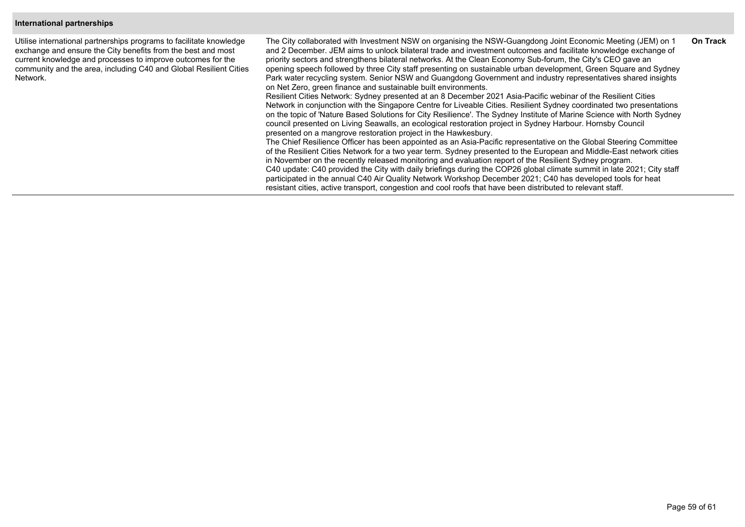| International partnerships | | |
|---|---|---|
| Utilise international partnerships programs to facilitate knowledge exchange and ensure the City benefits from the best and most current knowledge and processes to improve outcomes for the community and the area, including C40 and Global Resilient Cities Network. | The City collaborated with Investment NSW on organising the NSW-Guangdong Joint Economic Meeting (JEM) on 1 and 2 December. JEM aims to unlock bilateral trade and investment outcomes and facilitate knowledge exchange of priority sectors and strengthens bilateral networks. At the Clean Economy Sub-forum, the City's CEO gave an opening speech followed by three City staff presenting on sustainable urban development, Green Square and Sydney Park water recycling system. Senior NSW and Guangdong Government and industry representatives shared insights on Net Zero, green finance and sustainable built environments.<br>Resilient Cities Network: Sydney presented at an 8 December 2021 Asia-Pacific webinar of the Resilient Cities Network in conjunction with the Singapore Centre for Liveable Cities. Resilient Sydney coordinated two presentations on the topic of 'Nature Based Solutions for City Resilience'. The Sydney Institute of Marine Science with North Sydney council presented on Living Seawalls, an ecological restoration project in Sydney Harbour. Hornsby Council presented on a mangrove restoration project in the Hawkesbury.<br>The Chief Resilience Officer has been appointed as an Asia-Pacific representative on the Global Steering Committee of the Resilient Cities Network for a two year term. Sydney presented to the European and Middle-East network cities in November on the recently released monitoring and evaluation report of the Resilient Sydney program.<br>C40 update: C40 provided the City with daily briefings during the COP26 global climate summit in late 2021; City staff participated in the annual C40 Air Quality Network Workshop December 2021; C40 has developed tools for heat resistant cities, active transport, congestion and cool roofs that have been distributed to relevant staff. | **On Track** |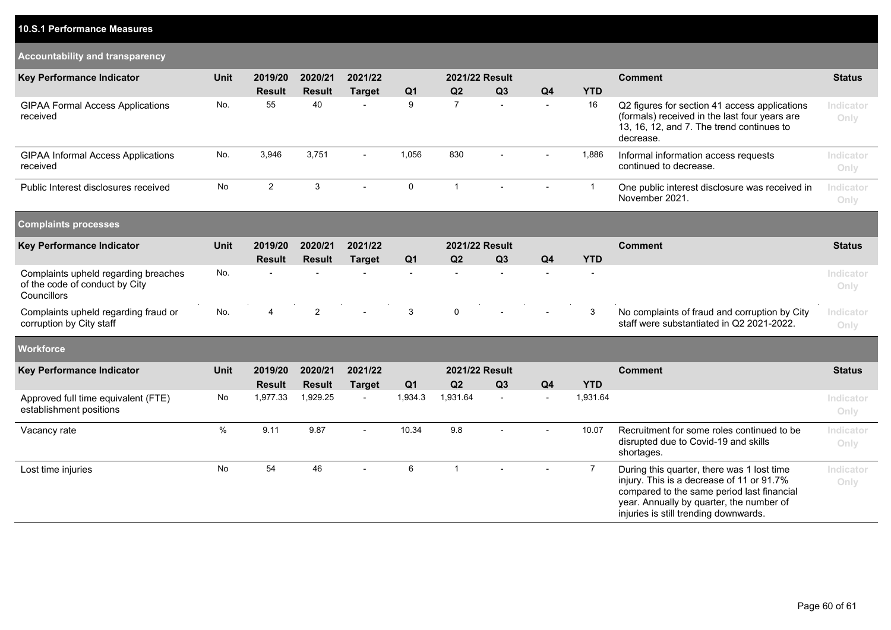## 10.S.1 Performance Measures

### Accountability and transparency

| Key Performance Indicator | Unit | 2019/20 Result | 2020/21 Result | 2021/22 Target | 2021/22 Result Q1 | Q2 | Q3 | Q4 | YTD | Comment | Status |
|---|---|---|---|---|---|---|---|---|---|---|---|
| GIPAA Formal Access Applications received | No. | 55 | 40 | - | 9 | 7 | - | - | 16 | Q2 figures for section 41 access applications (formals) received in the last four years are 13, 16, 12, and 7. The trend continues to decrease. | Indicator Only |
| GIPAA Informal Access Applications received | No. | 3,946 | 3,751 | - | 1,056 | 830 | - | - | 1,886 | Informal information access requests continued to decrease. | Indicator Only |
| Public Interest disclosures received | No | 2 | 3 | - | 0 | 1 | - | - | 1 | One public interest disclosure was received in November 2021. | Indicator Only |

### Complaints processes

| Key Performance Indicator | Unit | 2019/20 Result | 2020/21 Result | 2021/22 Target | 2021/22 Result Q1 | Q2 | Q3 | Q4 | YTD | Comment | Status |
|---|---|---|---|---|---|---|---|---|---|---|---|
| Complaints upheld regarding breaches of the code of conduct by City Councillors | No. | - | - | - | - | - | - | - | - | | Indicator Only |
| Complaints upheld regarding fraud or corruption by City staff | No. | 4 | 2 | - | 3 | 0 | - | - | 3 | No complaints of fraud and corruption by City staff were substantiated in Q2 2021-2022. | Indicator Only |

### Workforce

| Key Performance Indicator | Unit | 2019/20 Result | 2020/21 Result | 2021/22 Target | 2021/22 Result Q1 | Q2 | Q3 | Q4 | YTD | Comment | Status |
|---|---|---|---|---|---|---|---|---|---|---|---|
| Approved full time equivalent (FTE) establishment positions | No | 1,977.33 | 1,929.25 | - | 1,934.3 | 1,931.64 | - | - | 1,931.64 | | Indicator Only |
| Vacancy rate | % | 9.11 | 9.87 | - | 10.34 | 9.8 | - | - | 10.07 | Recruitment for some roles continued to be disrupted due to Covid-19 and skills shortages. | Indicator Only |
| Lost time injuries | No | 54 | 46 | - | 6 | 1 | - | - | 7 | During this quarter, there was 1 lost time injury. This is a decrease of 11 or 91.7% compared to the same period last financial year. Annually by quarter, the number of injuries is still trending downwards. | Indicator Only |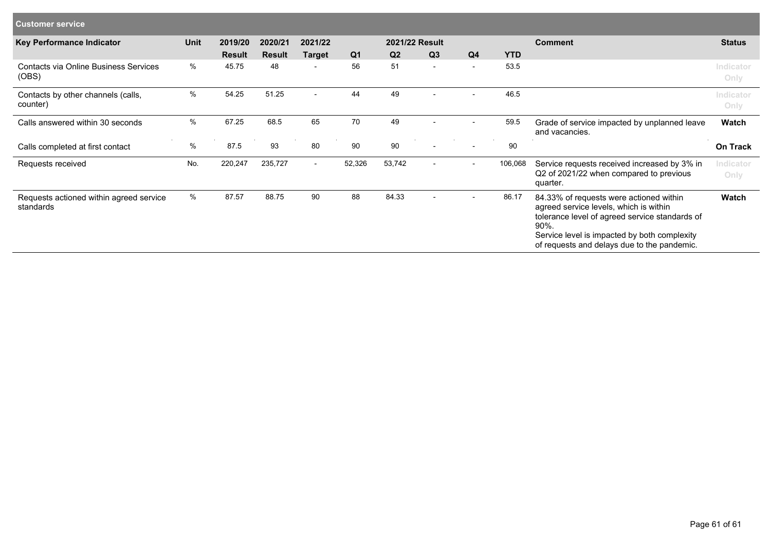## Customer service

| Key Performance Indicator | Unit | 2019/20 | 2020/21 | 2021/22 | 2021/22 Result | | | | | Comment | Status |
|---|---|---|---|---|---|---|---|---|---|---|---|
| | | Result | Result | Target | Q1 | Q2 | Q3 | Q4 | YTD | | |
| Contacts via Online Business Services (OBS) | % | 45.75 | 48 | - | 56 | 51 | - | - | 53.5 | | Indicator Only |
| Contacts by other channels (calls, counter) | % | 54.25 | 51.25 | - | 44 | 49 | - | - | 46.5 | | Indicator Only |
| Calls answered within 30 seconds | % | 67.25 | 68.5 | 65 | 70 | 49 | - | - | 59.5 | Grade of service impacted by unplanned leave and vacancies. | **Watch** |
| Calls completed at first contact | % | 87.5 | 93 | 80 | 90 | 90 | - | - | 90 | | **On Track** |
| Requests received | No. | 220,247 | 235,727 | - | 52,326 | 53,742 | - | - | 106,068 | Service requests received increased by 3% in Q2 of 2021/22 when compared to previous quarter. | Indicator Only |
| Requests actioned within agreed service standards | % | 87.57 | 88.75 | 90 | 88 | 84.33 | - | - | 86.17 | 84.33% of requests were actioned within agreed service levels, which is within tolerance level of agreed service standards of 90%. Service level is impacted by both complexity of requests and delays due to the pandemic. | **Watch** |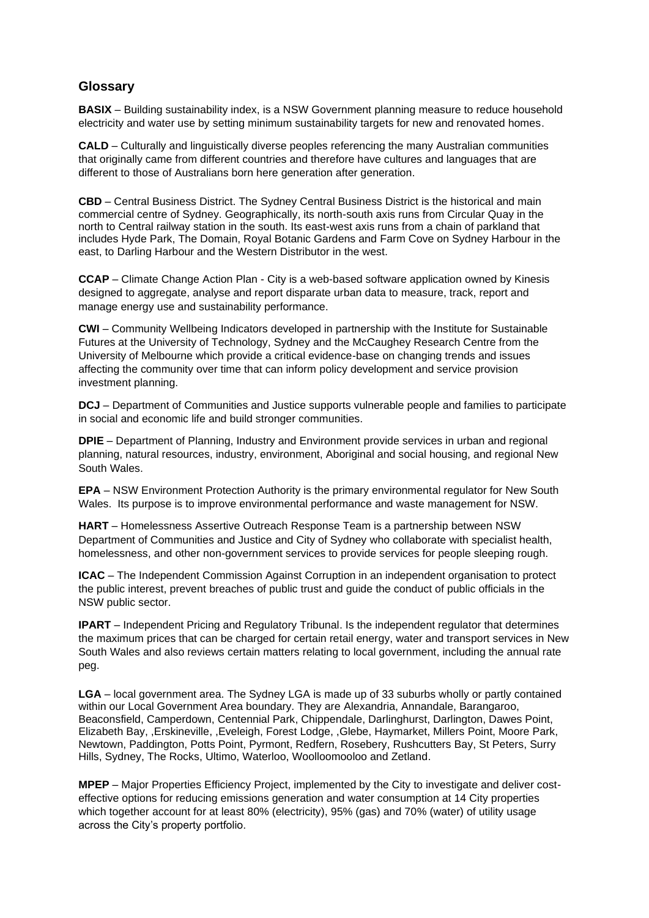## Glossary

**BASIX** – Building sustainability index, is a NSW Government planning measure to reduce household electricity and water use by setting minimum sustainability targets for new and renovated homes.

**CALD** – Culturally and linguistically diverse peoples referencing the many Australian communities that originally came from different countries and therefore have cultures and languages that are different to those of Australians born here generation after generation.

**CBD** – Central Business District. The Sydney Central Business District is the historical and main commercial centre of Sydney. Geographically, its north-south axis runs from Circular Quay in the north to Central railway station in the south. Its east-west axis runs from a chain of parkland that includes Hyde Park, The Domain, Royal Botanic Gardens and Farm Cove on Sydney Harbour in the east, to Darling Harbour and the Western Distributor in the west.

**CCAP** – Climate Change Action Plan - City is a web-based software application owned by Kinesis designed to aggregate, analyse and report disparate urban data to measure, track, report and manage energy use and sustainability performance.

**CWI** – Community Wellbeing Indicators developed in partnership with the Institute for Sustainable Futures at the University of Technology, Sydney and the McCaughey Research Centre from the University of Melbourne which provide a critical evidence-base on changing trends and issues affecting the community over time that can inform policy development and service provision investment planning.

**DCJ** – Department of Communities and Justice supports vulnerable people and families to participate in social and economic life and build stronger communities.

**DPIE** – Department of Planning, Industry and Environment provide services in urban and regional planning, natural resources, industry, environment, Aboriginal and social housing, and regional New South Wales.

**EPA** – NSW Environment Protection Authority is the primary environmental regulator for New South Wales. Its purpose is to improve environmental performance and waste management for NSW.

**HART** – Homelessness Assertive Outreach Response Team is a partnership between NSW Department of Communities and Justice and City of Sydney who collaborate with specialist health, homelessness, and other non-government services to provide services for people sleeping rough.

**ICAC** – The Independent Commission Against Corruption in an independent organisation to protect the public interest, prevent breaches of public trust and guide the conduct of public officials in the NSW public sector.

**IPART** – Independent Pricing and Regulatory Tribunal. Is the independent regulator that determines the maximum prices that can be charged for certain retail energy, water and transport services in New South Wales and also reviews certain matters relating to local government, including the annual rate peg.

**LGA** – local government area. The Sydney LGA is made up of 33 suburbs wholly or partly contained within our Local Government Area boundary. They are Alexandria, Annandale, Barangaroo, Beaconsfield, Camperdown, Centennial Park, Chippendale, Darlinghurst, Darlington, Dawes Point, Elizabeth Bay, ,Erskineville, ,Eveleigh, Forest Lodge, ,Glebe, Haymarket, Millers Point, Moore Park, Newtown, Paddington, Potts Point, Pyrmont, Redfern, Rosebery, Rushcutters Bay, St Peters, Surry Hills, Sydney, The Rocks, Ultimo, Waterloo, Woolloomooloo and Zetland.

**MPEP** – Major Properties Efficiency Project, implemented by the City to investigate and deliver cost-effective options for reducing emissions generation and water consumption at 14 City properties which together account for at least 80% (electricity), 95% (gas) and 70% (water) of utility usage across the City's property portfolio.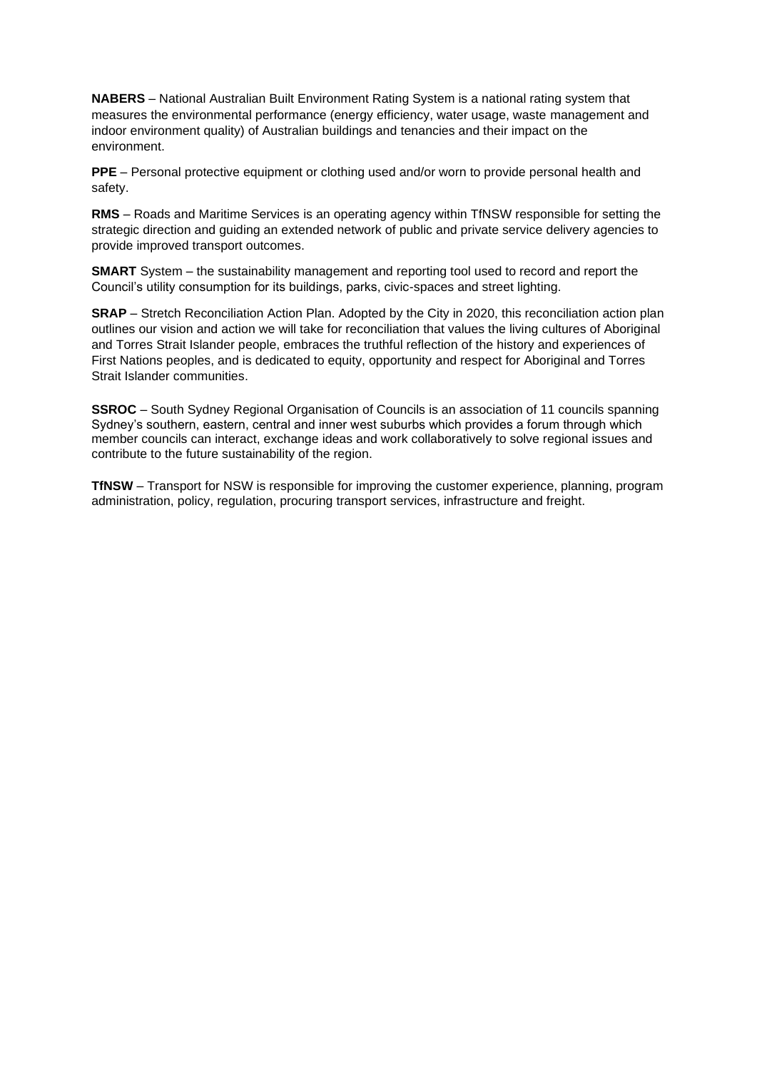**NABERS** – National Australian Built Environment Rating System is a national rating system that measures the environmental performance (energy efficiency, water usage, waste management and indoor environment quality) of Australian buildings and tenancies and their impact on the environment.

**PPE** – Personal protective equipment or clothing used and/or worn to provide personal health and safety.

**RMS** – Roads and Maritime Services is an operating agency within TfNSW responsible for setting the strategic direction and guiding an extended network of public and private service delivery agencies to provide improved transport outcomes.

**SMART** System – the sustainability management and reporting tool used to record and report the Council's utility consumption for its buildings, parks, civic-spaces and street lighting.

**SRAP** – Stretch Reconciliation Action Plan. Adopted by the City in 2020, this reconciliation action plan outlines our vision and action we will take for reconciliation that values the living cultures of Aboriginal and Torres Strait Islander people, embraces the truthful reflection of the history and experiences of First Nations peoples, and is dedicated to equity, opportunity and respect for Aboriginal and Torres Strait Islander communities.

**SSROC** – South Sydney Regional Organisation of Councils is an association of 11 councils spanning Sydney's southern, eastern, central and inner west suburbs which provides a forum through which member councils can interact, exchange ideas and work collaboratively to solve regional issues and contribute to the future sustainability of the region.

**TfNSW** – Transport for NSW is responsible for improving the customer experience, planning, program administration, policy, regulation, procuring transport services, infrastructure and freight.